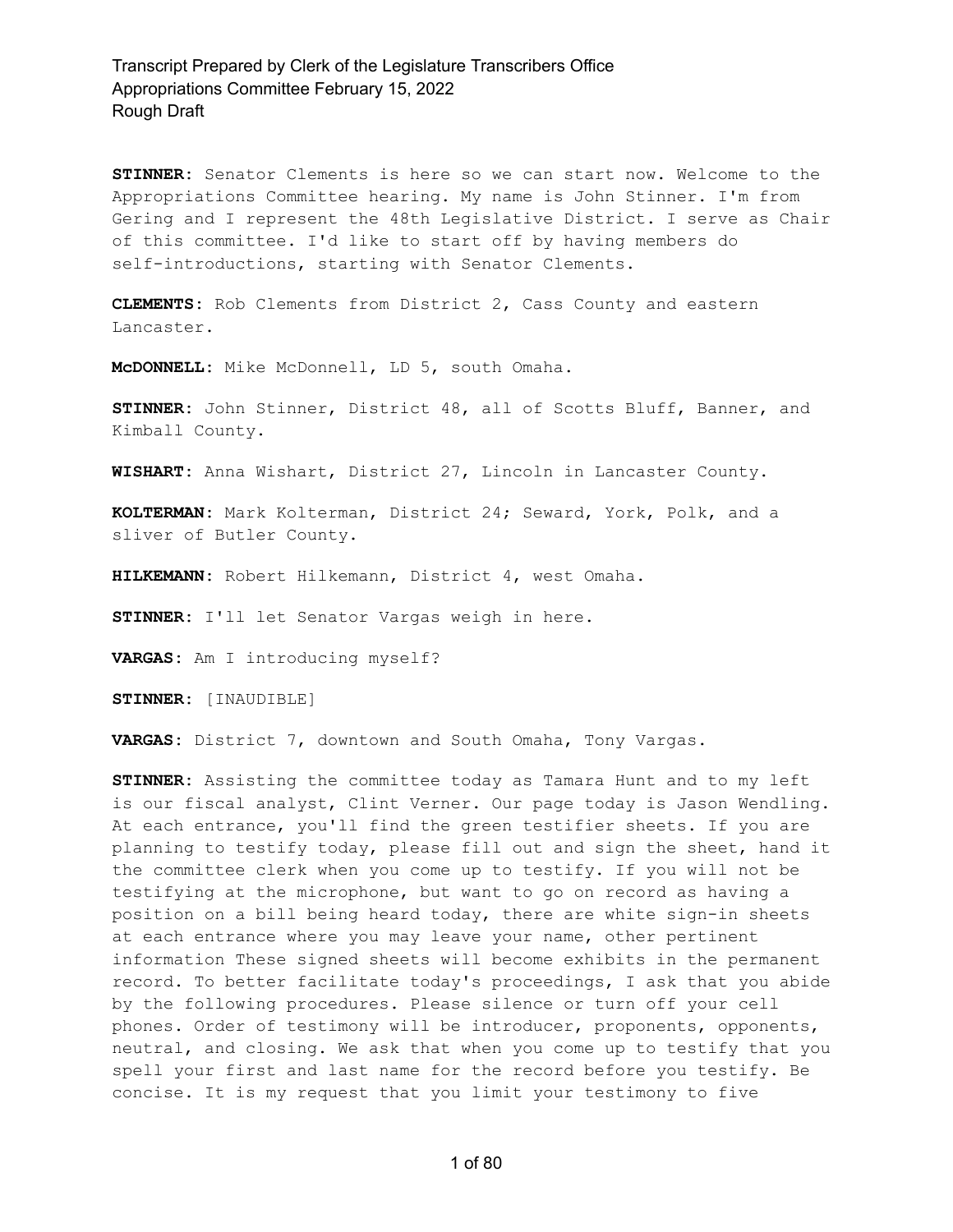**STINNER:** Senator Clements is here so we can start now. Welcome to the Appropriations Committee hearing. My name is John Stinner. I'm from Gering and I represent the 48th Legislative District. I serve as Chair of this committee. I'd like to start off by having members do self-introductions, starting with Senator Clements.

**CLEMENTS:** Rob Clements from District 2, Cass County and eastern Lancaster.

**McDONNELL:** Mike McDonnell, LD 5, south Omaha.

**STINNER:** John Stinner, District 48, all of Scotts Bluff, Banner, and Kimball County.

**WISHART:** Anna Wishart, District 27, Lincoln in Lancaster County.

**KOLTERMAN:** Mark Kolterman, District 24; Seward, York, Polk, and a sliver of Butler County.

**HILKEMANN:** Robert Hilkemann, District 4, west Omaha.

**STINNER:** I'll let Senator Vargas weigh in here.

**VARGAS:** Am I introducing myself?

**STINNER:** [INAUDIBLE]

**VARGAS:** District 7, downtown and South Omaha, Tony Vargas.

**STINNER:** Assisting the committee today as Tamara Hunt and to my left is our fiscal analyst, Clint Verner. Our page today is Jason Wendling. At each entrance, you'll find the green testifier sheets. If you are planning to testify today, please fill out and sign the sheet, hand it the committee clerk when you come up to testify. If you will not be testifying at the microphone, but want to go on record as having a position on a bill being heard today, there are white sign-in sheets at each entrance where you may leave your name, other pertinent information These signed sheets will become exhibits in the permanent record. To better facilitate today's proceedings, I ask that you abide by the following procedures. Please silence or turn off your cell phones. Order of testimony will be introducer, proponents, opponents, neutral, and closing. We ask that when you come up to testify that you spell your first and last name for the record before you testify. Be concise. It is my request that you limit your testimony to five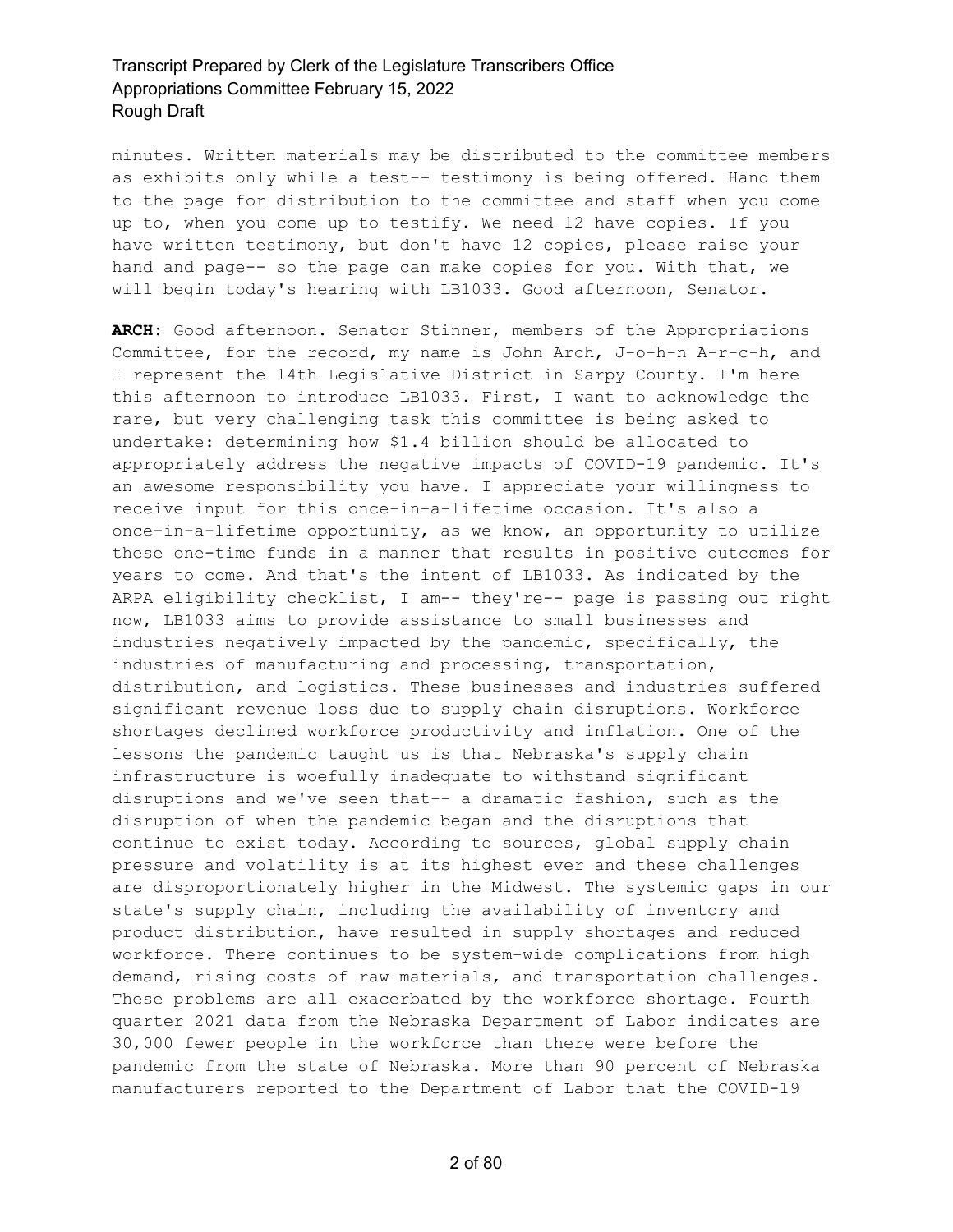minutes. Written materials may be distributed to the committee members as exhibits only while a test-- testimony is being offered. Hand them to the page for distribution to the committee and staff when you come up to, when you come up to testify. We need 12 have copies. If you have written testimony, but don't have 12 copies, please raise your hand and page-- so the page can make copies for you. With that, we will begin today's hearing with LB1033. Good afternoon, Senator.

**ARCH:** Good afternoon. Senator Stinner, members of the Appropriations Committee, for the record, my name is John Arch, J-o-h-n A-r-c-h, and I represent the 14th Legislative District in Sarpy County. I'm here this afternoon to introduce LB1033. First, I want to acknowledge the rare, but very challenging task this committee is being asked to undertake: determining how $1.4 billion should be allocated to appropriately address the negative impacts of COVID-19 pandemic. It's an awesome responsibility you have. I appreciate your willingness to receive input for this once-in-a-lifetime occasion. It's also a once-in-a-lifetime opportunity, as we know, an opportunity to utilize these one-time funds in a manner that results in positive outcomes for years to come. And that's the intent of LB1033. As indicated by the ARPA eligibility checklist, I am-- they're-- page is passing out right now, LB1033 aims to provide assistance to small businesses and industries negatively impacted by the pandemic, specifically, the industries of manufacturing and processing, transportation, distribution, and logistics. These businesses and industries suffered significant revenue loss due to supply chain disruptions. Workforce shortages declined workforce productivity and inflation. One of the lessons the pandemic taught us is that Nebraska's supply chain infrastructure is woefully inadequate to withstand significant disruptions and we've seen that-- a dramatic fashion, such as the disruption of when the pandemic began and the disruptions that continue to exist today. According to sources, global supply chain pressure and volatility is at its highest ever and these challenges are disproportionately higher in the Midwest. The systemic gaps in our state's supply chain, including the availability of inventory and product distribution, have resulted in supply shortages and reduced workforce. There continues to be system-wide complications from high demand, rising costs of raw materials, and transportation challenges. These problems are all exacerbated by the workforce shortage. Fourth quarter 2021 data from the Nebraska Department of Labor indicates are 30,000 fewer people in the workforce than there were before the pandemic from the state of Nebraska. More than 90 percent of Nebraska manufacturers reported to the Department of Labor that the COVID-19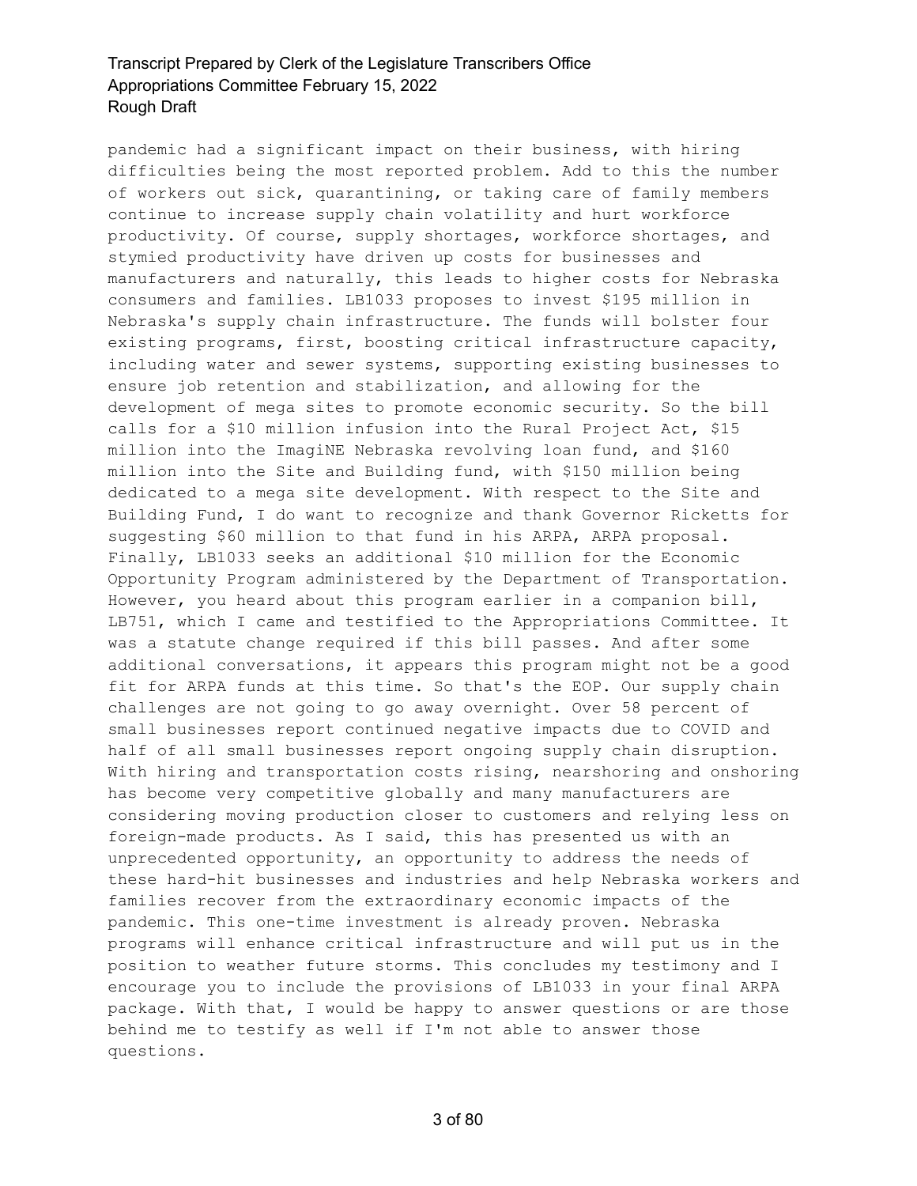pandemic had a significant impact on their business, with hiring difficulties being the most reported problem. Add to this the number of workers out sick, quarantining, or taking care of family members continue to increase supply chain volatility and hurt workforce productivity. Of course, supply shortages, workforce shortages, and stymied productivity have driven up costs for businesses and manufacturers and naturally, this leads to higher costs for Nebraska consumers and families. LB1033 proposes to invest $195 million in Nebraska's supply chain infrastructure. The funds will bolster four existing programs, first, boosting critical infrastructure capacity, including water and sewer systems, supporting existing businesses to ensure job retention and stabilization, and allowing for the development of mega sites to promote economic security. So the bill calls for a $10 million infusion into the Rural Project Act, $15 million into the ImagiNE Nebraska revolving loan fund, and $160 million into the Site and Building fund, with $150 million being dedicated to a mega site development. With respect to the Site and Building Fund, I do want to recognize and thank Governor Ricketts for suggesting $60 million to that fund in his ARPA, ARPA proposal. Finally, LB1033 seeks an additional $10 million for the Economic Opportunity Program administered by the Department of Transportation. However, you heard about this program earlier in a companion bill, LB751, which I came and testified to the Appropriations Committee. It was a statute change required if this bill passes. And after some additional conversations, it appears this program might not be a good fit for ARPA funds at this time. So that's the EOP. Our supply chain challenges are not going to go away overnight. Over 58 percent of small businesses report continued negative impacts due to COVID and half of all small businesses report ongoing supply chain disruption. With hiring and transportation costs rising, nearshoring and onshoring has become very competitive globally and many manufacturers are considering moving production closer to customers and relying less on foreign-made products. As I said, this has presented us with an unprecedented opportunity, an opportunity to address the needs of these hard-hit businesses and industries and help Nebraska workers and families recover from the extraordinary economic impacts of the pandemic. This one-time investment is already proven. Nebraska programs will enhance critical infrastructure and will put us in the position to weather future storms. This concludes my testimony and I encourage you to include the provisions of LB1033 in your final ARPA package. With that, I would be happy to answer questions or are those behind me to testify as well if I'm not able to answer those questions.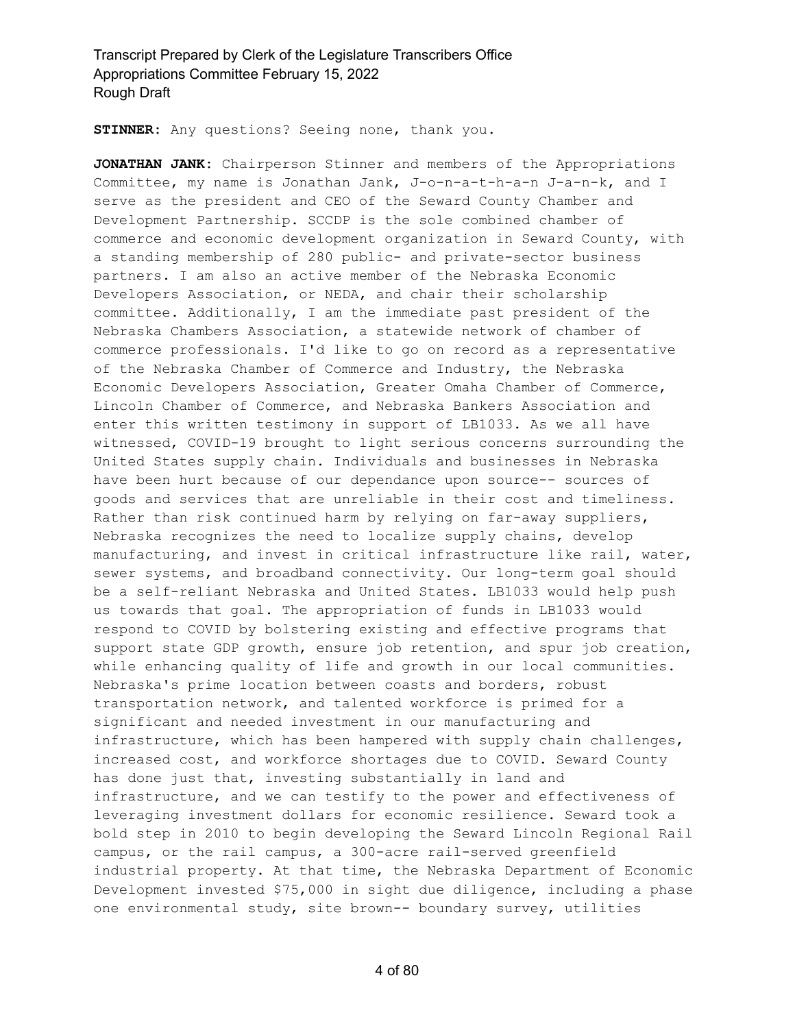**STINNER:** Any questions? Seeing none, thank you.

**JONATHAN JANK:** Chairperson Stinner and members of the Appropriations Committee, my name is Jonathan Jank, J-o-n-a-t-h-a-n J-a-n-k, and I serve as the president and CEO of the Seward County Chamber and Development Partnership. SCCDP is the sole combined chamber of commerce and economic development organization in Seward County, with a standing membership of 280 public- and private-sector business partners. I am also an active member of the Nebraska Economic Developers Association, or NEDA, and chair their scholarship committee. Additionally, I am the immediate past president of the Nebraska Chambers Association, a statewide network of chamber of commerce professionals. I'd like to go on record as a representative of the Nebraska Chamber of Commerce and Industry, the Nebraska Economic Developers Association, Greater Omaha Chamber of Commerce, Lincoln Chamber of Commerce, and Nebraska Bankers Association and enter this written testimony in support of LB1033. As we all have witnessed, COVID-19 brought to light serious concerns surrounding the United States supply chain. Individuals and businesses in Nebraska have been hurt because of our dependance upon source-- sources of goods and services that are unreliable in their cost and timeliness. Rather than risk continued harm by relying on far-away suppliers, Nebraska recognizes the need to localize supply chains, develop manufacturing, and invest in critical infrastructure like rail, water, sewer systems, and broadband connectivity. Our long-term goal should be a self-reliant Nebraska and United States. LB1033 would help push us towards that goal. The appropriation of funds in LB1033 would respond to COVID by bolstering existing and effective programs that support state GDP growth, ensure job retention, and spur job creation, while enhancing quality of life and growth in our local communities. Nebraska's prime location between coasts and borders, robust transportation network, and talented workforce is primed for a significant and needed investment in our manufacturing and infrastructure, which has been hampered with supply chain challenges, increased cost, and workforce shortages due to COVID. Seward County has done just that, investing substantially in land and infrastructure, and we can testify to the power and effectiveness of leveraging investment dollars for economic resilience. Seward took a bold step in 2010 to begin developing the Seward Lincoln Regional Rail campus, or the rail campus, a 300-acre rail-served greenfield industrial property. At that time, the Nebraska Department of Economic Development invested $75,000 in sight due diligence, including a phase one environmental study, site brown-- boundary survey, utilities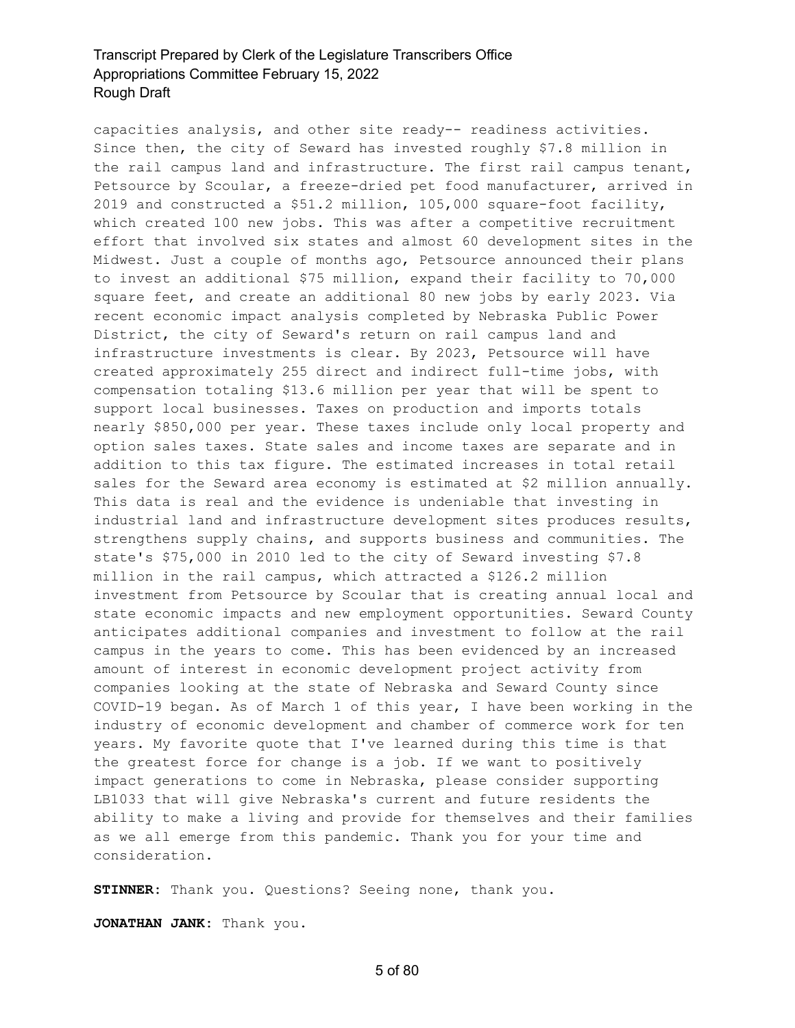capacities analysis, and other site ready-- readiness activities. Since then, the city of Seward has invested roughly $7.8 million in the rail campus land and infrastructure. The first rail campus tenant, Petsource by Scoular, a freeze-dried pet food manufacturer, arrived in 2019 and constructed a $51.2 million, 105,000 square-foot facility, which created 100 new jobs. This was after a competitive recruitment effort that involved six states and almost 60 development sites in the Midwest. Just a couple of months ago, Petsource announced their plans to invest an additional $75 million, expand their facility to 70,000 square feet, and create an additional 80 new jobs by early 2023. Via recent economic impact analysis completed by Nebraska Public Power District, the city of Seward's return on rail campus land and infrastructure investments is clear. By 2023, Petsource will have created approximately 255 direct and indirect full-time jobs, with compensation totaling $13.6 million per year that will be spent to support local businesses. Taxes on production and imports totals nearly $850,000 per year. These taxes include only local property and option sales taxes. State sales and income taxes are separate and in addition to this tax figure. The estimated increases in total retail sales for the Seward area economy is estimated at $2 million annually. This data is real and the evidence is undeniable that investing in industrial land and infrastructure development sites produces results, strengthens supply chains, and supports business and communities. The state's $75,000 in 2010 led to the city of Seward investing $7.8 million in the rail campus, which attracted a $126.2 million investment from Petsource by Scoular that is creating annual local and state economic impacts and new employment opportunities. Seward County anticipates additional companies and investment to follow at the rail campus in the years to come. This has been evidenced by an increased amount of interest in economic development project activity from companies looking at the state of Nebraska and Seward County since COVID-19 began. As of March 1 of this year, I have been working in the industry of economic development and chamber of commerce work for ten years. My favorite quote that I've learned during this time is that the greatest force for change is a job. If we want to positively impact generations to come in Nebraska, please consider supporting LB1033 that will give Nebraska's current and future residents the ability to make a living and provide for themselves and their families as we all emerge from this pandemic. Thank you for your time and consideration.

**STINNER:** Thank you. Questions? Seeing none, thank you.

**JONATHAN JANK:** Thank you.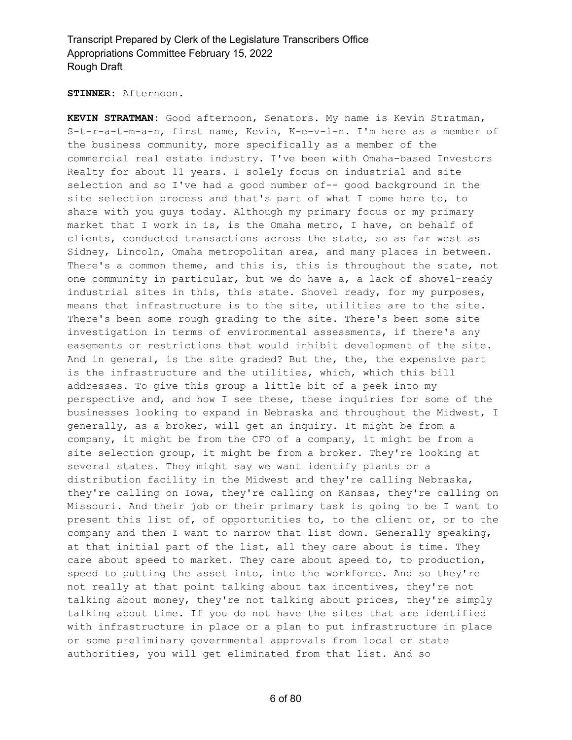**STINNER:** Afternoon.

**KEVIN STRATMAN:** Good afternoon, Senators. My name is Kevin Stratman, S-t-r-a-t-m-a-n, first name, Kevin, K-e-v-i-n. I'm here as a member of the business community, more specifically as a member of the commercial real estate industry. I've been with Omaha-based Investors Realty for about 11 years. I solely focus on industrial and site selection and so I've had a good number of-- good background in the site selection process and that's part of what I come here to, to share with you guys today. Although my primary focus or my primary market that I work in is, is the Omaha metro, I have, on behalf of clients, conducted transactions across the state, so as far west as Sidney, Lincoln, Omaha metropolitan area, and many places in between. There's a common theme, and this is, this is throughout the state, not one community in particular, but we do have a, a lack of shovel-ready industrial sites in this, this state. Shovel ready, for my purposes, means that infrastructure is to the site, utilities are to the site. There's been some rough grading to the site. There's been some site investigation in terms of environmental assessments, if there's any easements or restrictions that would inhibit development of the site. And in general, is the site graded? But the, the, the expensive part is the infrastructure and the utilities, which, which this bill addresses. To give this group a little bit of a peek into my perspective and, and how I see these, these inquiries for some of the businesses looking to expand in Nebraska and throughout the Midwest, I generally, as a broker, will get an inquiry. It might be from a company, it might be from the CFO of a company, it might be from a site selection group, it might be from a broker. They're looking at several states. They might say we want identify plants or a distribution facility in the Midwest and they're calling Nebraska, they're calling on Iowa, they're calling on Kansas, they're calling on Missouri. And their job or their primary task is going to be I want to present this list of, of opportunities to, to the client or, or to the company and then I want to narrow that list down. Generally speaking, at that initial part of the list, all they care about is time. They care about speed to market. They care about speed to, to production, speed to putting the asset into, into the workforce. And so they're not really at that point talking about tax incentives, they're not talking about money, they're not talking about prices, they're simply talking about time. If you do not have the sites that are identified with infrastructure in place or a plan to put infrastructure in place or some preliminary governmental approvals from local or state authorities, you will get eliminated from that list. And so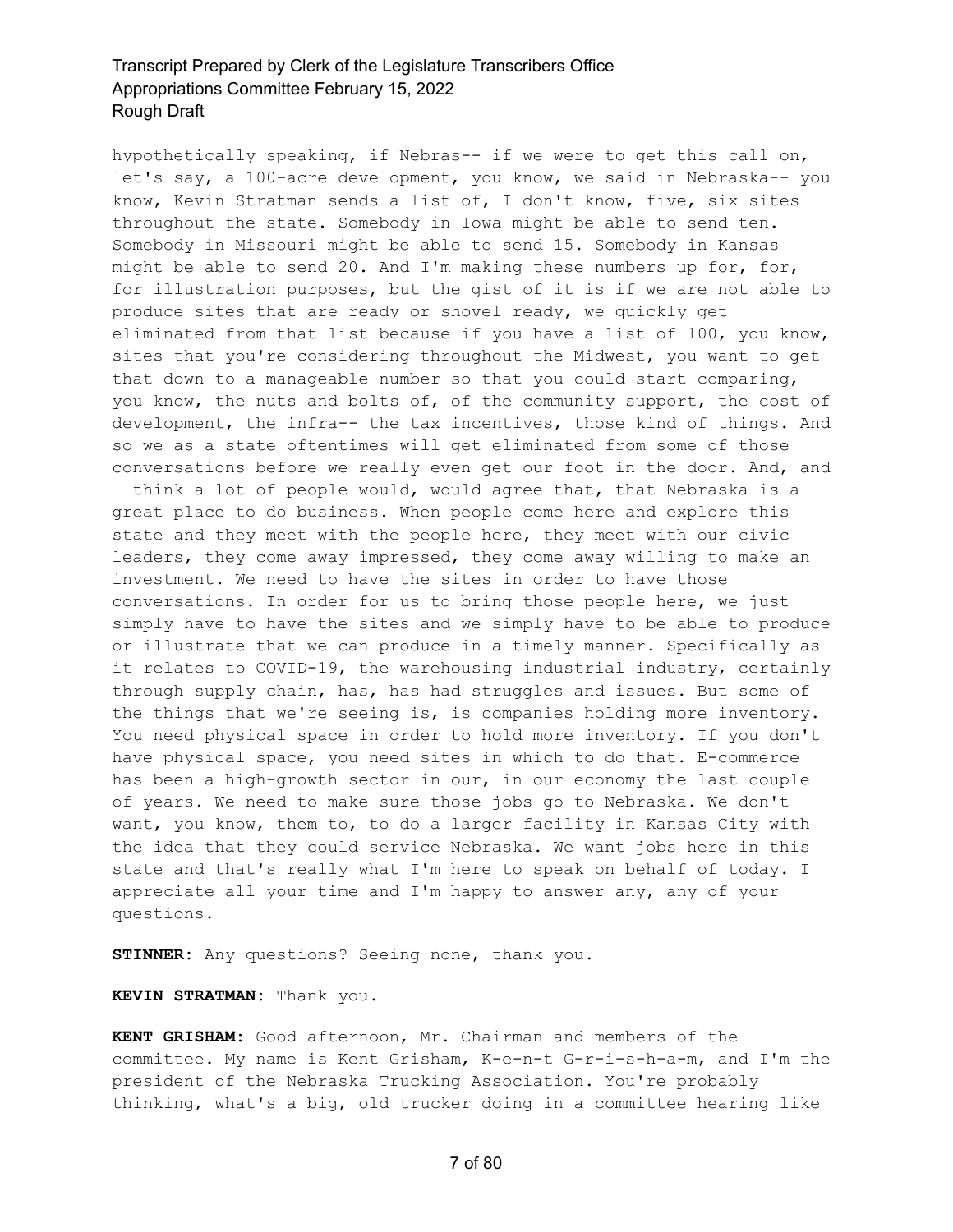hypothetically speaking, if Nebras-- if we were to get this call on, let's say, a 100-acre development, you know, we said in Nebraska-- you know, Kevin Stratman sends a list of, I don't know, five, six sites throughout the state. Somebody in Iowa might be able to send ten. Somebody in Missouri might be able to send 15. Somebody in Kansas might be able to send 20. And I'm making these numbers up for, for, for illustration purposes, but the gist of it is if we are not able to produce sites that are ready or shovel ready, we quickly get eliminated from that list because if you have a list of 100, you know, sites that you're considering throughout the Midwest, you want to get that down to a manageable number so that you could start comparing, you know, the nuts and bolts of, of the community support, the cost of development, the infra-- the tax incentives, those kind of things. And so we as a state oftentimes will get eliminated from some of those conversations before we really even get our foot in the door. And, and I think a lot of people would, would agree that, that Nebraska is a great place to do business. When people come here and explore this state and they meet with the people here, they meet with our civic leaders, they come away impressed, they come away willing to make an investment. We need to have the sites in order to have those conversations. In order for us to bring those people here, we just simply have to have the sites and we simply have to be able to produce or illustrate that we can produce in a timely manner. Specifically as it relates to COVID-19, the warehousing industrial industry, certainly through supply chain, has, has had struggles and issues. But some of the things that we're seeing is, is companies holding more inventory. You need physical space in order to hold more inventory. If you don't have physical space, you need sites in which to do that. E-commerce has been a high-growth sector in our, in our economy the last couple of years. We need to make sure those jobs go to Nebraska. We don't want, you know, them to, to do a larger facility in Kansas City with the idea that they could service Nebraska. We want jobs here in this state and that's really what I'm here to speak on behalf of today. I appreciate all your time and I'm happy to answer any, any of your questions.

**STINNER:** Any questions? Seeing none, thank you.

**KEVIN STRATMAN:** Thank you.

**KENT GRISHAM:** Good afternoon, Mr. Chairman and members of the committee. My name is Kent Grisham, K-e-n-t G-r-i-s-h-a-m, and I'm the president of the Nebraska Trucking Association. You're probably thinking, what's a big, old trucker doing in a committee hearing like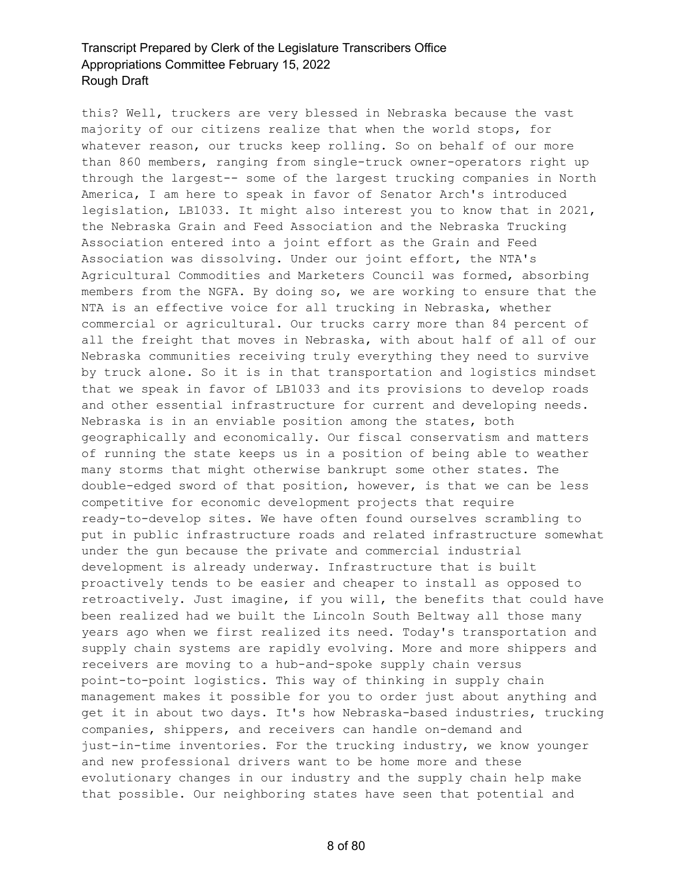this? Well, truckers are very blessed in Nebraska because the vast majority of our citizens realize that when the world stops, for whatever reason, our trucks keep rolling. So on behalf of our more than 860 members, ranging from single-truck owner-operators right up through the largest-- some of the largest trucking companies in North America, I am here to speak in favor of Senator Arch's introduced legislation, LB1033. It might also interest you to know that in 2021, the Nebraska Grain and Feed Association and the Nebraska Trucking Association entered into a joint effort as the Grain and Feed Association was dissolving. Under our joint effort, the NTA's Agricultural Commodities and Marketers Council was formed, absorbing members from the NGFA. By doing so, we are working to ensure that the NTA is an effective voice for all trucking in Nebraska, whether commercial or agricultural. Our trucks carry more than 84 percent of all the freight that moves in Nebraska, with about half of all of our Nebraska communities receiving truly everything they need to survive by truck alone. So it is in that transportation and logistics mindset that we speak in favor of LB1033 and its provisions to develop roads and other essential infrastructure for current and developing needs. Nebraska is in an enviable position among the states, both geographically and economically. Our fiscal conservatism and matters of running the state keeps us in a position of being able to weather many storms that might otherwise bankrupt some other states. The double-edged sword of that position, however, is that we can be less competitive for economic development projects that require ready-to-develop sites. We have often found ourselves scrambling to put in public infrastructure roads and related infrastructure somewhat under the gun because the private and commercial industrial development is already underway. Infrastructure that is built proactively tends to be easier and cheaper to install as opposed to retroactively. Just imagine, if you will, the benefits that could have been realized had we built the Lincoln South Beltway all those many years ago when we first realized its need. Today's transportation and supply chain systems are rapidly evolving. More and more shippers and receivers are moving to a hub-and-spoke supply chain versus point-to-point logistics. This way of thinking in supply chain management makes it possible for you to order just about anything and get it in about two days. It's how Nebraska-based industries, trucking companies, shippers, and receivers can handle on-demand and just-in-time inventories. For the trucking industry, we know younger and new professional drivers want to be home more and these evolutionary changes in our industry and the supply chain help make that possible. Our neighboring states have seen that potential and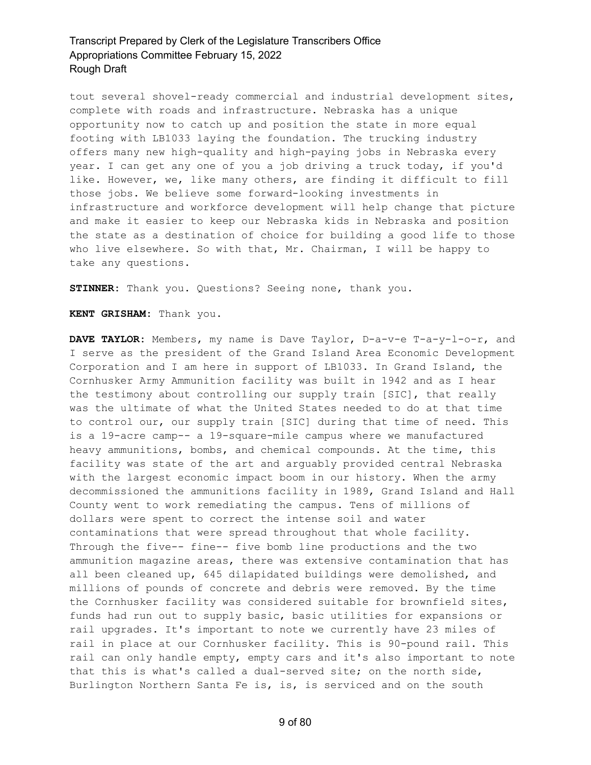tout several shovel-ready commercial and industrial development sites, complete with roads and infrastructure. Nebraska has a unique opportunity now to catch up and position the state in more equal footing with LB1033 laying the foundation. The trucking industry offers many new high-quality and high-paying jobs in Nebraska every year. I can get any one of you a job driving a truck today, if you'd like. However, we, like many others, are finding it difficult to fill those jobs. We believe some forward-looking investments in infrastructure and workforce development will help change that picture and make it easier to keep our Nebraska kids in Nebraska and position the state as a destination of choice for building a good life to those who live elsewhere. So with that, Mr. Chairman, I will be happy to take any questions.

**STINNER:** Thank you. Questions? Seeing none, thank you.

**KENT GRISHAM:** Thank you.

**DAVE TAYLOR:** Members, my name is Dave Taylor, D-a-v-e T-a-y-l-o-r, and I serve as the president of the Grand Island Area Economic Development Corporation and I am here in support of LB1033. In Grand Island, the Cornhusker Army Ammunition facility was built in 1942 and as I hear the testimony about controlling our supply train [SIC], that really was the ultimate of what the United States needed to do at that time to control our, our supply train [SIC] during that time of need. This is a 19-acre camp-- a 19-square-mile campus where we manufactured heavy ammunitions, bombs, and chemical compounds. At the time, this facility was state of the art and arguably provided central Nebraska with the largest economic impact boom in our history. When the army decommissioned the ammunitions facility in 1989, Grand Island and Hall County went to work remediating the campus. Tens of millions of dollars were spent to correct the intense soil and water contaminations that were spread throughout that whole facility. Through the five-- fine-- five bomb line productions and the two ammunition magazine areas, there was extensive contamination that has all been cleaned up, 645 dilapidated buildings were demolished, and millions of pounds of concrete and debris were removed. By the time the Cornhusker facility was considered suitable for brownfield sites, funds had run out to supply basic, basic utilities for expansions or rail upgrades. It's important to note we currently have 23 miles of rail in place at our Cornhusker facility. This is 90-pound rail. This rail can only handle empty, empty cars and it's also important to note that this is what's called a dual-served site; on the north side, Burlington Northern Santa Fe is, is, is serviced and on the south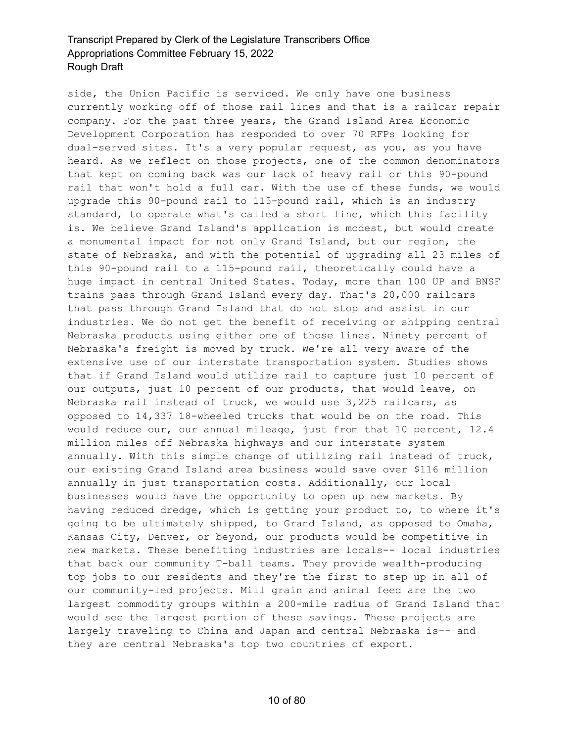side, the Union Pacific is serviced. We only have one business currently working off of those rail lines and that is a railcar repair company. For the past three years, the Grand Island Area Economic Development Corporation has responded to over 70 RFPs looking for dual-served sites. It's a very popular request, as you, as you have heard. As we reflect on those projects, one of the common denominators that kept on coming back was our lack of heavy rail or this 90-pound rail that won't hold a full car. With the use of these funds, we would upgrade this 90-pound rail to 115-pound rail, which is an industry standard, to operate what's called a short line, which this facility is. We believe Grand Island's application is modest, but would create a monumental impact for not only Grand Island, but our region, the state of Nebraska, and with the potential of upgrading all 23 miles of this 90-pound rail to a 115-pound rail, theoretically could have a huge impact in central United States. Today, more than 100 UP and BNSF trains pass through Grand Island every day. That's 20,000 railcars that pass through Grand Island that do not stop and assist in our industries. We do not get the benefit of receiving or shipping central Nebraska products using either one of those lines. Ninety percent of Nebraska's freight is moved by truck. We're all very aware of the extensive use of our interstate transportation system. Studies shows that if Grand Island would utilize rail to capture just 10 percent of our outputs, just 10 percent of our products, that would leave, on Nebraska rail instead of truck, we would use 3,225 railcars, as opposed to 14,337 18-wheeled trucks that would be on the road. This would reduce our, our annual mileage, just from that 10 percent, 12.4 million miles off Nebraska highways and our interstate system annually. With this simple change of utilizing rail instead of truck, our existing Grand Island area business would save over $116 million annually in just transportation costs. Additionally, our local businesses would have the opportunity to open up new markets. By having reduced dredge, which is getting your product to, to where it's going to be ultimately shipped, to Grand Island, as opposed to Omaha, Kansas City, Denver, or beyond, our products would be competitive in new markets. These benefiting industries are locals-- local industries that back our community T-ball teams. They provide wealth-producing top jobs to our residents and they're the first to step up in all of our community-led projects. Mill grain and animal feed are the two largest commodity groups within a 200-mile radius of Grand Island that would see the largest portion of these savings. These projects are largely traveling to China and Japan and central Nebraska is-- and they are central Nebraska's top two countries of export.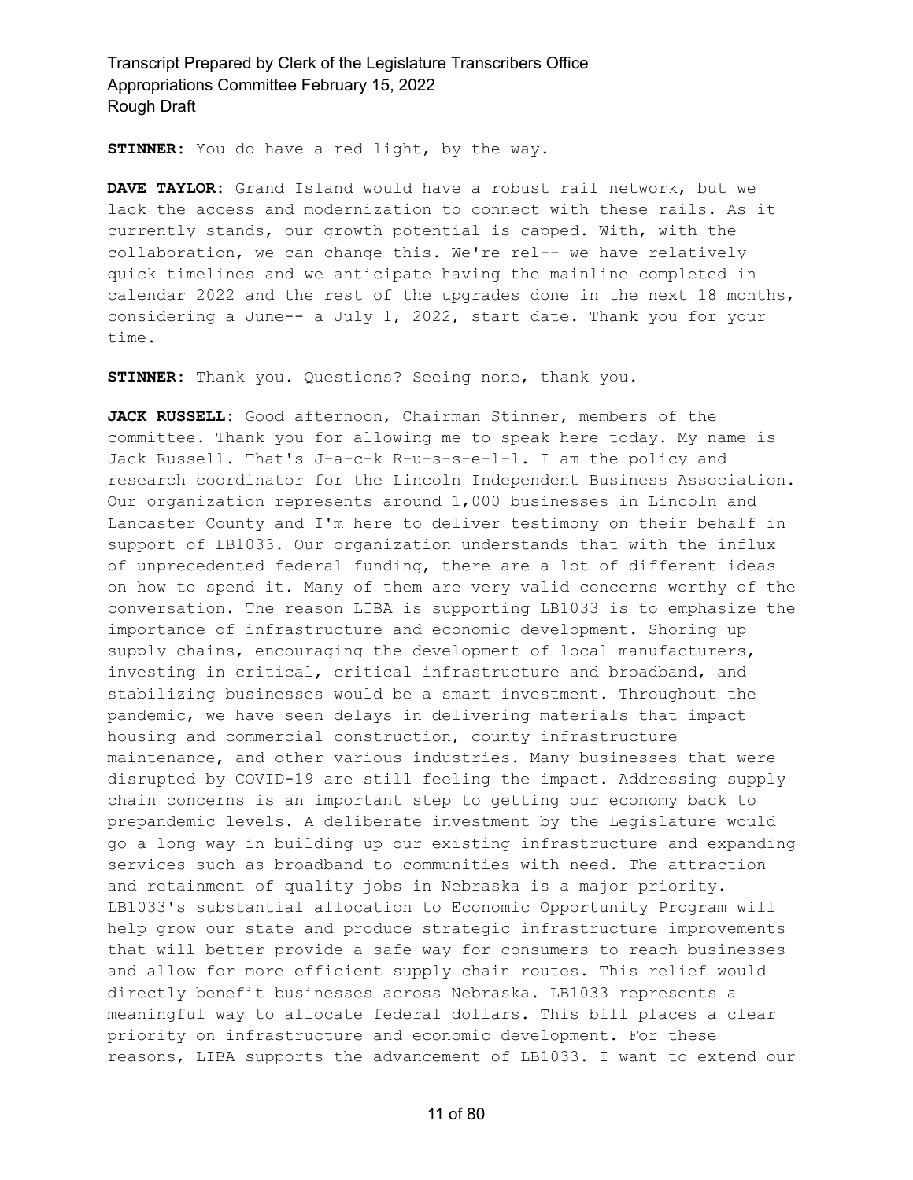**STINNER:** You do have a red light, by the way.

**DAVE TAYLOR:** Grand Island would have a robust rail network, but we lack the access and modernization to connect with these rails. As it currently stands, our growth potential is capped. With, with the collaboration, we can change this. We're rel-- we have relatively quick timelines and we anticipate having the mainline completed in calendar 2022 and the rest of the upgrades done in the next 18 months, considering a June-- a July 1, 2022, start date. Thank you for your time.

**STINNER:** Thank you. Questions? Seeing none, thank you.

**JACK RUSSELL:** Good afternoon, Chairman Stinner, members of the committee. Thank you for allowing me to speak here today. My name is Jack Russell. That's J-a-c-k R-u-s-s-e-l-l. I am the policy and research coordinator for the Lincoln Independent Business Association. Our organization represents around 1,000 businesses in Lincoln and Lancaster County and I'm here to deliver testimony on their behalf in support of LB1033. Our organization understands that with the influx of unprecedented federal funding, there are a lot of different ideas on how to spend it. Many of them are very valid concerns worthy of the conversation. The reason LIBA is supporting LB1033 is to emphasize the importance of infrastructure and economic development. Shoring up supply chains, encouraging the development of local manufacturers, investing in critical, critical infrastructure and broadband, and stabilizing businesses would be a smart investment. Throughout the pandemic, we have seen delays in delivering materials that impact housing and commercial construction, county infrastructure maintenance, and other various industries. Many businesses that were disrupted by COVID-19 are still feeling the impact. Addressing supply chain concerns is an important step to getting our economy back to prepandemic levels. A deliberate investment by the Legislature would go a long way in building up our existing infrastructure and expanding services such as broadband to communities with need. The attraction and retainment of quality jobs in Nebraska is a major priority. LB1033's substantial allocation to Economic Opportunity Program will help grow our state and produce strategic infrastructure improvements that will better provide a safe way for consumers to reach businesses and allow for more efficient supply chain routes. This relief would directly benefit businesses across Nebraska. LB1033 represents a meaningful way to allocate federal dollars. This bill places a clear priority on infrastructure and economic development. For these reasons, LIBA supports the advancement of LB1033. I want to extend our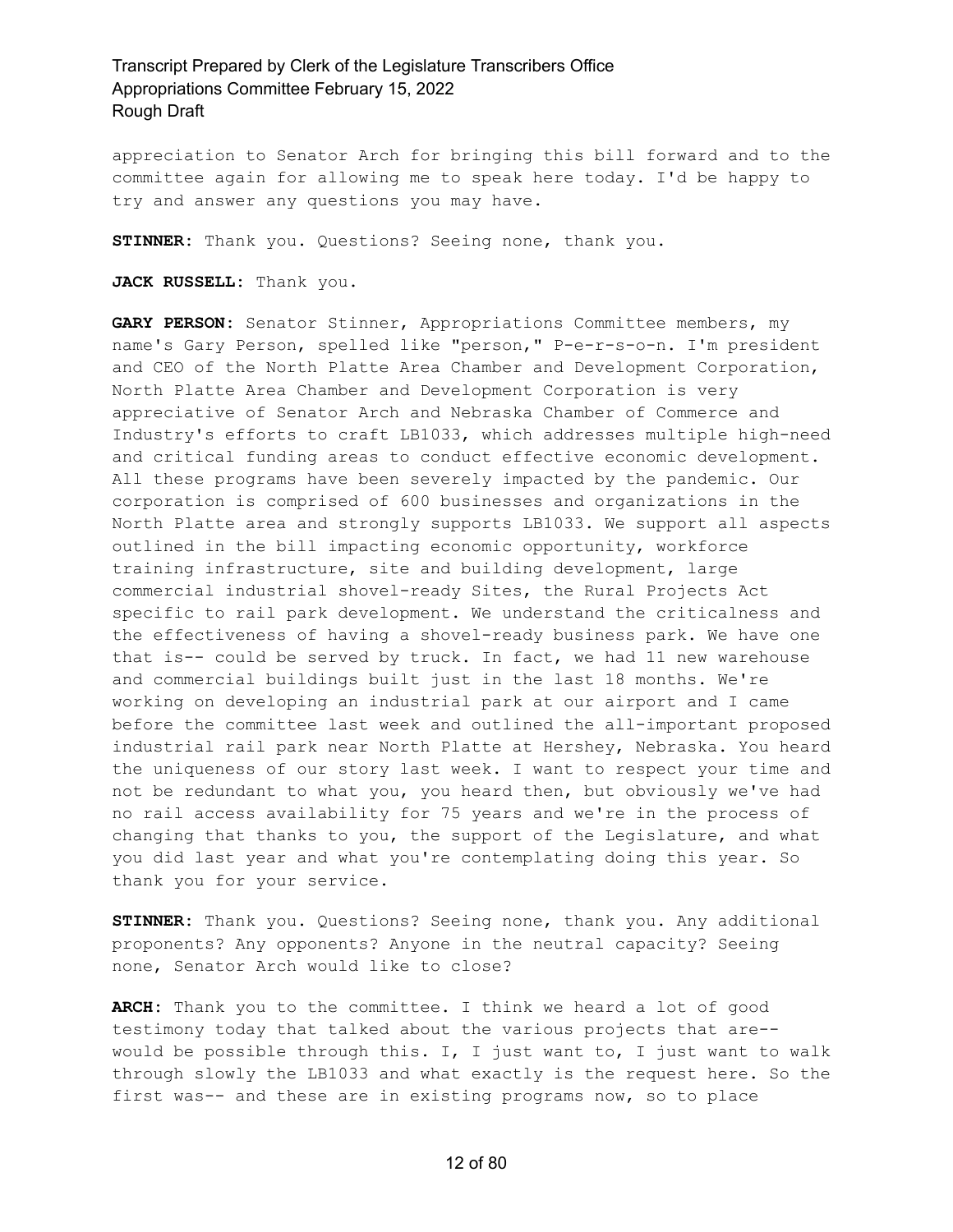appreciation to Senator Arch for bringing this bill forward and to the committee again for allowing me to speak here today. I'd be happy to try and answer any questions you may have.

**STINNER:** Thank you. Questions? Seeing none, thank you.

**JACK RUSSELL:** Thank you.

**GARY PERSON:** Senator Stinner, Appropriations Committee members, my name's Gary Person, spelled like "person," P-e-r-s-o-n. I'm president and CEO of the North Platte Area Chamber and Development Corporation, North Platte Area Chamber and Development Corporation is very appreciative of Senator Arch and Nebraska Chamber of Commerce and Industry's efforts to craft LB1033, which addresses multiple high-need and critical funding areas to conduct effective economic development. All these programs have been severely impacted by the pandemic. Our corporation is comprised of 600 businesses and organizations in the North Platte area and strongly supports LB1033. We support all aspects outlined in the bill impacting economic opportunity, workforce training infrastructure, site and building development, large commercial industrial shovel-ready Sites, the Rural Projects Act specific to rail park development. We understand the criticalness and the effectiveness of having a shovel-ready business park. We have one that is-- could be served by truck. In fact, we had 11 new warehouse and commercial buildings built just in the last 18 months. We're working on developing an industrial park at our airport and I came before the committee last week and outlined the all-important proposed industrial rail park near North Platte at Hershey, Nebraska. You heard the uniqueness of our story last week. I want to respect your time and not be redundant to what you, you heard then, but obviously we've had no rail access availability for 75 years and we're in the process of changing that thanks to you, the support of the Legislature, and what you did last year and what you're contemplating doing this year. So thank you for your service.

**STINNER:** Thank you. Questions? Seeing none, thank you. Any additional proponents? Any opponents? Anyone in the neutral capacity? Seeing none, Senator Arch would like to close?

**ARCH:** Thank you to the committee. I think we heard a lot of good testimony today that talked about the various projects that are-- would be possible through this. I, I just want to, I just want to walk through slowly the LB1033 and what exactly is the request here. So the first was-- and these are in existing programs now, so to place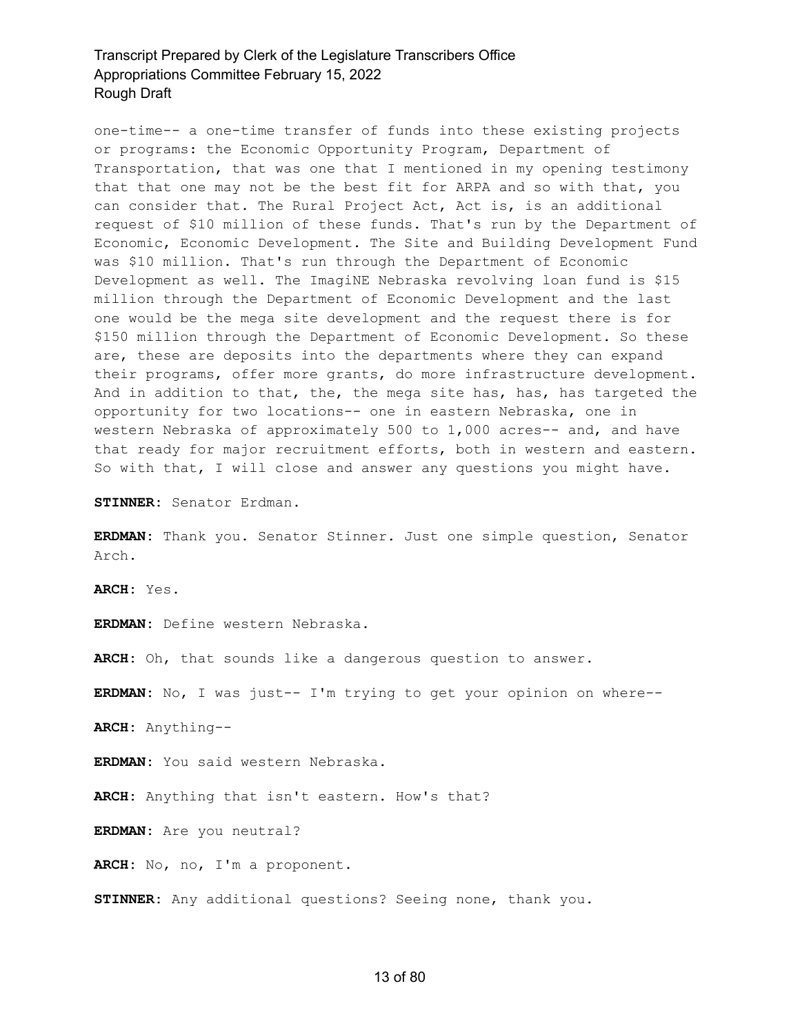one-time-- a one-time transfer of funds into these existing projects or programs: the Economic Opportunity Program, Department of Transportation, that was one that I mentioned in my opening testimony that that one may not be the best fit for ARPA and so with that, you can consider that. The Rural Project Act, Act is, is an additional request of $10 million of these funds. That's run by the Department of Economic, Economic Development. The Site and Building Development Fund was $10 million. That's run through the Department of Economic Development as well. The ImagiNE Nebraska revolving loan fund is $15 million through the Department of Economic Development and the last one would be the mega site development and the request there is for $150 million through the Department of Economic Development. So these are, these are deposits into the departments where they can expand their programs, offer more grants, do more infrastructure development. And in addition to that, the, the mega site has, has, has targeted the opportunity for two locations-- one in eastern Nebraska, one in western Nebraska of approximately 500 to 1,000 acres-- and, and have that ready for major recruitment efforts, both in western and eastern. So with that, I will close and answer any questions you might have.

**STINNER:** Senator Erdman.

**ERDMAN:** Thank you. Senator Stinner. Just one simple question, Senator Arch.

**ARCH:** Yes.

**ERDMAN:** Define western Nebraska.

**ARCH:** Oh, that sounds like a dangerous question to answer.

**ERDMAN:** No, I was just-- I'm trying to get your opinion on where--

**ARCH:** Anything--

**ERDMAN:** You said western Nebraska.

**ARCH:** Anything that isn't eastern. How's that?

**ERDMAN:** Are you neutral?

**ARCH:** No, no, I'm a proponent.

**STINNER:** Any additional questions? Seeing none, thank you.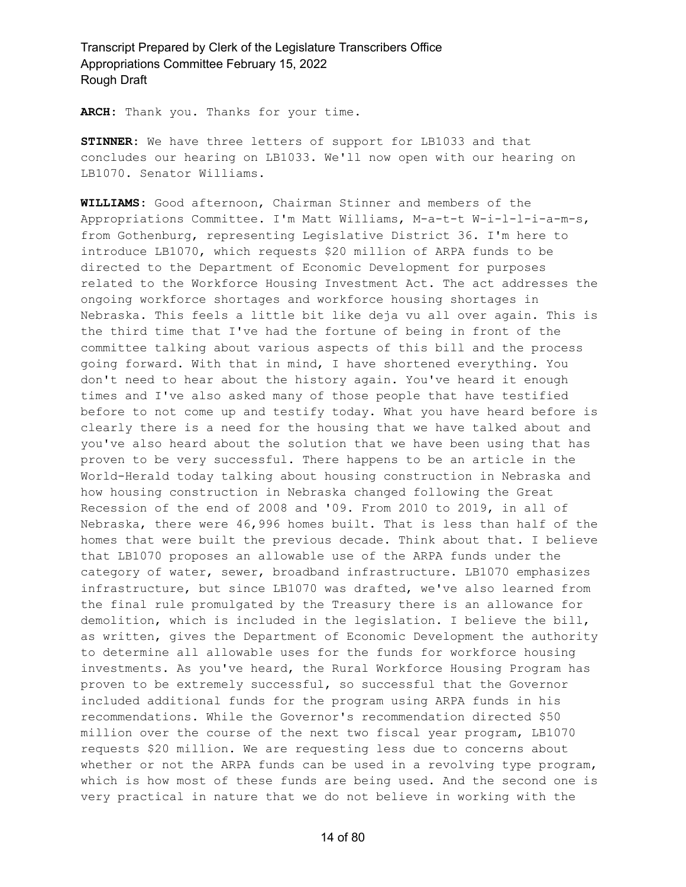**ARCH:** Thank you. Thanks for your time.

**STINNER:** We have three letters of support for LB1033 and that concludes our hearing on LB1033. We'll now open with our hearing on LB1070. Senator Williams.

**WILLIAMS:** Good afternoon, Chairman Stinner and members of the Appropriations Committee. I'm Matt Williams, M-a-t-t W-i-l-l-i-a-m-s, from Gothenburg, representing Legislative District 36. I'm here to introduce LB1070, which requests $20 million of ARPA funds to be directed to the Department of Economic Development for purposes related to the Workforce Housing Investment Act. The act addresses the ongoing workforce shortages and workforce housing shortages in Nebraska. This feels a little bit like deja vu all over again. This is the third time that I've had the fortune of being in front of the committee talking about various aspects of this bill and the process going forward. With that in mind, I have shortened everything. You don't need to hear about the history again. You've heard it enough times and I've also asked many of those people that have testified before to not come up and testify today. What you have heard before is clearly there is a need for the housing that we have talked about and you've also heard about the solution that we have been using that has proven to be very successful. There happens to be an article in the World-Herald today talking about housing construction in Nebraska and how housing construction in Nebraska changed following the Great Recession of the end of 2008 and '09. From 2010 to 2019, in all of Nebraska, there were 46,996 homes built. That is less than half of the homes that were built the previous decade. Think about that. I believe that LB1070 proposes an allowable use of the ARPA funds under the category of water, sewer, broadband infrastructure. LB1070 emphasizes infrastructure, but since LB1070 was drafted, we've also learned from the final rule promulgated by the Treasury there is an allowance for demolition, which is included in the legislation. I believe the bill, as written, gives the Department of Economic Development the authority to determine all allowable uses for the funds for workforce housing investments. As you've heard, the Rural Workforce Housing Program has proven to be extremely successful, so successful that the Governor included additional funds for the program using ARPA funds in his recommendations. While the Governor's recommendation directed $50 million over the course of the next two fiscal year program, LB1070 requests $20 million. We are requesting less due to concerns about whether or not the ARPA funds can be used in a revolving type program, which is how most of these funds are being used. And the second one is very practical in nature that we do not believe in working with the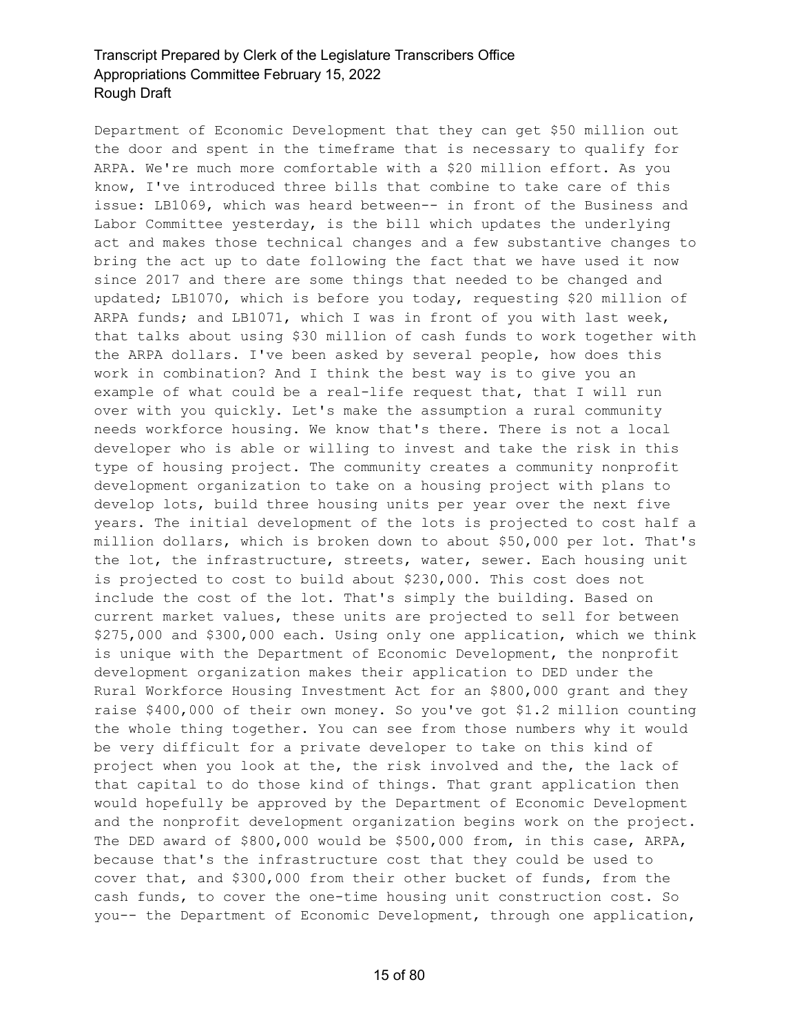Department of Economic Development that they can get $50 million out the door and spent in the timeframe that is necessary to qualify for ARPA. We're much more comfortable with a $20 million effort. As you know, I've introduced three bills that combine to take care of this issue: LB1069, which was heard between-- in front of the Business and Labor Committee yesterday, is the bill which updates the underlying act and makes those technical changes and a few substantive changes to bring the act up to date following the fact that we have used it now since 2017 and there are some things that needed to be changed and updated; LB1070, which is before you today, requesting $20 million of ARPA funds; and LB1071, which I was in front of you with last week, that talks about using $30 million of cash funds to work together with the ARPA dollars. I've been asked by several people, how does this work in combination? And I think the best way is to give you an example of what could be a real-life request that, that I will run over with you quickly. Let's make the assumption a rural community needs workforce housing. We know that's there. There is not a local developer who is able or willing to invest and take the risk in this type of housing project. The community creates a community nonprofit development organization to take on a housing project with plans to develop lots, build three housing units per year over the next five years. The initial development of the lots is projected to cost half a million dollars, which is broken down to about $50,000 per lot. That's the lot, the infrastructure, streets, water, sewer. Each housing unit is projected to cost to build about $230,000. This cost does not include the cost of the lot. That's simply the building. Based on current market values, these units are projected to sell for between $275,000 and $300,000 each. Using only one application, which we think is unique with the Department of Economic Development, the nonprofit development organization makes their application to DED under the Rural Workforce Housing Investment Act for an $800,000 grant and they raise $400,000 of their own money. So you've got $1.2 million counting the whole thing together. You can see from those numbers why it would be very difficult for a private developer to take on this kind of project when you look at the, the risk involved and the, the lack of that capital to do those kind of things. That grant application then would hopefully be approved by the Department of Economic Development and the nonprofit development organization begins work on the project. The DED award of $800,000 would be $500,000 from, in this case, ARPA, because that's the infrastructure cost that they could be used to cover that, and $300,000 from their other bucket of funds, from the cash funds, to cover the one-time housing unit construction cost. So you-- the Department of Economic Development, through one application,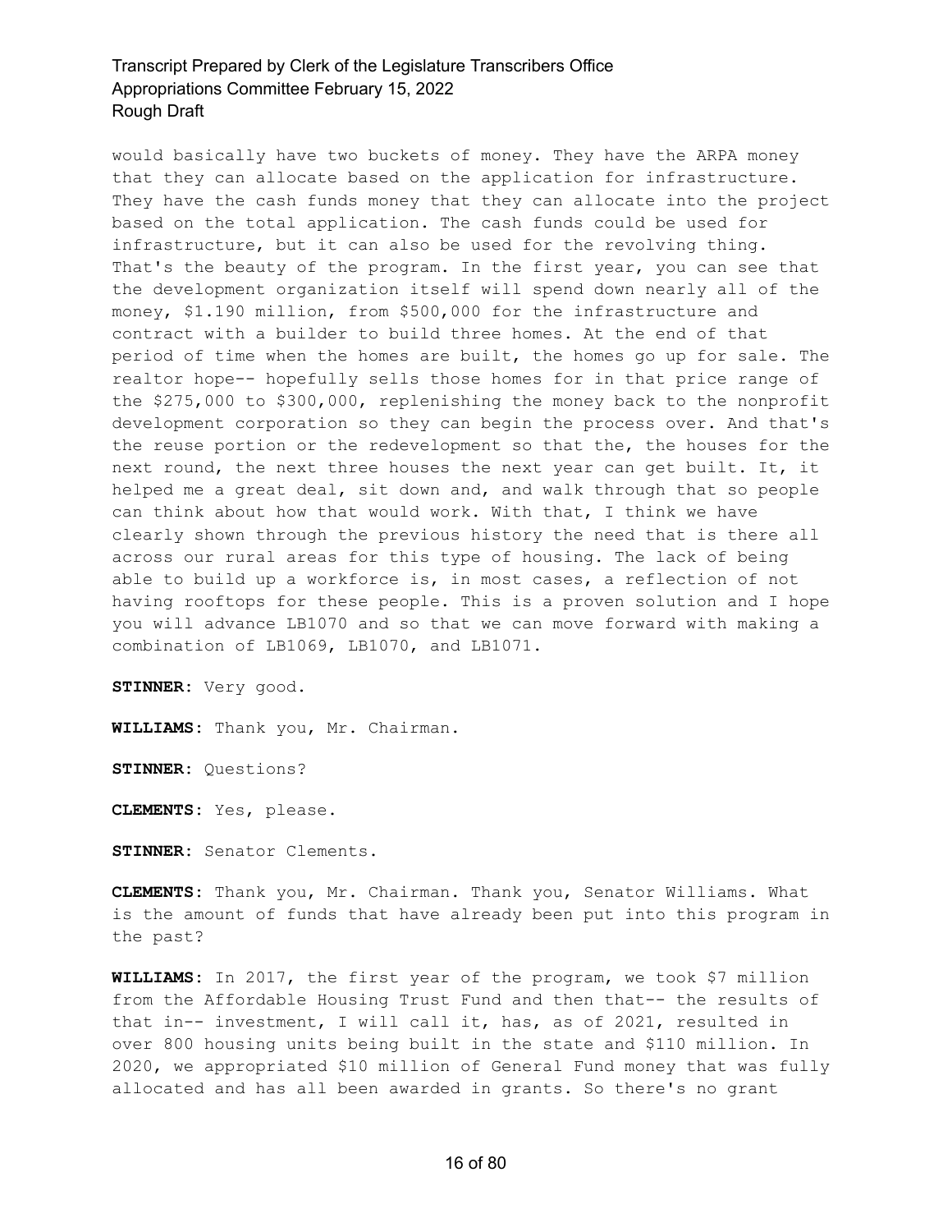would basically have two buckets of money. They have the ARPA money that they can allocate based on the application for infrastructure. They have the cash funds money that they can allocate into the project based on the total application. The cash funds could be used for infrastructure, but it can also be used for the revolving thing. That's the beauty of the program. In the first year, you can see that the development organization itself will spend down nearly all of the money, $1.190 million, from $500,000 for the infrastructure and contract with a builder to build three homes. At the end of that period of time when the homes are built, the homes go up for sale. The realtor hope-- hopefully sells those homes for in that price range of the $275,000 to $300,000, replenishing the money back to the nonprofit development corporation so they can begin the process over. And that's the reuse portion or the redevelopment so that the, the houses for the next round, the next three houses the next year can get built. It, it helped me a great deal, sit down and, and walk through that so people can think about how that would work. With that, I think we have clearly shown through the previous history the need that is there all across our rural areas for this type of housing. The lack of being able to build up a workforce is, in most cases, a reflection of not having rooftops for these people. This is a proven solution and I hope you will advance LB1070 and so that we can move forward with making a combination of LB1069, LB1070, and LB1071.

**STINNER:** Very good.

**WILLIAMS:** Thank you, Mr. Chairman.

**STINNER:** Questions?

**CLEMENTS:** Yes, please.

**STINNER:** Senator Clements.

**CLEMENTS:** Thank you, Mr. Chairman. Thank you, Senator Williams. What is the amount of funds that have already been put into this program in the past?

**WILLIAMS:** In 2017, the first year of the program, we took $7 million from the Affordable Housing Trust Fund and then that-- the results of that in-- investment, I will call it, has, as of 2021, resulted in over 800 housing units being built in the state and $110 million. In 2020, we appropriated $10 million of General Fund money that was fully allocated and has all been awarded in grants. So there's no grant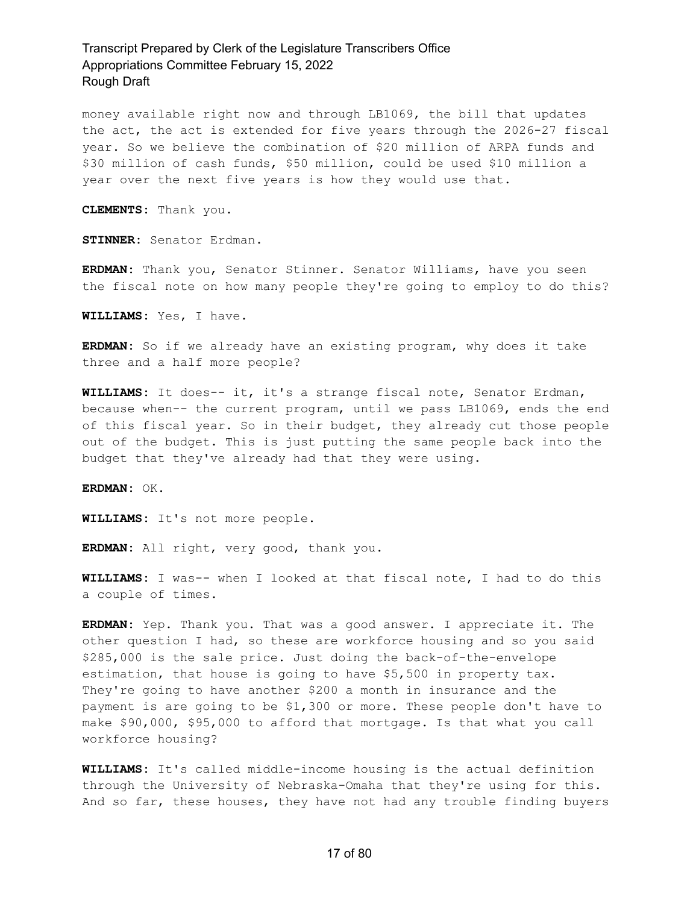money available right now and through LB1069, the bill that updates the act, the act is extended for five years through the 2026-27 fiscal year. So we believe the combination of $20 million of ARPA funds and $30 million of cash funds, $50 million, could be used $10 million a year over the next five years is how they would use that.

**CLEMENTS:** Thank you.

**STINNER:** Senator Erdman.

**ERDMAN:** Thank you, Senator Stinner. Senator Williams, have you seen the fiscal note on how many people they're going to employ to do this?

**WILLIAMS:** Yes, I have.

**ERDMAN:** So if we already have an existing program, why does it take three and a half more people?

**WILLIAMS:** It does-- it, it's a strange fiscal note, Senator Erdman, because when-- the current program, until we pass LB1069, ends the end of this fiscal year. So in their budget, they already cut those people out of the budget. This is just putting the same people back into the budget that they've already had that they were using.

**ERDMAN:** OK.

**WILLIAMS:** It's not more people.

**ERDMAN:** All right, very good, thank you.

**WILLIAMS:** I was-- when I looked at that fiscal note, I had to do this a couple of times.

**ERDMAN:** Yep. Thank you. That was a good answer. I appreciate it. The other question I had, so these are workforce housing and so you said $285,000 is the sale price. Just doing the back-of-the-envelope estimation, that house is going to have $5,500 in property tax. They're going to have another $200 a month in insurance and the payment is are going to be $1,300 or more. These people don't have to make $90,000, $95,000 to afford that mortgage. Is that what you call workforce housing?

**WILLIAMS:** It's called middle-income housing is the actual definition through the University of Nebraska-Omaha that they're using for this. And so far, these houses, they have not had any trouble finding buyers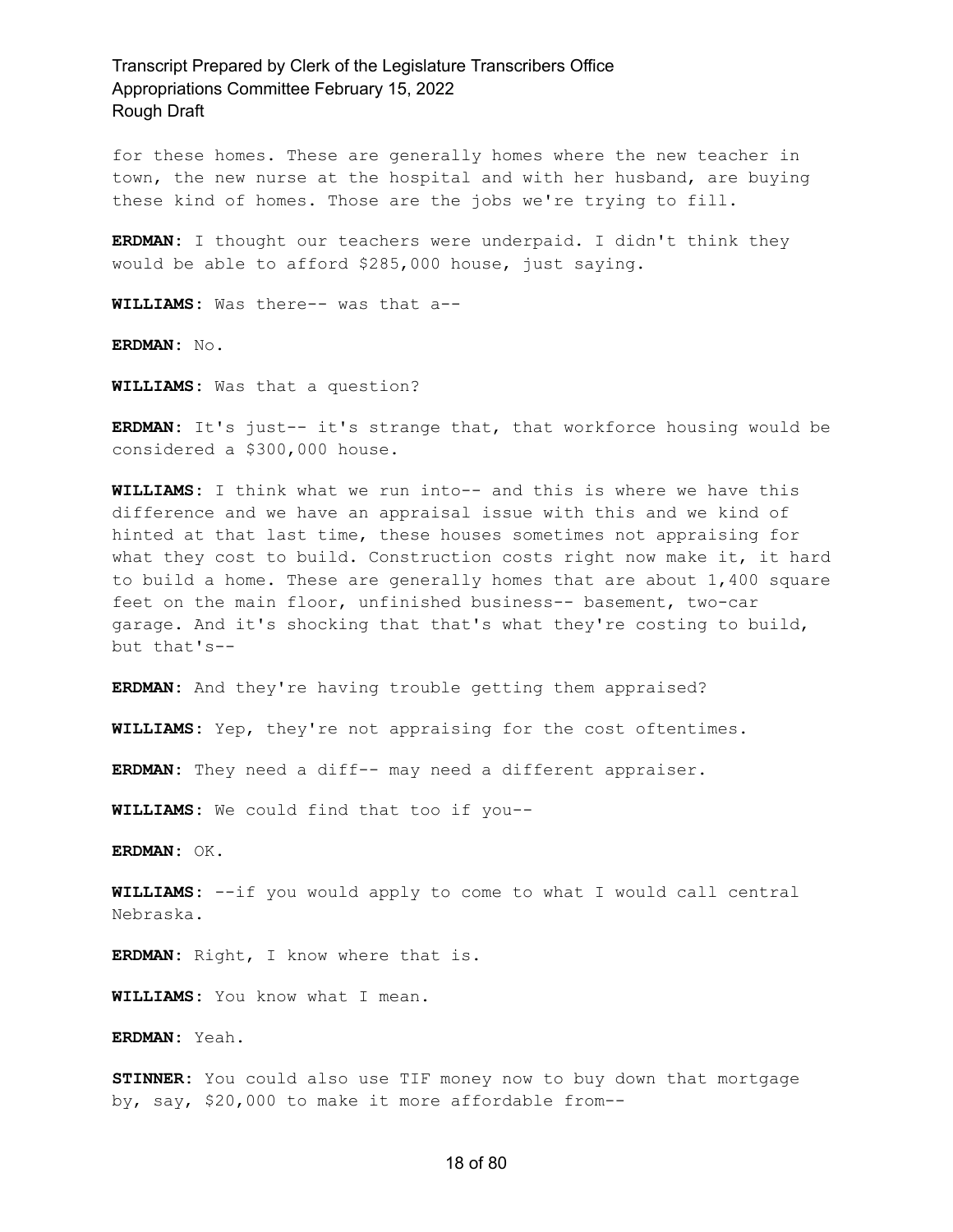for these homes. These are generally homes where the new teacher in town, the new nurse at the hospital and with her husband, are buying these kind of homes. Those are the jobs we're trying to fill.

**ERDMAN:** I thought our teachers were underpaid. I didn't think they would be able to afford $285,000 house, just saying.

**WILLIAMS:** Was there-- was that a--

**ERDMAN:** No.

**WILLIAMS:** Was that a question?

**ERDMAN:** It's just-- it's strange that, that workforce housing would be considered a $300,000 house.

**WILLIAMS:** I think what we run into-- and this is where we have this difference and we have an appraisal issue with this and we kind of hinted at that last time, these houses sometimes not appraising for what they cost to build. Construction costs right now make it, it hard to build a home. These are generally homes that are about 1,400 square feet on the main floor, unfinished business-- basement, two-car garage. And it's shocking that that's what they're costing to build, but that's--

**ERDMAN:** And they're having trouble getting them appraised?

**WILLIAMS:** Yep, they're not appraising for the cost oftentimes.

**ERDMAN:** They need a diff-- may need a different appraiser.

**WILLIAMS:** We could find that too if you--

**ERDMAN:** OK.

**WILLIAMS:** --if you would apply to come to what I would call central Nebraska.

**ERDMAN:** Right, I know where that is.

**WILLIAMS:** You know what I mean.

**ERDMAN:** Yeah.

**STINNER:** You could also use TIF money now to buy down that mortgage by, say, $20,000 to make it more affordable from--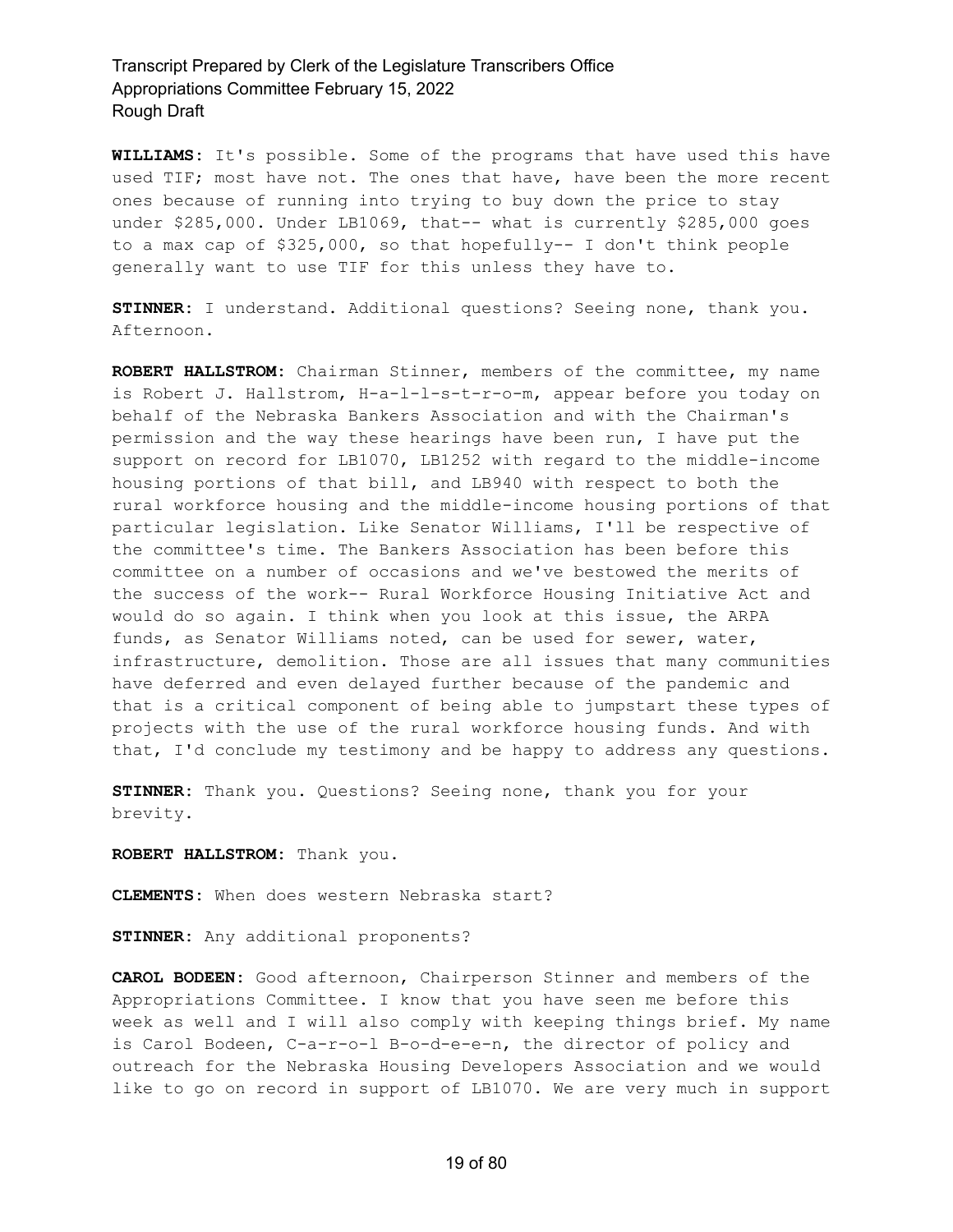**WILLIAMS:** It's possible. Some of the programs that have used this have used TIF; most have not. The ones that have, have been the more recent ones because of running into trying to buy down the price to stay under $285,000. Under LB1069, that-- what is currently $285,000 goes to a max cap of $325,000, so that hopefully-- I don't think people generally want to use TIF for this unless they have to.

**STINNER:** I understand. Additional questions? Seeing none, thank you. Afternoon.

**ROBERT HALLSTROM:** Chairman Stinner, members of the committee, my name is Robert J. Hallstrom, H-a-l-l-s-t-r-o-m, appear before you today on behalf of the Nebraska Bankers Association and with the Chairman's permission and the way these hearings have been run, I have put the support on record for LB1070, LB1252 with regard to the middle-income housing portions of that bill, and LB940 with respect to both the rural workforce housing and the middle-income housing portions of that particular legislation. Like Senator Williams, I'll be respective of the committee's time. The Bankers Association has been before this committee on a number of occasions and we've bestowed the merits of the success of the work-- Rural Workforce Housing Initiative Act and would do so again. I think when you look at this issue, the ARPA funds, as Senator Williams noted, can be used for sewer, water, infrastructure, demolition. Those are all issues that many communities have deferred and even delayed further because of the pandemic and that is a critical component of being able to jumpstart these types of projects with the use of the rural workforce housing funds. And with that, I'd conclude my testimony and be happy to address any questions.

**STINNER:** Thank you. Questions? Seeing none, thank you for your brevity.

**ROBERT HALLSTROM:** Thank you.

**CLEMENTS:** When does western Nebraska start?

**STINNER:** Any additional proponents?

**CAROL BODEEN:** Good afternoon, Chairperson Stinner and members of the Appropriations Committee. I know that you have seen me before this week as well and I will also comply with keeping things brief. My name is Carol Bodeen, C-a-r-o-l B-o-d-e-e-n, the director of policy and outreach for the Nebraska Housing Developers Association and we would like to go on record in support of LB1070. We are very much in support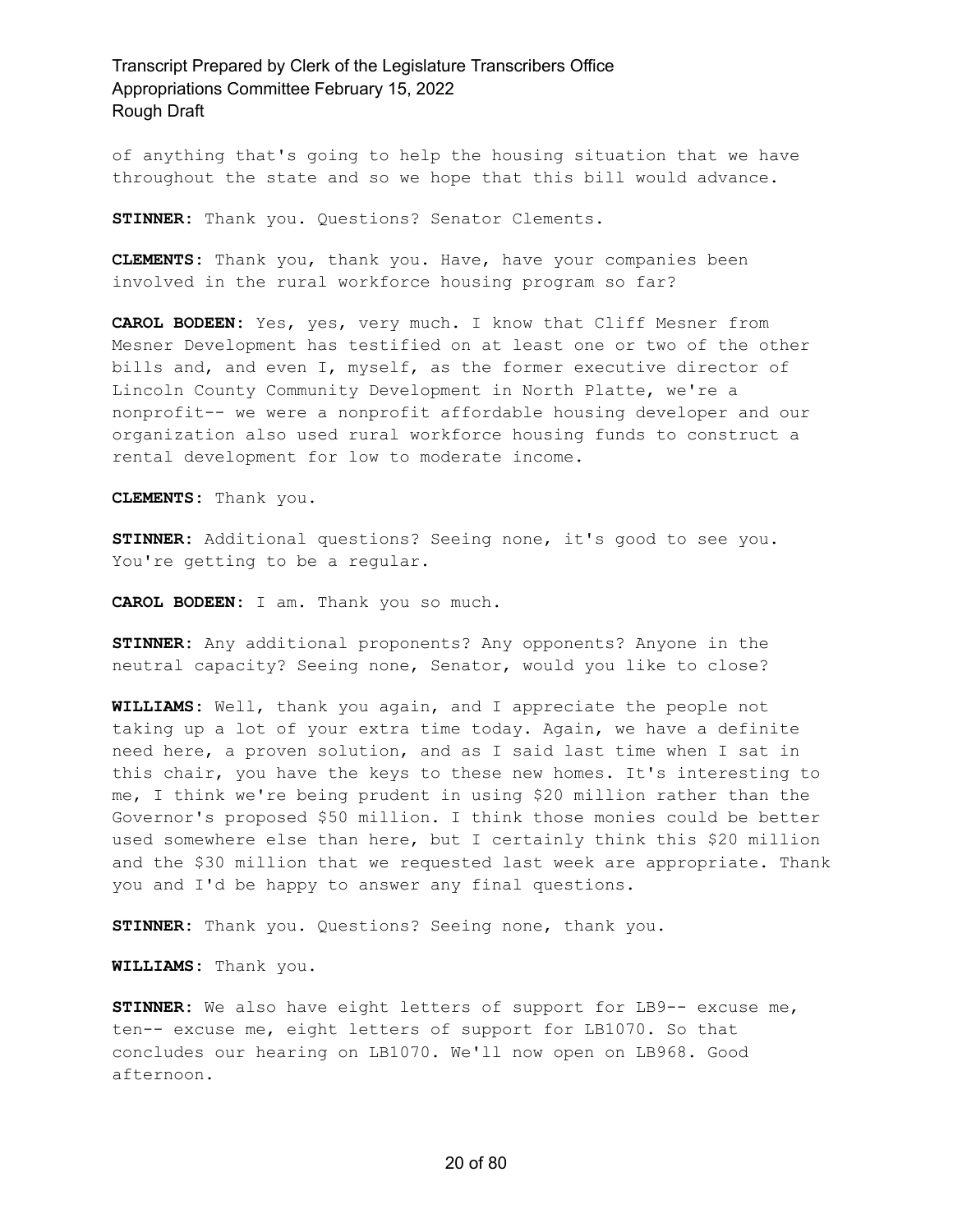of anything that's going to help the housing situation that we have throughout the state and so we hope that this bill would advance.

**STINNER:** Thank you. Questions? Senator Clements.

**CLEMENTS:** Thank you, thank you. Have, have your companies been involved in the rural workforce housing program so far?

**CAROL BODEEN:** Yes, yes, very much. I know that Cliff Mesner from Mesner Development has testified on at least one or two of the other bills and, and even I, myself, as the former executive director of Lincoln County Community Development in North Platte, we're a nonprofit-- we were a nonprofit affordable housing developer and our organization also used rural workforce housing funds to construct a rental development for low to moderate income.

**CLEMENTS:** Thank you.

**STINNER:** Additional questions? Seeing none, it's good to see you. You're getting to be a regular.

**CAROL BODEEN:** I am. Thank you so much.

**STINNER:** Any additional proponents? Any opponents? Anyone in the neutral capacity? Seeing none, Senator, would you like to close?

**WILLIAMS:** Well, thank you again, and I appreciate the people not taking up a lot of your extra time today. Again, we have a definite need here, a proven solution, and as I said last time when I sat in this chair, you have the keys to these new homes. It's interesting to me, I think we're being prudent in using $20 million rather than the Governor's proposed $50 million. I think those monies could be better used somewhere else than here, but I certainly think this $20 million and the $30 million that we requested last week are appropriate. Thank you and I'd be happy to answer any final questions.

**STINNER:** Thank you. Questions? Seeing none, thank you.

**WILLIAMS:** Thank you.

**STINNER:** We also have eight letters of support for LB9-- excuse me, ten-- excuse me, eight letters of support for LB1070. So that concludes our hearing on LB1070. We'll now open on LB968. Good afternoon.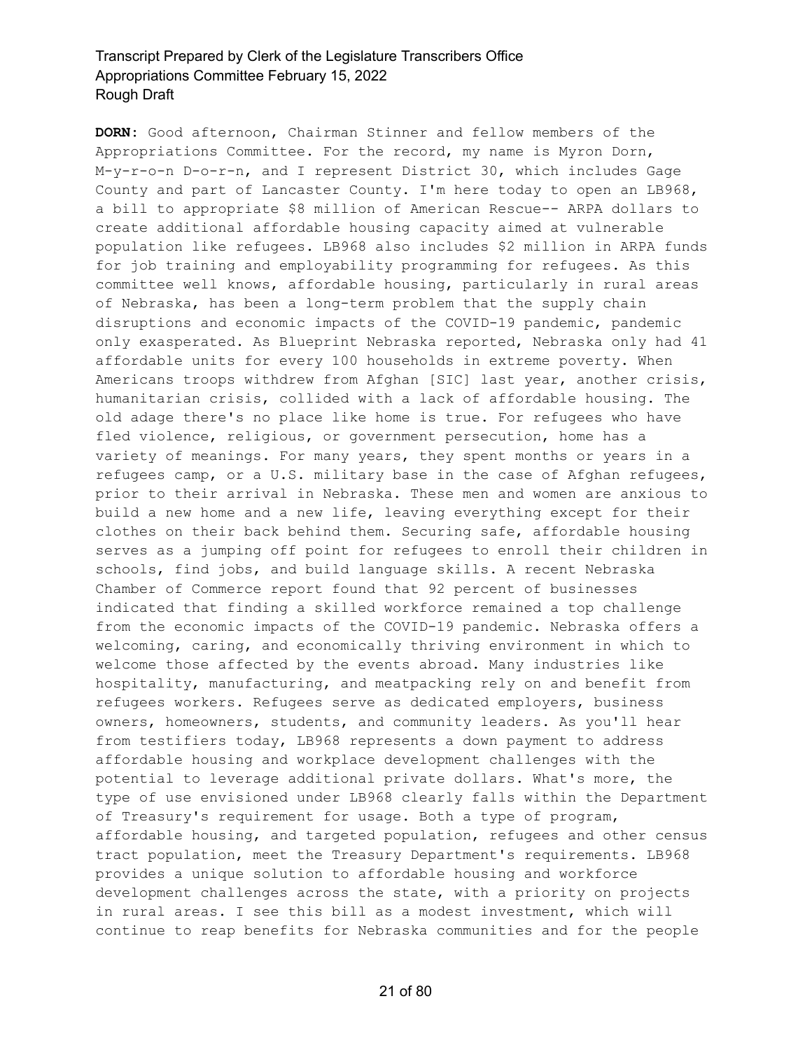**DORN:** Good afternoon, Chairman Stinner and fellow members of the Appropriations Committee. For the record, my name is Myron Dorn, M-y-r-o-n D-o-r-n, and I represent District 30, which includes Gage County and part of Lancaster County. I'm here today to open an LB968, a bill to appropriate $8 million of American Rescue-- ARPA dollars to create additional affordable housing capacity aimed at vulnerable population like refugees. LB968 also includes $2 million in ARPA funds for job training and employability programming for refugees. As this committee well knows, affordable housing, particularly in rural areas of Nebraska, has been a long-term problem that the supply chain disruptions and economic impacts of the COVID-19 pandemic, pandemic only exasperated. As Blueprint Nebraska reported, Nebraska only had 41 affordable units for every 100 households in extreme poverty. When Americans troops withdrew from Afghan [SIC] last year, another crisis, humanitarian crisis, collided with a lack of affordable housing. The old adage there's no place like home is true. For refugees who have fled violence, religious, or government persecution, home has a variety of meanings. For many years, they spent months or years in a refugees camp, or a U.S. military base in the case of Afghan refugees, prior to their arrival in Nebraska. These men and women are anxious to build a new home and a new life, leaving everything except for their clothes on their back behind them. Securing safe, affordable housing serves as a jumping off point for refugees to enroll their children in schools, find jobs, and build language skills. A recent Nebraska Chamber of Commerce report found that 92 percent of businesses indicated that finding a skilled workforce remained a top challenge from the economic impacts of the COVID-19 pandemic. Nebraska offers a welcoming, caring, and economically thriving environment in which to welcome those affected by the events abroad. Many industries like hospitality, manufacturing, and meatpacking rely on and benefit from refugees workers. Refugees serve as dedicated employers, business owners, homeowners, students, and community leaders. As you'll hear from testifiers today, LB968 represents a down payment to address affordable housing and workplace development challenges with the potential to leverage additional private dollars. What's more, the type of use envisioned under LB968 clearly falls within the Department of Treasury's requirement for usage. Both a type of program, affordable housing, and targeted population, refugees and other census tract population, meet the Treasury Department's requirements. LB968 provides a unique solution to affordable housing and workforce development challenges across the state, with a priority on projects in rural areas. I see this bill as a modest investment, which will continue to reap benefits for Nebraska communities and for the people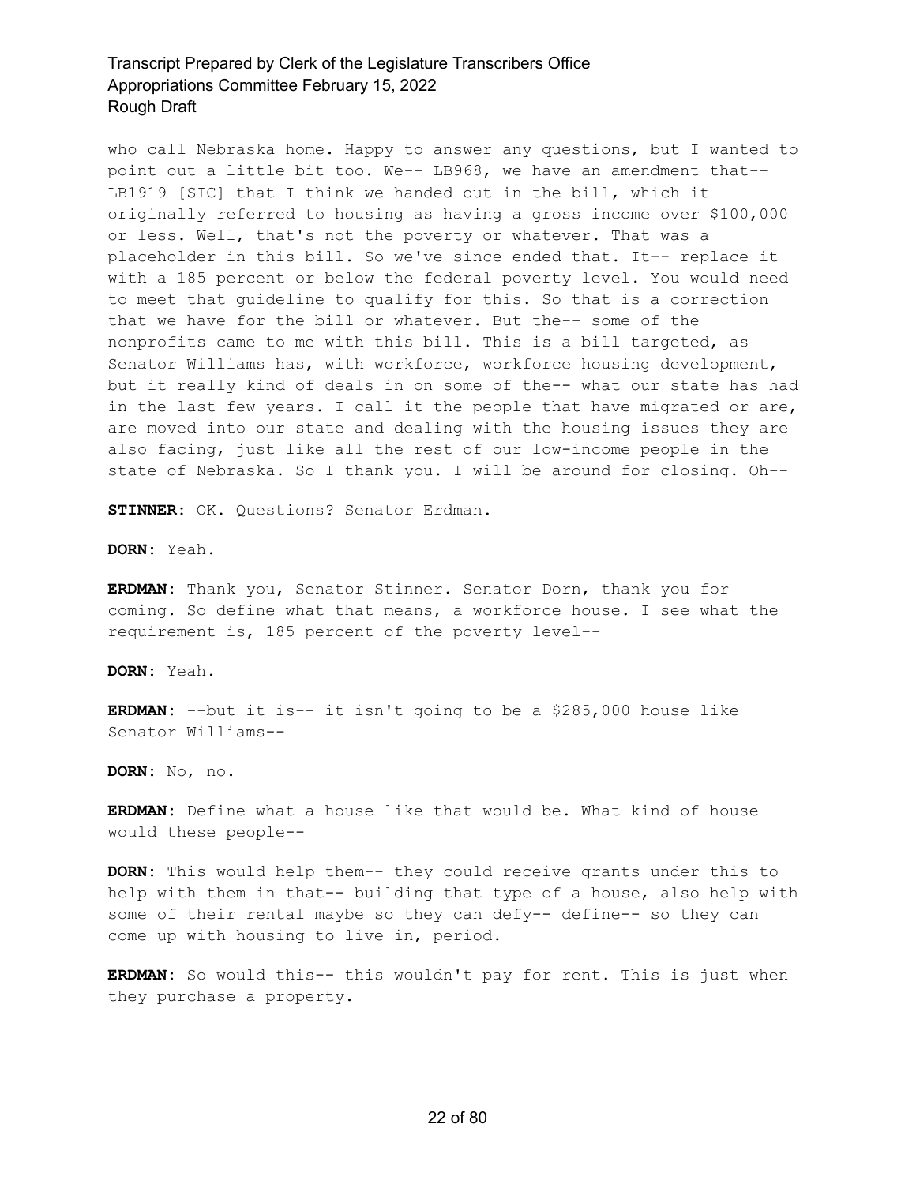who call Nebraska home. Happy to answer any questions, but I wanted to point out a little bit too. We-- LB968, we have an amendment that-- LB1919 [SIC] that I think we handed out in the bill, which it originally referred to housing as having a gross income over $100,000 or less. Well, that's not the poverty or whatever. That was a placeholder in this bill. So we've since ended that. It-- replace it with a 185 percent or below the federal poverty level. You would need to meet that guideline to qualify for this. So that is a correction that we have for the bill or whatever. But the-- some of the nonprofits came to me with this bill. This is a bill targeted, as Senator Williams has, with workforce, workforce housing development, but it really kind of deals in on some of the-- what our state has had in the last few years. I call it the people that have migrated or are, are moved into our state and dealing with the housing issues they are also facing, just like all the rest of our low-income people in the state of Nebraska. So I thank you. I will be around for closing. Oh--

**STINNER:** OK. Questions? Senator Erdman.

**DORN:** Yeah.

**ERDMAN:** Thank you, Senator Stinner. Senator Dorn, thank you for coming. So define what that means, a workforce house. I see what the requirement is, 185 percent of the poverty level--

**DORN:** Yeah.

**ERDMAN:** --but it is-- it isn't going to be a $285,000 house like Senator Williams--

**DORN:** No, no.

**ERDMAN:** Define what a house like that would be. What kind of house would these people--

**DORN:** This would help them-- they could receive grants under this to help with them in that-- building that type of a house, also help with some of their rental maybe so they can defy-- define-- so they can come up with housing to live in, period.

**ERDMAN:** So would this-- this wouldn't pay for rent. This is just when they purchase a property.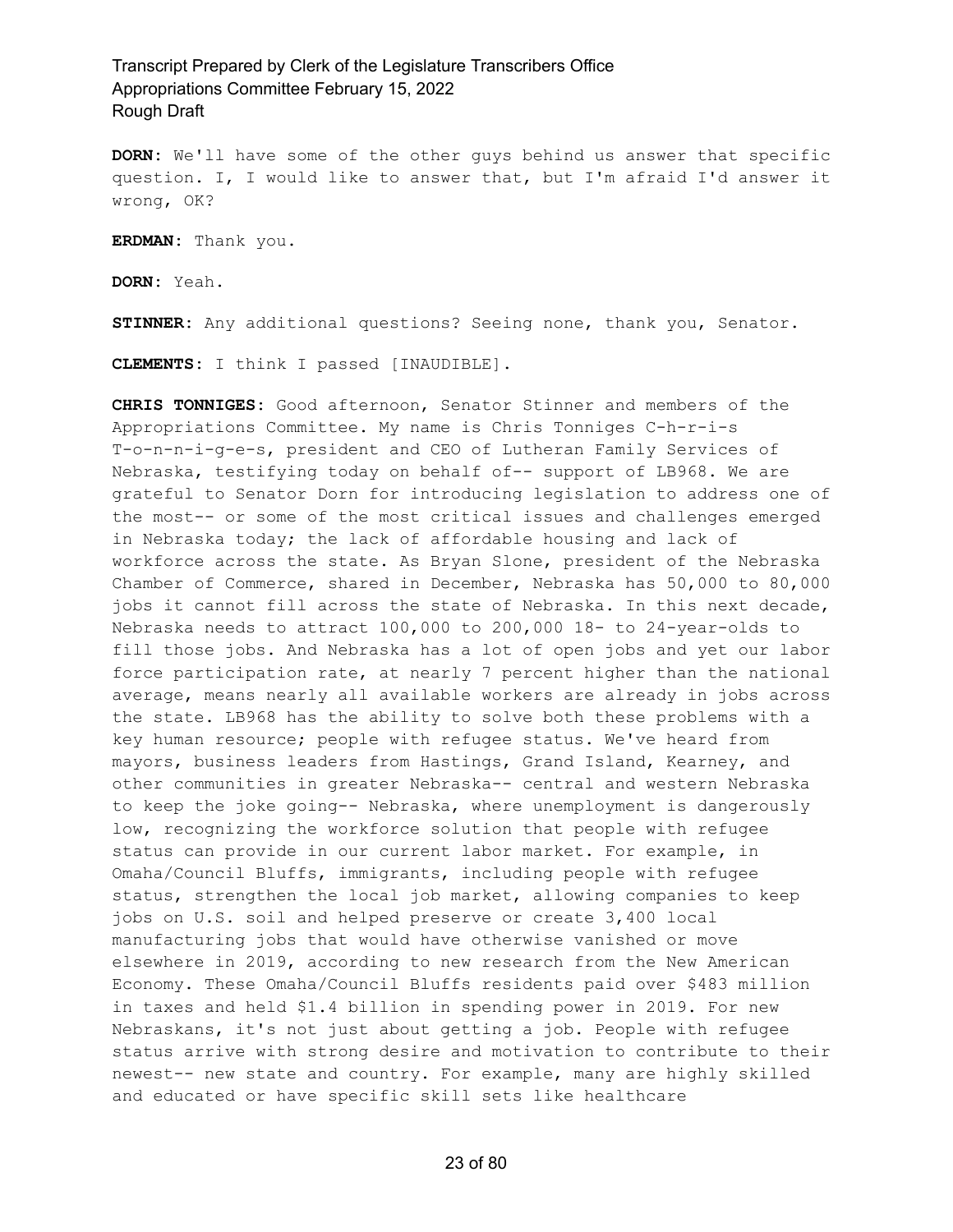**DORN:** We'll have some of the other guys behind us answer that specific question. I, I would like to answer that, but I'm afraid I'd answer it wrong, OK?

**ERDMAN:** Thank you.

**DORN:** Yeah.

**STINNER:** Any additional questions? Seeing none, thank you, Senator.

**CLEMENTS:** I think I passed [INAUDIBLE].

**CHRIS TONNIGES:** Good afternoon, Senator Stinner and members of the Appropriations Committee. My name is Chris Tonniges C-h-r-i-s T-o-n-n-i-g-e-s, president and CEO of Lutheran Family Services of Nebraska, testifying today on behalf of-- support of LB968. We are grateful to Senator Dorn for introducing legislation to address one of the most-- or some of the most critical issues and challenges emerged in Nebraska today; the lack of affordable housing and lack of workforce across the state. As Bryan Slone, president of the Nebraska Chamber of Commerce, shared in December, Nebraska has 50,000 to 80,000 jobs it cannot fill across the state of Nebraska. In this next decade, Nebraska needs to attract 100,000 to 200,000 18- to 24-year-olds to fill those jobs. And Nebraska has a lot of open jobs and yet our labor force participation rate, at nearly 7 percent higher than the national average, means nearly all available workers are already in jobs across the state. LB968 has the ability to solve both these problems with a key human resource; people with refugee status. We've heard from mayors, business leaders from Hastings, Grand Island, Kearney, and other communities in greater Nebraska-- central and western Nebraska to keep the joke going-- Nebraska, where unemployment is dangerously low, recognizing the workforce solution that people with refugee status can provide in our current labor market. For example, in Omaha/Council Bluffs, immigrants, including people with refugee status, strengthen the local job market, allowing companies to keep jobs on U.S. soil and helped preserve or create 3,400 local manufacturing jobs that would have otherwise vanished or move elsewhere in 2019, according to new research from the New American Economy. These Omaha/Council Bluffs residents paid over $483 million in taxes and held $1.4 billion in spending power in 2019. For new Nebraskans, it's not just about getting a job. People with refugee status arrive with strong desire and motivation to contribute to their newest-- new state and country. For example, many are highly skilled and educated or have specific skill sets like healthcare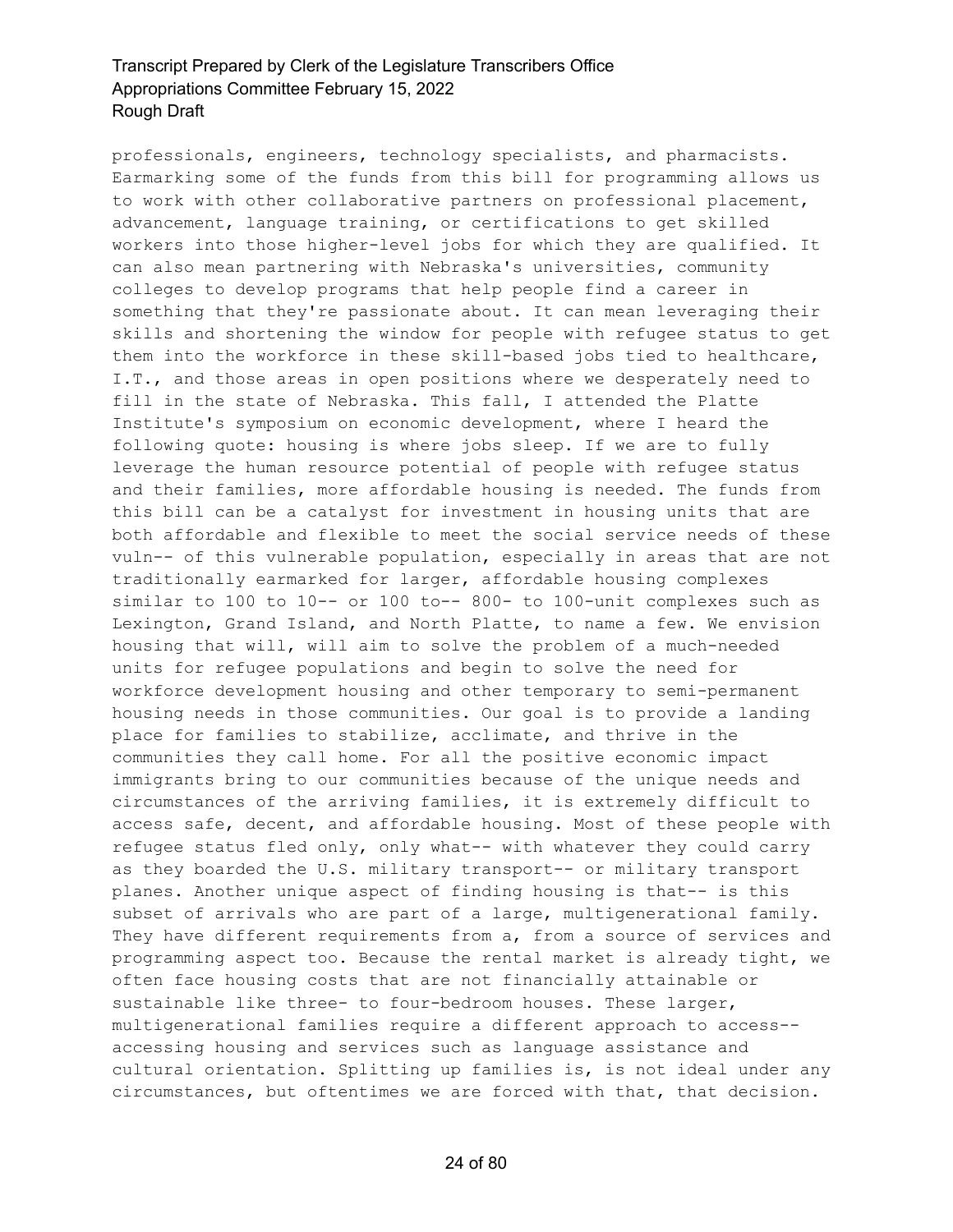professionals, engineers, technology specialists, and pharmacists. Earmarking some of the funds from this bill for programming allows us to work with other collaborative partners on professional placement, advancement, language training, or certifications to get skilled workers into those higher-level jobs for which they are qualified. It can also mean partnering with Nebraska's universities, community colleges to develop programs that help people find a career in something that they're passionate about. It can mean leveraging their skills and shortening the window for people with refugee status to get them into the workforce in these skill-based jobs tied to healthcare, I.T., and those areas in open positions where we desperately need to fill in the state of Nebraska. This fall, I attended the Platte Institute's symposium on economic development, where I heard the following quote: housing is where jobs sleep. If we are to fully leverage the human resource potential of people with refugee status and their families, more affordable housing is needed. The funds from this bill can be a catalyst for investment in housing units that are both affordable and flexible to meet the social service needs of these vuln-- of this vulnerable population, especially in areas that are not traditionally earmarked for larger, affordable housing complexes similar to 100 to 10-- or 100 to-- 800- to 100-unit complexes such as Lexington, Grand Island, and North Platte, to name a few. We envision housing that will, will aim to solve the problem of a much-needed units for refugee populations and begin to solve the need for workforce development housing and other temporary to semi-permanent housing needs in those communities. Our goal is to provide a landing place for families to stabilize, acclimate, and thrive in the communities they call home. For all the positive economic impact immigrants bring to our communities because of the unique needs and circumstances of the arriving families, it is extremely difficult to access safe, decent, and affordable housing. Most of these people with refugee status fled only, only what-- with whatever they could carry as they boarded the U.S. military transport-- or military transport planes. Another unique aspect of finding housing is that-- is this subset of arrivals who are part of a large, multigenerational family. They have different requirements from a, from a source of services and programming aspect too. Because the rental market is already tight, we often face housing costs that are not financially attainable or sustainable like three- to four-bedroom houses. These larger, multigenerational families require a different approach to access-- accessing housing and services such as language assistance and cultural orientation. Splitting up families is, is not ideal under any circumstances, but oftentimes we are forced with that, that decision.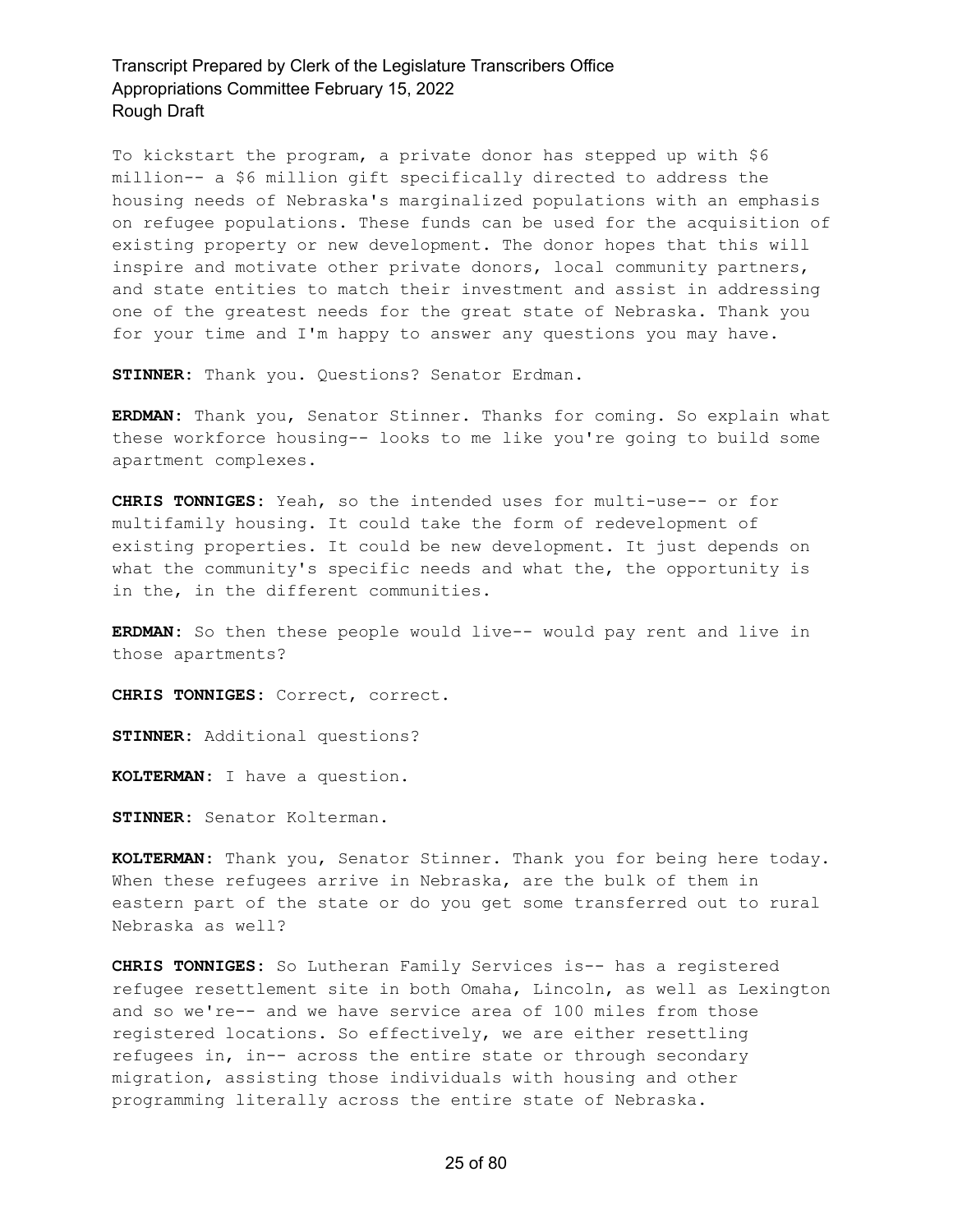To kickstart the program, a private donor has stepped up with $6 million-- a $6 million gift specifically directed to address the housing needs of Nebraska's marginalized populations with an emphasis on refugee populations. These funds can be used for the acquisition of existing property or new development. The donor hopes that this will inspire and motivate other private donors, local community partners, and state entities to match their investment and assist in addressing one of the greatest needs for the great state of Nebraska. Thank you for your time and I'm happy to answer any questions you may have.

**STINNER:** Thank you. Questions? Senator Erdman.

**ERDMAN:** Thank you, Senator Stinner. Thanks for coming. So explain what these workforce housing-- looks to me like you're going to build some apartment complexes.

**CHRIS TONNIGES:** Yeah, so the intended uses for multi-use-- or for multifamily housing. It could take the form of redevelopment of existing properties. It could be new development. It just depends on what the community's specific needs and what the, the opportunity is in the, in the different communities.

**ERDMAN:** So then these people would live-- would pay rent and live in those apartments?

**CHRIS TONNIGES:** Correct, correct.

**STINNER:** Additional questions?

**KOLTERMAN:** I have a question.

**STINNER:** Senator Kolterman.

**KOLTERMAN:** Thank you, Senator Stinner. Thank you for being here today. When these refugees arrive in Nebraska, are the bulk of them in eastern part of the state or do you get some transferred out to rural Nebraska as well?

**CHRIS TONNIGES:** So Lutheran Family Services is-- has a registered refugee resettlement site in both Omaha, Lincoln, as well as Lexington and so we're-- and we have service area of 100 miles from those registered locations. So effectively, we are either resettling refugees in, in-- across the entire state or through secondary migration, assisting those individuals with housing and other programming literally across the entire state of Nebraska.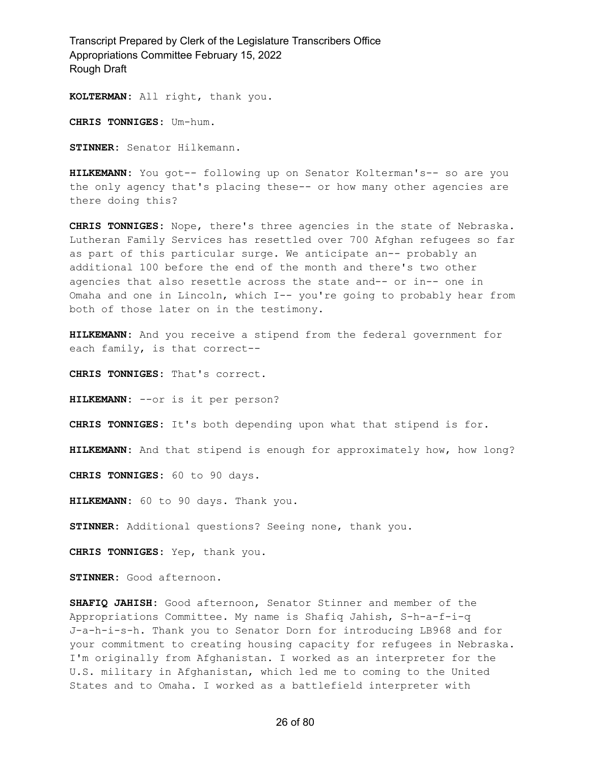**KOLTERMAN:** All right, thank you.

**CHRIS TONNIGES:** Um-hum.

**STINNER:** Senator Hilkemann.

**HILKEMANN:** You got-- following up on Senator Kolterman's-- so are you the only agency that's placing these-- or how many other agencies are there doing this?

**CHRIS TONNIGES:** Nope, there's three agencies in the state of Nebraska. Lutheran Family Services has resettled over 700 Afghan refugees so far as part of this particular surge. We anticipate an-- probably an additional 100 before the end of the month and there's two other agencies that also resettle across the state and-- or in-- one in Omaha and one in Lincoln, which I-- you're going to probably hear from both of those later on in the testimony.

**HILKEMANN:** And you receive a stipend from the federal government for each family, is that correct--

**CHRIS TONNIGES:** That's correct.

**HILKEMANN:** --or is it per person?

**CHRIS TONNIGES:** It's both depending upon what that stipend is for.

**HILKEMANN:** And that stipend is enough for approximately how, how long?

**CHRIS TONNIGES:** 60 to 90 days.

**HILKEMANN:** 60 to 90 days. Thank you.

**STINNER:** Additional questions? Seeing none, thank you.

**CHRIS TONNIGES:** Yep, thank you.

**STINNER:** Good afternoon.

**SHAFIQ JAHISH:** Good afternoon, Senator Stinner and member of the Appropriations Committee. My name is Shafiq Jahish, S-h-a-f-i-q J-a-h-i-s-h. Thank you to Senator Dorn for introducing LB968 and for your commitment to creating housing capacity for refugees in Nebraska. I'm originally from Afghanistan. I worked as an interpreter for the U.S. military in Afghanistan, which led me to coming to the United States and to Omaha. I worked as a battlefield interpreter with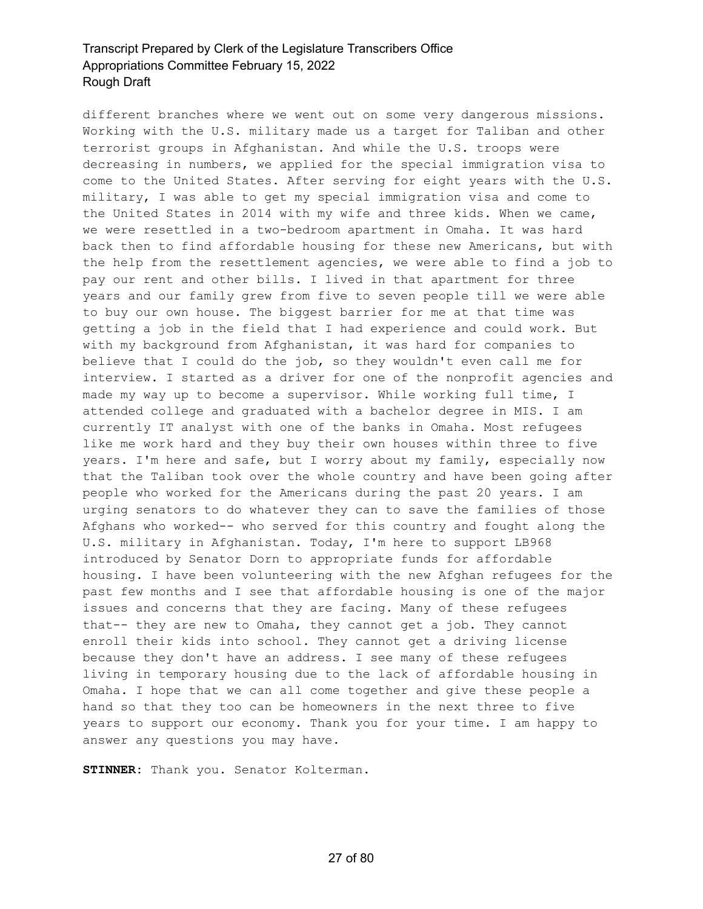different branches where we went out on some very dangerous missions. Working with the U.S. military made us a target for Taliban and other terrorist groups in Afghanistan. And while the U.S. troops were decreasing in numbers, we applied for the special immigration visa to come to the United States. After serving for eight years with the U.S. military, I was able to get my special immigration visa and come to the United States in 2014 with my wife and three kids. When we came, we were resettled in a two-bedroom apartment in Omaha. It was hard back then to find affordable housing for these new Americans, but with the help from the resettlement agencies, we were able to find a job to pay our rent and other bills. I lived in that apartment for three years and our family grew from five to seven people till we were able to buy our own house. The biggest barrier for me at that time was getting a job in the field that I had experience and could work. But with my background from Afghanistan, it was hard for companies to believe that I could do the job, so they wouldn't even call me for interview. I started as a driver for one of the nonprofit agencies and made my way up to become a supervisor. While working full time, I attended college and graduated with a bachelor degree in MIS. I am currently IT analyst with one of the banks in Omaha. Most refugees like me work hard and they buy their own houses within three to five years. I'm here and safe, but I worry about my family, especially now that the Taliban took over the whole country and have been going after people who worked for the Americans during the past 20 years. I am urging senators to do whatever they can to save the families of those Afghans who worked-- who served for this country and fought along the U.S. military in Afghanistan. Today, I'm here to support LB968 introduced by Senator Dorn to appropriate funds for affordable housing. I have been volunteering with the new Afghan refugees for the past few months and I see that affordable housing is one of the major issues and concerns that they are facing. Many of these refugees that-- they are new to Omaha, they cannot get a job. They cannot enroll their kids into school. They cannot get a driving license because they don't have an address. I see many of these refugees living in temporary housing due to the lack of affordable housing in Omaha. I hope that we can all come together and give these people a hand so that they too can be homeowners in the next three to five years to support our economy. Thank you for your time. I am happy to answer any questions you may have.

**STINNER:** Thank you. Senator Kolterman.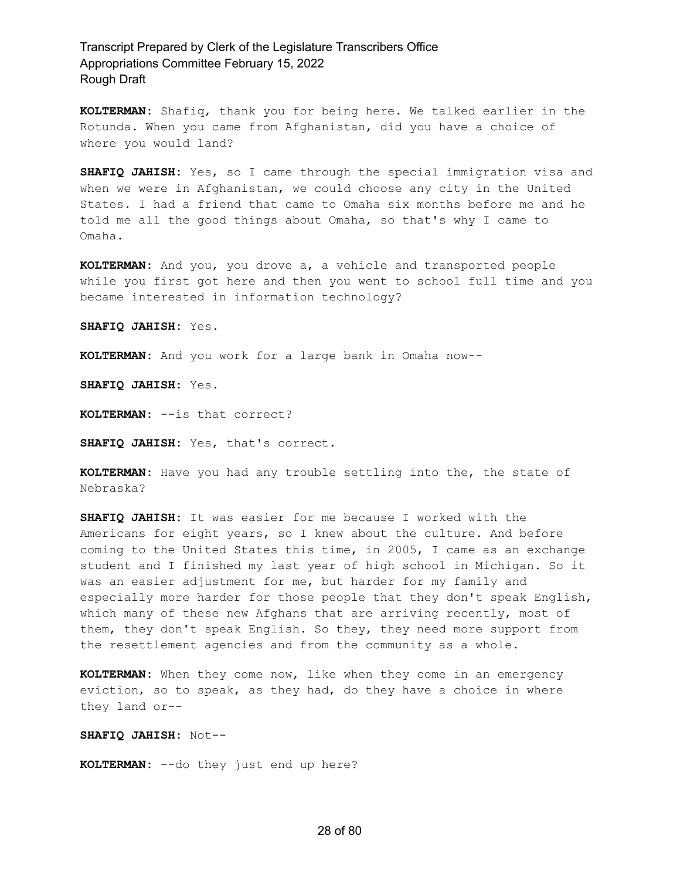**KOLTERMAN:** Shafiq, thank you for being here. We talked earlier in the Rotunda. When you came from Afghanistan, did you have a choice of where you would land?

**SHAFIQ JAHISH:** Yes, so I came through the special immigration visa and when we were in Afghanistan, we could choose any city in the United States. I had a friend that came to Omaha six months before me and he told me all the good things about Omaha, so that's why I came to Omaha.

**KOLTERMAN:** And you, you drove a, a vehicle and transported people while you first got here and then you went to school full time and you became interested in information technology?

**SHAFIQ JAHISH:** Yes.

**KOLTERMAN:** And you work for a large bank in Omaha now--

**SHAFIQ JAHISH:** Yes.

**KOLTERMAN:** --is that correct?

**SHAFIQ JAHISH:** Yes, that's correct.

**KOLTERMAN:** Have you had any trouble settling into the, the state of Nebraska?

**SHAFIQ JAHISH:** It was easier for me because I worked with the Americans for eight years, so I knew about the culture. And before coming to the United States this time, in 2005, I came as an exchange student and I finished my last year of high school in Michigan. So it was an easier adjustment for me, but harder for my family and especially more harder for those people that they don't speak English, which many of these new Afghans that are arriving recently, most of them, they don't speak English. So they, they need more support from the resettlement agencies and from the community as a whole.

**KOLTERMAN:** When they come now, like when they come in an emergency eviction, so to speak, as they had, do they have a choice in where they land or--

**SHAFIQ JAHISH:** Not--

**KOLTERMAN:** --do they just end up here?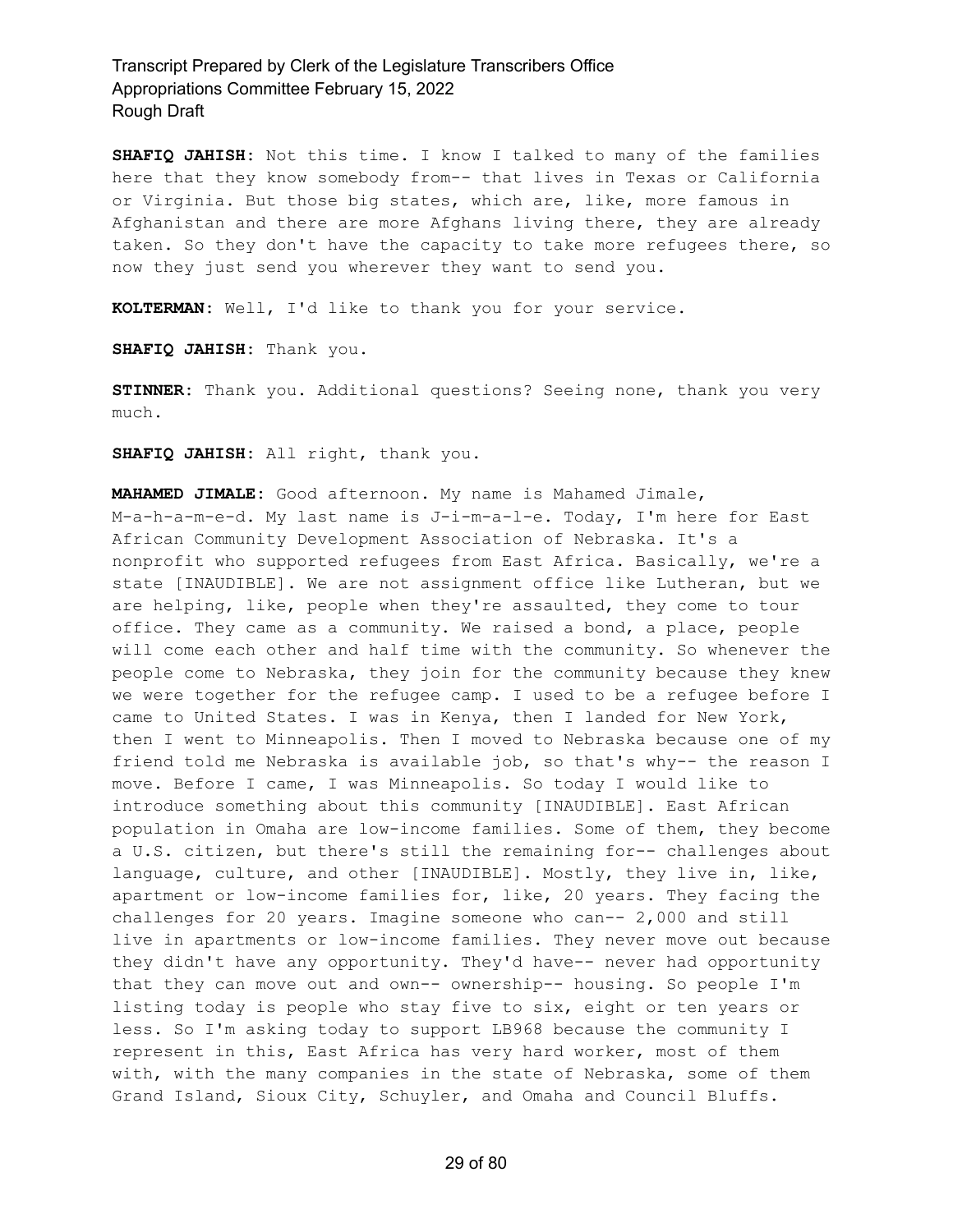**SHAFIQ JAHISH:** Not this time. I know I talked to many of the families here that they know somebody from-- that lives in Texas or California or Virginia. But those big states, which are, like, more famous in Afghanistan and there are more Afghans living there, they are already taken. So they don't have the capacity to take more refugees there, so now they just send you wherever they want to send you.

**KOLTERMAN:** Well, I'd like to thank you for your service.

**SHAFIQ JAHISH:** Thank you.

**STINNER:** Thank you. Additional questions? Seeing none, thank you very much.

**SHAFIQ JAHISH:** All right, thank you.

**MAHAMED JIMALE:** Good afternoon. My name is Mahamed Jimale, M-a-h-a-m-e-d. My last name is J-i-m-a-l-e. Today, I'm here for East African Community Development Association of Nebraska. It's a nonprofit who supported refugees from East Africa. Basically, we're a state [INAUDIBLE]. We are not assignment office like Lutheran, but we are helping, like, people when they're assaulted, they come to tour office. They came as a community. We raised a bond, a place, people will come each other and half time with the community. So whenever the people come to Nebraska, they join for the community because they knew we were together for the refugee camp. I used to be a refugee before I came to United States. I was in Kenya, then I landed for New York, then I went to Minneapolis. Then I moved to Nebraska because one of my friend told me Nebraska is available job, so that's why-- the reason I move. Before I came, I was Minneapolis. So today I would like to introduce something about this community [INAUDIBLE]. East African population in Omaha are low-income families. Some of them, they become a U.S. citizen, but there's still the remaining for-- challenges about language, culture, and other [INAUDIBLE]. Mostly, they live in, like, apartment or low-income families for, like, 20 years. They facing the challenges for 20 years. Imagine someone who can-- 2,000 and still live in apartments or low-income families. They never move out because they didn't have any opportunity. They'd have-- never had opportunity that they can move out and own-- ownership-- housing. So people I'm listing today is people who stay five to six, eight or ten years or less. So I'm asking today to support LB968 because the community I represent in this, East Africa has very hard worker, most of them with, with the many companies in the state of Nebraska, some of them Grand Island, Sioux City, Schuyler, and Omaha and Council Bluffs.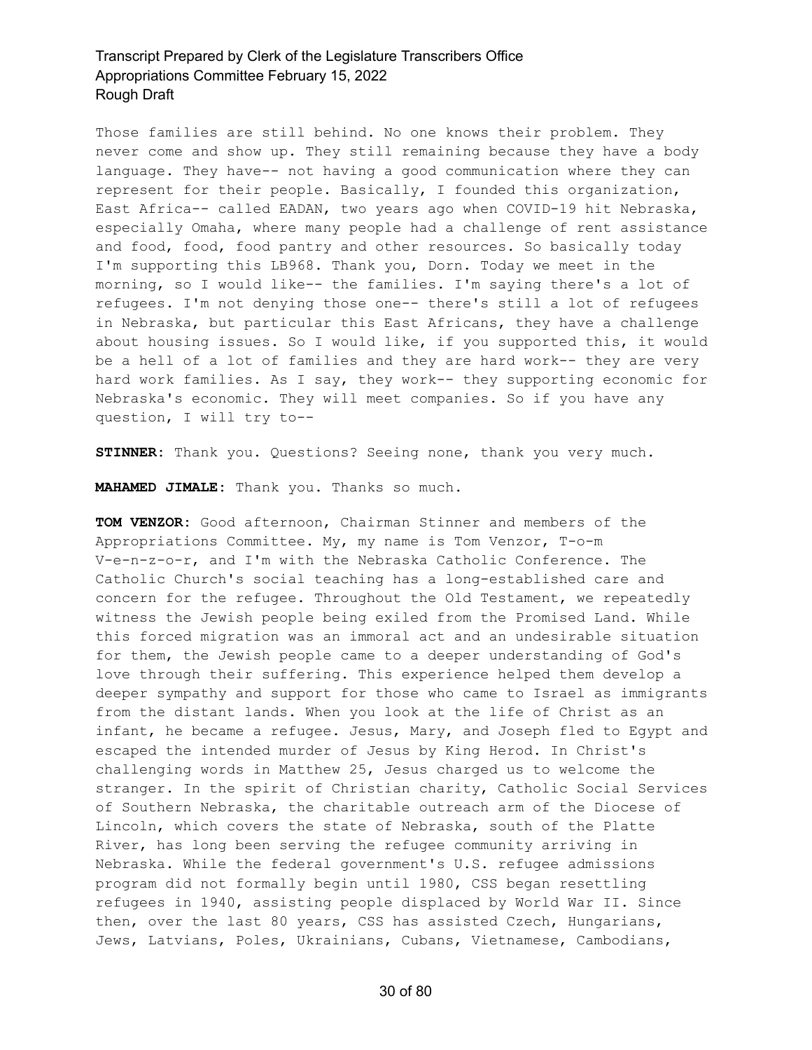Those families are still behind. No one knows their problem. They never come and show up. They still remaining because they have a body language. They have-- not having a good communication where they can represent for their people. Basically, I founded this organization, East Africa-- called EADAN, two years ago when COVID-19 hit Nebraska, especially Omaha, where many people had a challenge of rent assistance and food, food, food pantry and other resources. So basically today I'm supporting this LB968. Thank you, Dorn. Today we meet in the morning, so I would like-- the families. I'm saying there's a lot of refugees. I'm not denying those one-- there's still a lot of refugees in Nebraska, but particular this East Africans, they have a challenge about housing issues. So I would like, if you supported this, it would be a hell of a lot of families and they are hard work-- they are very hard work families. As I say, they work-- they supporting economic for Nebraska's economic. They will meet companies. So if you have any question, I will try to--

**STINNER:** Thank you. Questions? Seeing none, thank you very much.

**MAHAMED JIMALE:** Thank you. Thanks so much.

**TOM VENZOR:** Good afternoon, Chairman Stinner and members of the Appropriations Committee. My, my name is Tom Venzor, T-o-m V-e-n-z-o-r, and I'm with the Nebraska Catholic Conference. The Catholic Church's social teaching has a long-established care and concern for the refugee. Throughout the Old Testament, we repeatedly witness the Jewish people being exiled from the Promised Land. While this forced migration was an immoral act and an undesirable situation for them, the Jewish people came to a deeper understanding of God's love through their suffering. This experience helped them develop a deeper sympathy and support for those who came to Israel as immigrants from the distant lands. When you look at the life of Christ as an infant, he became a refugee. Jesus, Mary, and Joseph fled to Egypt and escaped the intended murder of Jesus by King Herod. In Christ's challenging words in Matthew 25, Jesus charged us to welcome the stranger. In the spirit of Christian charity, Catholic Social Services of Southern Nebraska, the charitable outreach arm of the Diocese of Lincoln, which covers the state of Nebraska, south of the Platte River, has long been serving the refugee community arriving in Nebraska. While the federal government's U.S. refugee admissions program did not formally begin until 1980, CSS began resettling refugees in 1940, assisting people displaced by World War II. Since then, over the last 80 years, CSS has assisted Czech, Hungarians, Jews, Latvians, Poles, Ukrainians, Cubans, Vietnamese, Cambodians,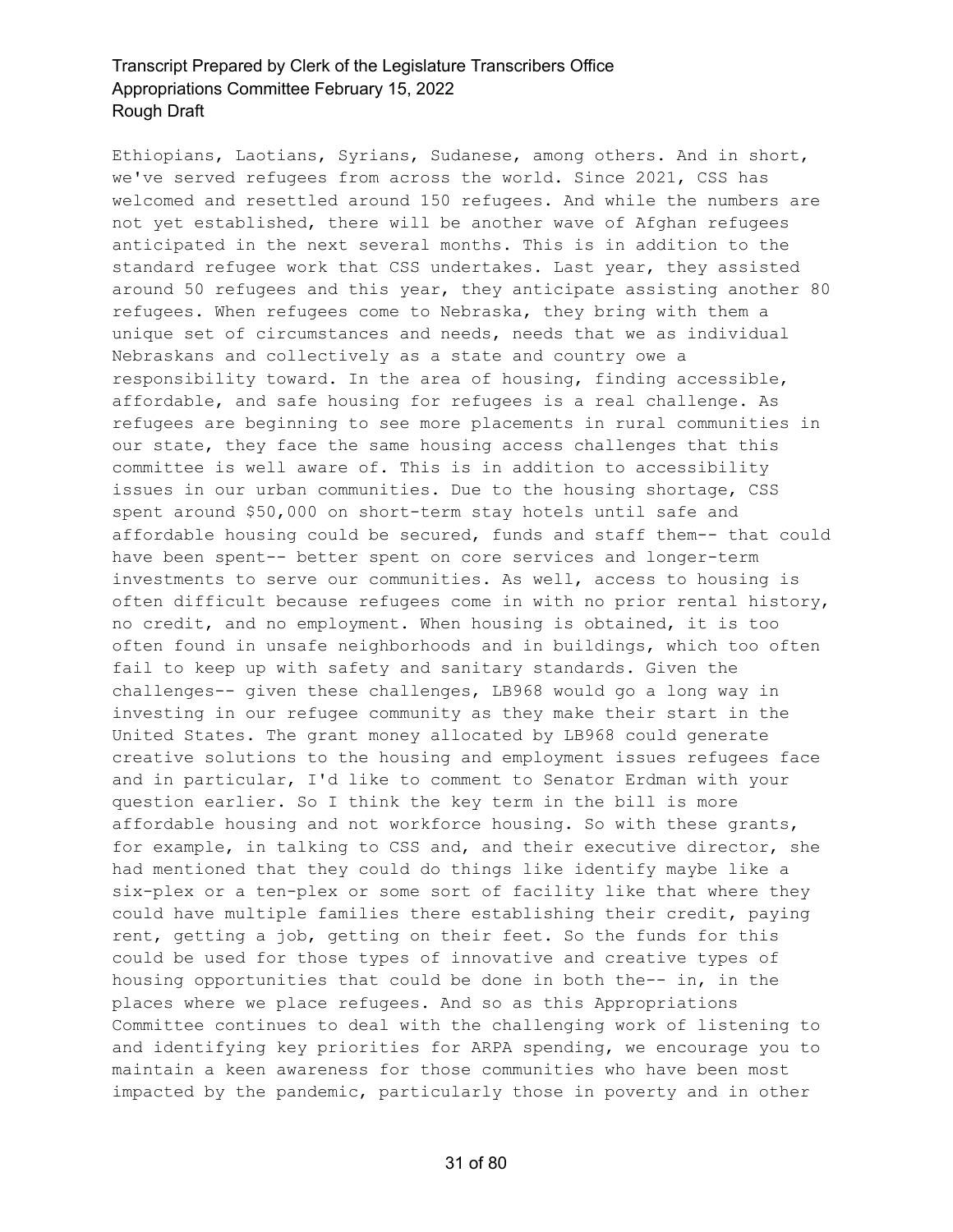Ethiopians, Laotians, Syrians, Sudanese, among others. And in short, we've served refugees from across the world. Since 2021, CSS has welcomed and resettled around 150 refugees. And while the numbers are not yet established, there will be another wave of Afghan refugees anticipated in the next several months. This is in addition to the standard refugee work that CSS undertakes. Last year, they assisted around 50 refugees and this year, they anticipate assisting another 80 refugees. When refugees come to Nebraska, they bring with them a unique set of circumstances and needs, needs that we as individual Nebraskans and collectively as a state and country owe a responsibility toward. In the area of housing, finding accessible, affordable, and safe housing for refugees is a real challenge. As refugees are beginning to see more placements in rural communities in our state, they face the same housing access challenges that this committee is well aware of. This is in addition to accessibility issues in our urban communities. Due to the housing shortage, CSS spent around $50,000 on short-term stay hotels until safe and affordable housing could be secured, funds and staff them-- that could have been spent-- better spent on core services and longer-term investments to serve our communities. As well, access to housing is often difficult because refugees come in with no prior rental history, no credit, and no employment. When housing is obtained, it is too often found in unsafe neighborhoods and in buildings, which too often fail to keep up with safety and sanitary standards. Given the challenges-- given these challenges, LB968 would go a long way in investing in our refugee community as they make their start in the United States. The grant money allocated by LB968 could generate creative solutions to the housing and employment issues refugees face and in particular, I'd like to comment to Senator Erdman with your question earlier. So I think the key term in the bill is more affordable housing and not workforce housing. So with these grants, for example, in talking to CSS and, and their executive director, she had mentioned that they could do things like identify maybe like a six-plex or a ten-plex or some sort of facility like that where they could have multiple families there establishing their credit, paying rent, getting a job, getting on their feet. So the funds for this could be used for those types of innovative and creative types of housing opportunities that could be done in both the-- in, in the places where we place refugees. And so as this Appropriations Committee continues to deal with the challenging work of listening to and identifying key priorities for ARPA spending, we encourage you to maintain a keen awareness for those communities who have been most impacted by the pandemic, particularly those in poverty and in other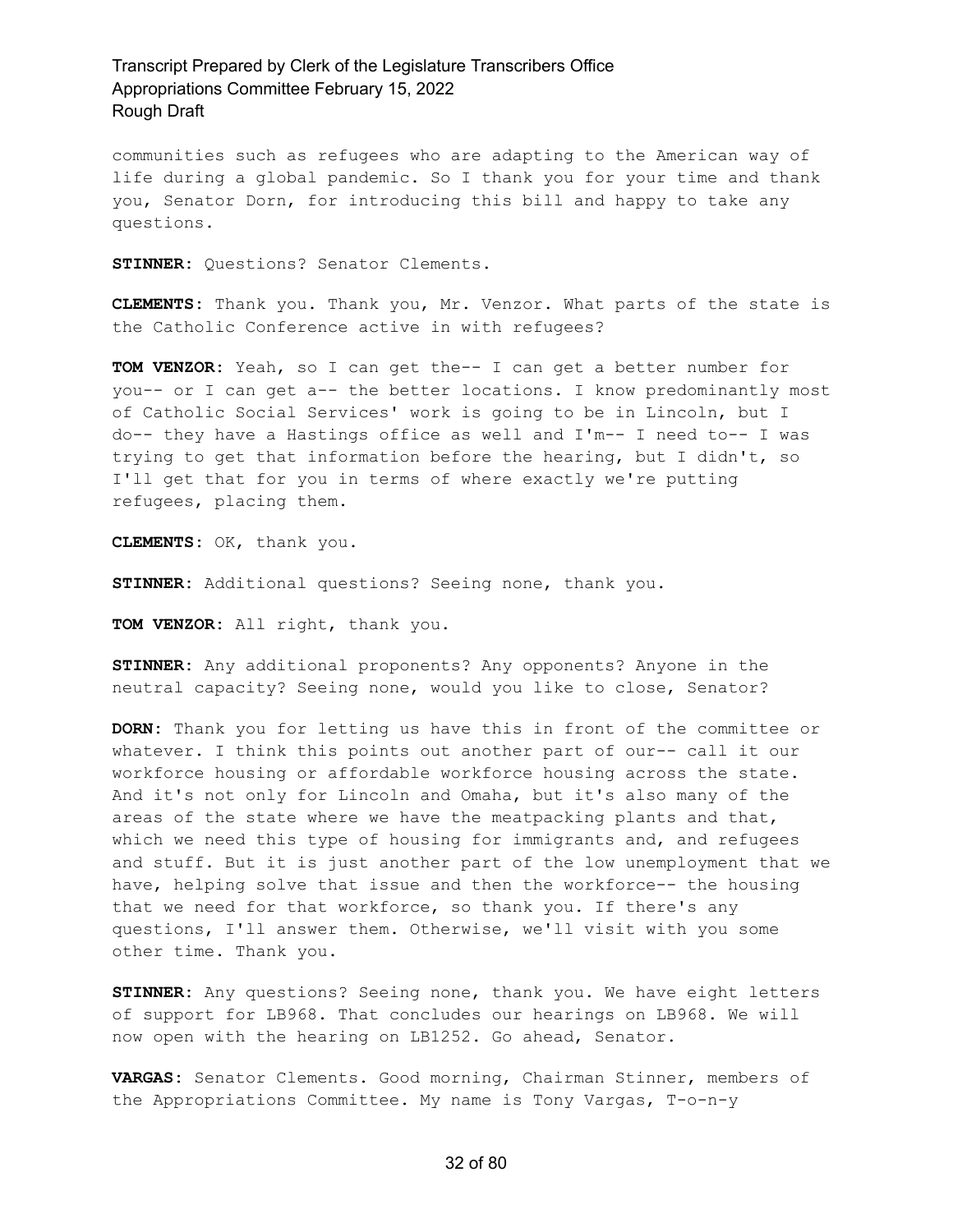communities such as refugees who are adapting to the American way of life during a global pandemic. So I thank you for your time and thank you, Senator Dorn, for introducing this bill and happy to take any questions.

**STINNER:** Questions? Senator Clements.

**CLEMENTS:** Thank you. Thank you, Mr. Venzor. What parts of the state is the Catholic Conference active in with refugees?

**TOM VENZOR:** Yeah, so I can get the-- I can get a better number for you-- or I can get a-- the better locations. I know predominantly most of Catholic Social Services' work is going to be in Lincoln, but I do-- they have a Hastings office as well and I'm-- I need to-- I was trying to get that information before the hearing, but I didn't, so I'll get that for you in terms of where exactly we're putting refugees, placing them.

**CLEMENTS:** OK, thank you.

**STINNER:** Additional questions? Seeing none, thank you.

**TOM VENZOR:** All right, thank you.

**STINNER:** Any additional proponents? Any opponents? Anyone in the neutral capacity? Seeing none, would you like to close, Senator?

**DORN:** Thank you for letting us have this in front of the committee or whatever. I think this points out another part of our-- call it our workforce housing or affordable workforce housing across the state. And it's not only for Lincoln and Omaha, but it's also many of the areas of the state where we have the meatpacking plants and that, which we need this type of housing for immigrants and, and refugees and stuff. But it is just another part of the low unemployment that we have, helping solve that issue and then the workforce-- the housing that we need for that workforce, so thank you. If there's any questions, I'll answer them. Otherwise, we'll visit with you some other time. Thank you.

**STINNER:** Any questions? Seeing none, thank you. We have eight letters of support for LB968. That concludes our hearings on LB968. We will now open with the hearing on LB1252. Go ahead, Senator.

**VARGAS:** Senator Clements. Good morning, Chairman Stinner, members of the Appropriations Committee. My name is Tony Vargas, T-o-n-y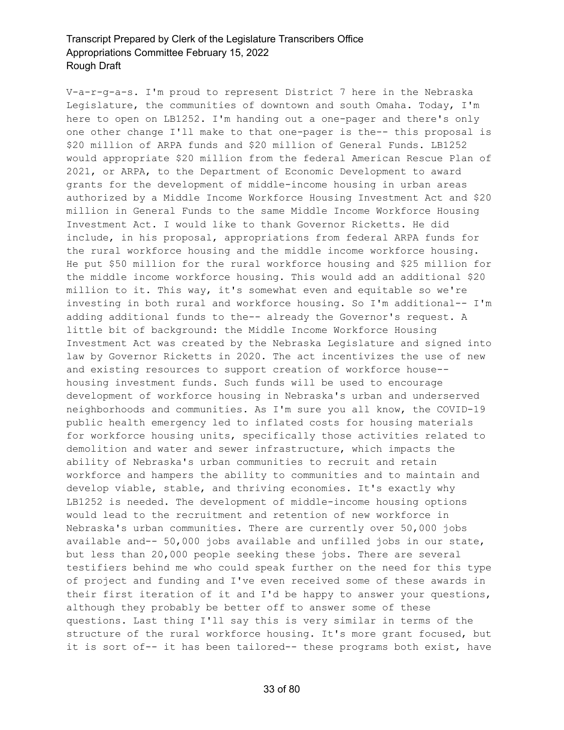V-a-r-g-a-s. I'm proud to represent District 7 here in the Nebraska Legislature, the communities of downtown and south Omaha. Today, I'm here to open on LB1252. I'm handing out a one-pager and there's only one other change I'll make to that one-pager is the-- this proposal is $20 million of ARPA funds and $20 million of General Funds. LB1252 would appropriate $20 million from the federal American Rescue Plan of 2021, or ARPA, to the Department of Economic Development to award grants for the development of middle-income housing in urban areas authorized by a Middle Income Workforce Housing Investment Act and $20 million in General Funds to the same Middle Income Workforce Housing Investment Act. I would like to thank Governor Ricketts. He did include, in his proposal, appropriations from federal ARPA funds for the rural workforce housing and the middle income workforce housing. He put $50 million for the rural workforce housing and $25 million for the middle income workforce housing. This would add an additional $20 million to it. This way, it's somewhat even and equitable so we're investing in both rural and workforce housing. So I'm additional-- I'm adding additional funds to the-- already the Governor's request. A little bit of background: the Middle Income Workforce Housing Investment Act was created by the Nebraska Legislature and signed into law by Governor Ricketts in 2020. The act incentivizes the use of new and existing resources to support creation of workforce house-- housing investment funds. Such funds will be used to encourage development of workforce housing in Nebraska's urban and underserved neighborhoods and communities. As I'm sure you all know, the COVID-19 public health emergency led to inflated costs for housing materials for workforce housing units, specifically those activities related to demolition and water and sewer infrastructure, which impacts the ability of Nebraska's urban communities to recruit and retain workforce and hampers the ability to communities and to maintain and develop viable, stable, and thriving economies. It's exactly why LB1252 is needed. The development of middle-income housing options would lead to the recruitment and retention of new workforce in Nebraska's urban communities. There are currently over 50,000 jobs available and-- 50,000 jobs available and unfilled jobs in our state, but less than 20,000 people seeking these jobs. There are several testifiers behind me who could speak further on the need for this type of project and funding and I've even received some of these awards in their first iteration of it and I'd be happy to answer your questions, although they probably be better off to answer some of these questions. Last thing I'll say this is very similar in terms of the structure of the rural workforce housing. It's more grant focused, but it is sort of-- it has been tailored-- these programs both exist, have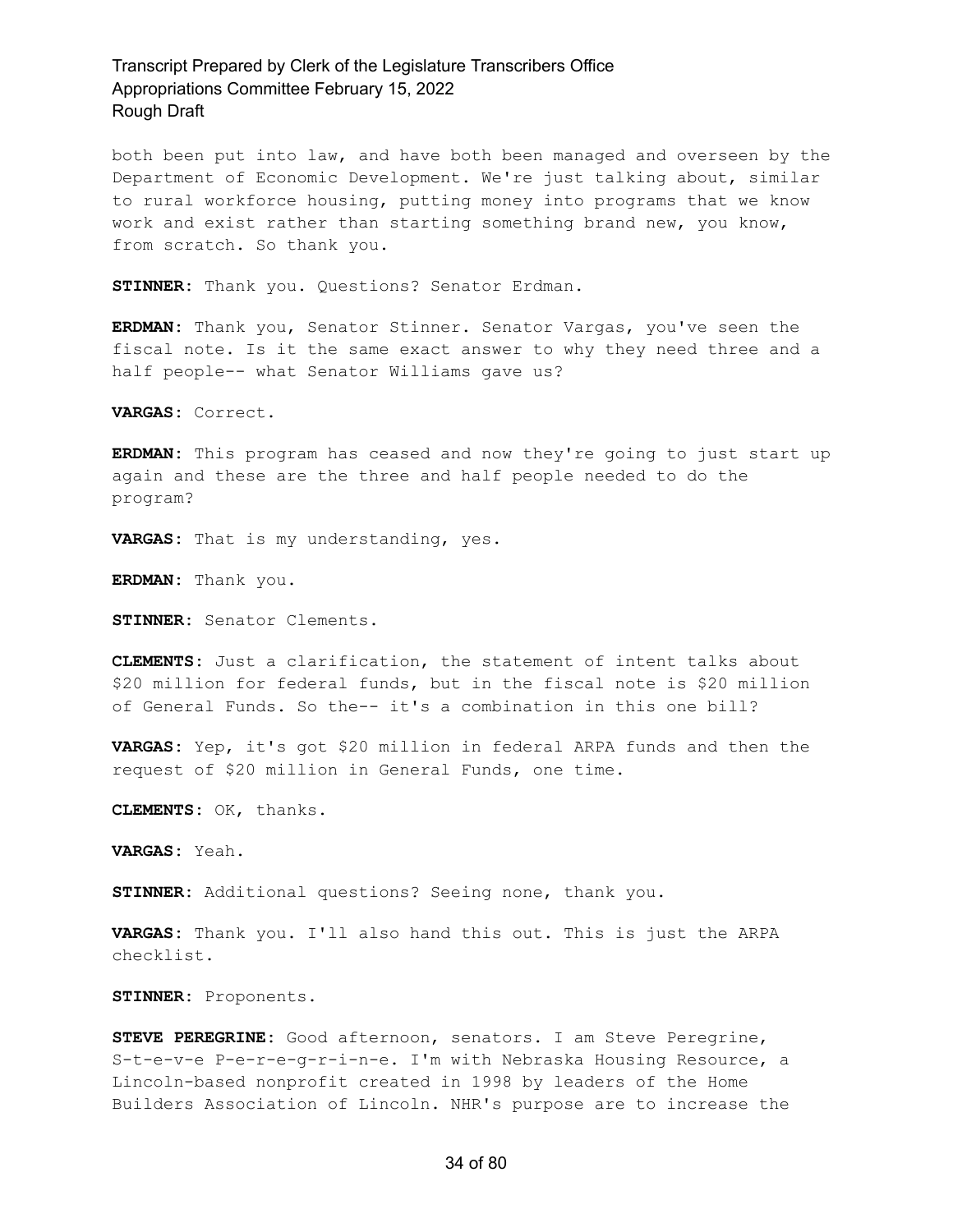both been put into law, and have both been managed and overseen by the Department of Economic Development. We're just talking about, similar to rural workforce housing, putting money into programs that we know work and exist rather than starting something brand new, you know, from scratch. So thank you.

**STINNER:** Thank you. Questions? Senator Erdman.

**ERDMAN:** Thank you, Senator Stinner. Senator Vargas, you've seen the fiscal note. Is it the same exact answer to why they need three and a half people-- what Senator Williams gave us?

**VARGAS:** Correct.

**ERDMAN:** This program has ceased and now they're going to just start up again and these are the three and half people needed to do the program?

**VARGAS:** That is my understanding, yes.

**ERDMAN:** Thank you.

**STINNER:** Senator Clements.

**CLEMENTS:** Just a clarification, the statement of intent talks about $20 million for federal funds, but in the fiscal note is $20 million of General Funds. So the-- it's a combination in this one bill?

**VARGAS:** Yep, it's got $20 million in federal ARPA funds and then the request of $20 million in General Funds, one time.

**CLEMENTS:** OK, thanks.

**VARGAS:** Yeah.

**STINNER:** Additional questions? Seeing none, thank you.

**VARGAS:** Thank you. I'll also hand this out. This is just the ARPA checklist.

**STINNER:** Proponents.

**STEVE PEREGRINE:** Good afternoon, senators. I am Steve Peregrine, S-t-e-v-e P-e-r-e-g-r-i-n-e. I'm with Nebraska Housing Resource, a Lincoln-based nonprofit created in 1998 by leaders of the Home Builders Association of Lincoln. NHR's purpose are to increase the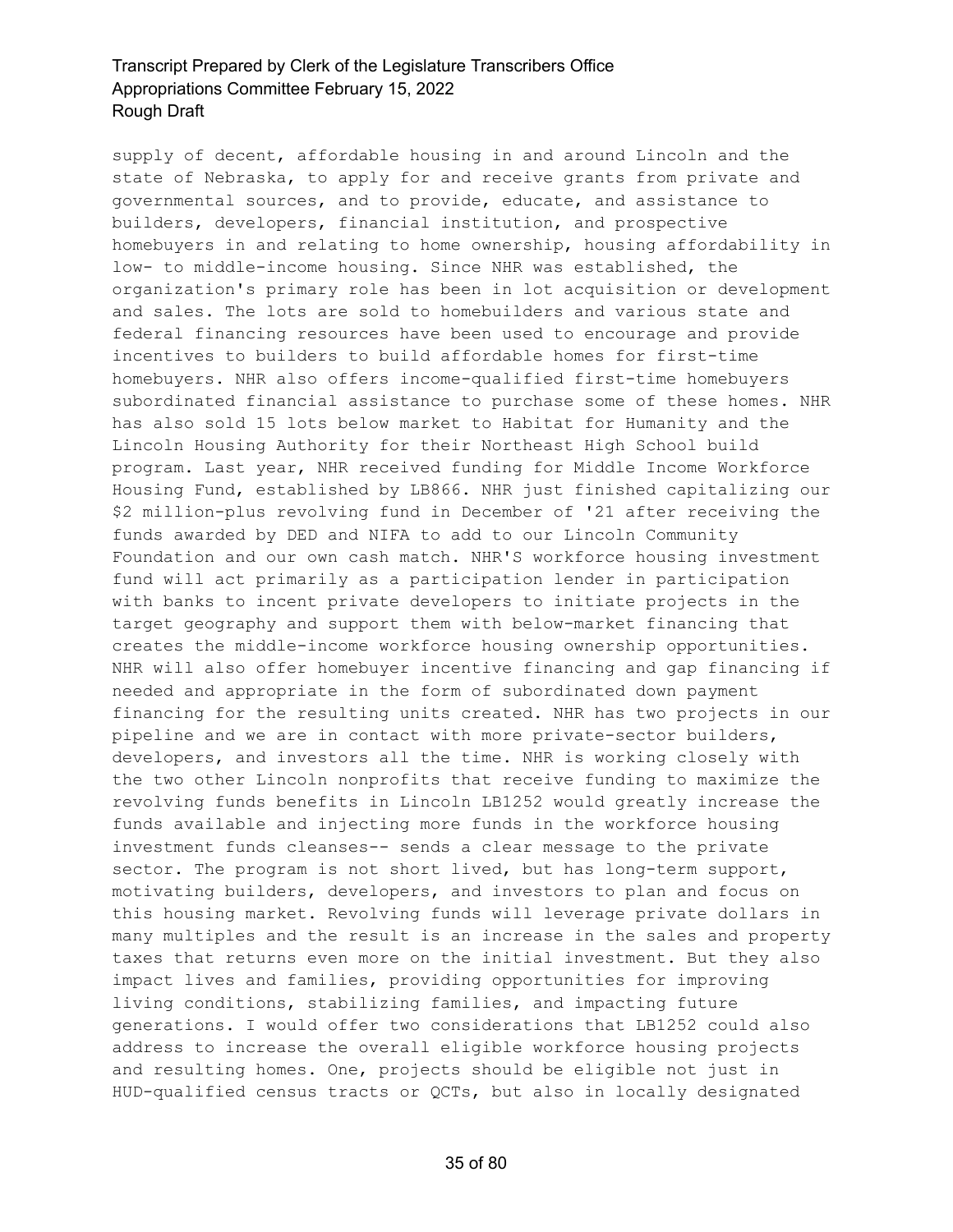supply of decent, affordable housing in and around Lincoln and the state of Nebraska, to apply for and receive grants from private and governmental sources, and to provide, educate, and assistance to builders, developers, financial institution, and prospective homebuyers in and relating to home ownership, housing affordability in low- to middle-income housing. Since NHR was established, the organization's primary role has been in lot acquisition or development and sales. The lots are sold to homebuilders and various state and federal financing resources have been used to encourage and provide incentives to builders to build affordable homes for first-time homebuyers. NHR also offers income-qualified first-time homebuyers subordinated financial assistance to purchase some of these homes. NHR has also sold 15 lots below market to Habitat for Humanity and the Lincoln Housing Authority for their Northeast High School build program. Last year, NHR received funding for Middle Income Workforce Housing Fund, established by LB866. NHR just finished capitalizing our $2 million-plus revolving fund in December of '21 after receiving the funds awarded by DED and NIFA to add to our Lincoln Community Foundation and our own cash match. NHR'S workforce housing investment fund will act primarily as a participation lender in participation with banks to incent private developers to initiate projects in the target geography and support them with below-market financing that creates the middle-income workforce housing ownership opportunities. NHR will also offer homebuyer incentive financing and gap financing if needed and appropriate in the form of subordinated down payment financing for the resulting units created. NHR has two projects in our pipeline and we are in contact with more private-sector builders, developers, and investors all the time. NHR is working closely with the two other Lincoln nonprofits that receive funding to maximize the revolving funds benefits in Lincoln LB1252 would greatly increase the funds available and injecting more funds in the workforce housing investment funds cleanses-- sends a clear message to the private sector. The program is not short lived, but has long-term support, motivating builders, developers, and investors to plan and focus on this housing market. Revolving funds will leverage private dollars in many multiples and the result is an increase in the sales and property taxes that returns even more on the initial investment. But they also impact lives and families, providing opportunities for improving living conditions, stabilizing families, and impacting future generations. I would offer two considerations that LB1252 could also address to increase the overall eligible workforce housing projects and resulting homes. One, projects should be eligible not just in HUD-qualified census tracts or QCTs, but also in locally designated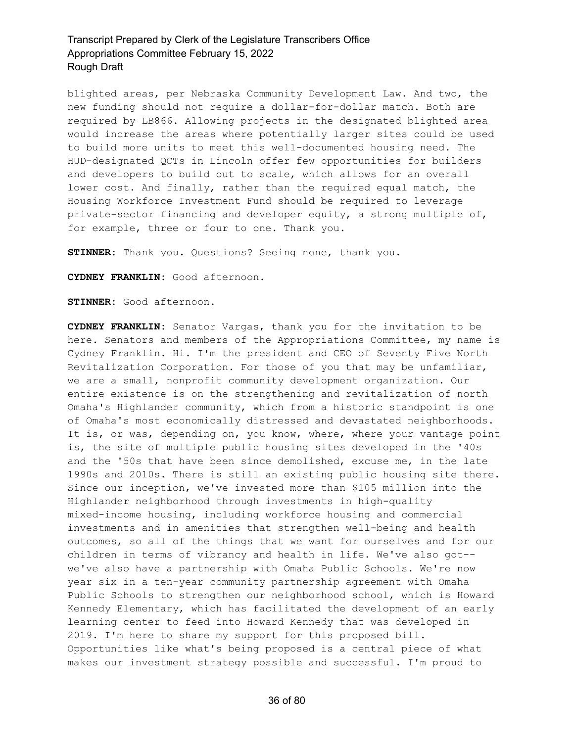blighted areas, per Nebraska Community Development Law. And two, the new funding should not require a dollar-for-dollar match. Both are required by LB866. Allowing projects in the designated blighted area would increase the areas where potentially larger sites could be used to build more units to meet this well-documented housing need. The HUD-designated QCTs in Lincoln offer few opportunities for builders and developers to build out to scale, which allows for an overall lower cost. And finally, rather than the required equal match, the Housing Workforce Investment Fund should be required to leverage private-sector financing and developer equity, a strong multiple of, for example, three or four to one. Thank you.

**STINNER:** Thank you. Questions? Seeing none, thank you.

**CYDNEY FRANKLIN:** Good afternoon.

**STINNER:** Good afternoon.

**CYDNEY FRANKLIN:** Senator Vargas, thank you for the invitation to be here. Senators and members of the Appropriations Committee, my name is Cydney Franklin. Hi. I'm the president and CEO of Seventy Five North Revitalization Corporation. For those of you that may be unfamiliar, we are a small, nonprofit community development organization. Our entire existence is on the strengthening and revitalization of north Omaha's Highlander community, which from a historic standpoint is one of Omaha's most economically distressed and devastated neighborhoods. It is, or was, depending on, you know, where, where your vantage point is, the site of multiple public housing sites developed in the '40s and the '50s that have been since demolished, excuse me, in the late 1990s and 2010s. There is still an existing public housing site there. Since our inception, we've invested more than $105 million into the Highlander neighborhood through investments in high-quality mixed-income housing, including workforce housing and commercial investments and in amenities that strengthen well-being and health outcomes, so all of the things that we want for ourselves and for our children in terms of vibrancy and health in life. We've also got-- we've also have a partnership with Omaha Public Schools. We're now year six in a ten-year community partnership agreement with Omaha Public Schools to strengthen our neighborhood school, which is Howard Kennedy Elementary, which has facilitated the development of an early learning center to feed into Howard Kennedy that was developed in 2019. I'm here to share my support for this proposed bill. Opportunities like what's being proposed is a central piece of what makes our investment strategy possible and successful. I'm proud to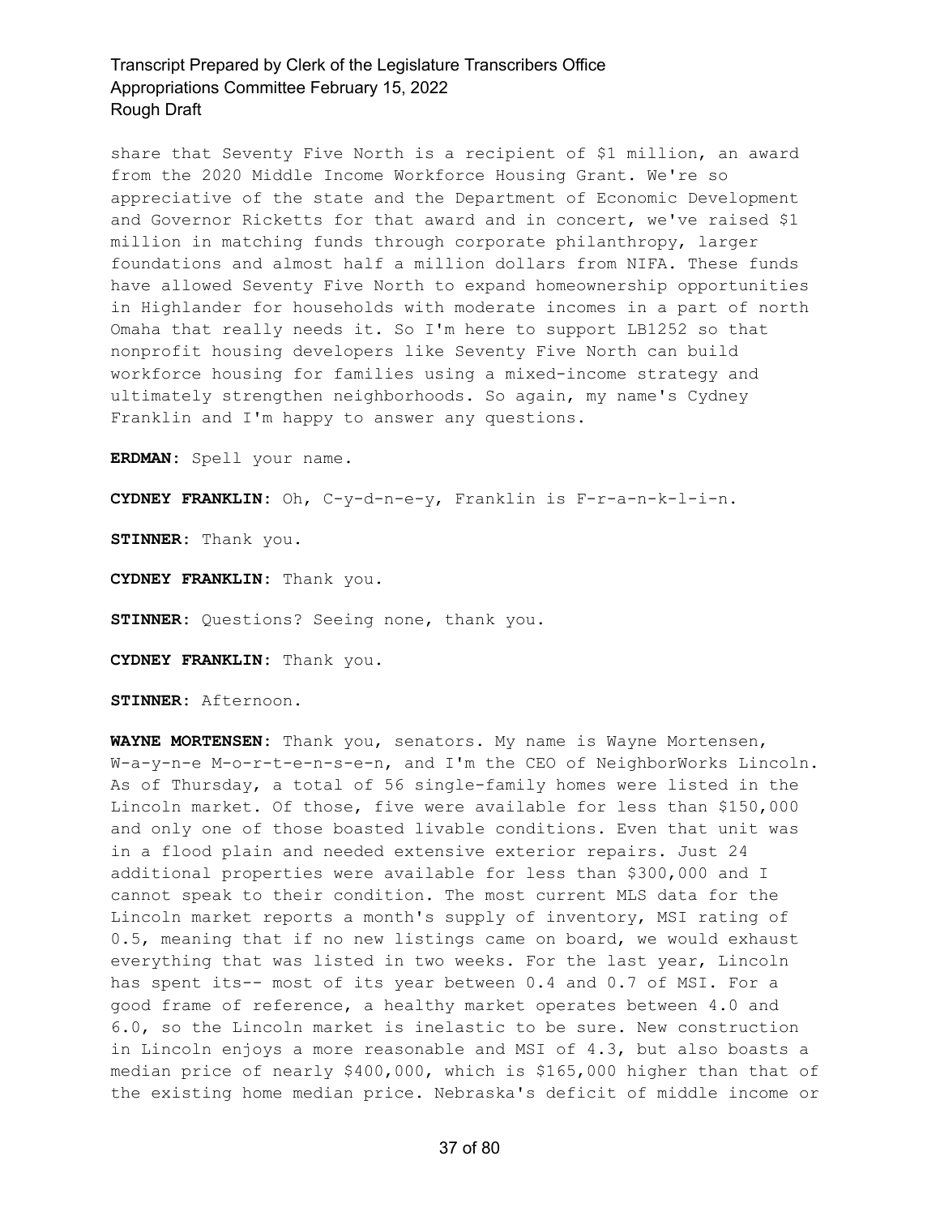share that Seventy Five North is a recipient of $1 million, an award from the 2020 Middle Income Workforce Housing Grant. We're so appreciative of the state and the Department of Economic Development and Governor Ricketts for that award and in concert, we've raised $1 million in matching funds through corporate philanthropy, larger foundations and almost half a million dollars from NIFA. These funds have allowed Seventy Five North to expand homeownership opportunities in Highlander for households with moderate incomes in a part of north Omaha that really needs it. So I'm here to support LB1252 so that nonprofit housing developers like Seventy Five North can build workforce housing for families using a mixed-income strategy and ultimately strengthen neighborhoods. So again, my name's Cydney Franklin and I'm happy to answer any questions.

**ERDMAN:** Spell your name.

**CYDNEY FRANKLIN:** Oh, C-y-d-n-e-y, Franklin is F-r-a-n-k-l-i-n.

**STINNER:** Thank you.

**CYDNEY FRANKLIN:** Thank you.

**STINNER:** Questions? Seeing none, thank you.

**CYDNEY FRANKLIN:** Thank you.

**STINNER:** Afternoon.

**WAYNE MORTENSEN:** Thank you, senators. My name is Wayne Mortensen, W-a-y-n-e M-o-r-t-e-n-s-e-n, and I'm the CEO of NeighborWorks Lincoln. As of Thursday, a total of 56 single-family homes were listed in the Lincoln market. Of those, five were available for less than $150,000 and only one of those boasted livable conditions. Even that unit was in a flood plain and needed extensive exterior repairs. Just 24 additional properties were available for less than $300,000 and I cannot speak to their condition. The most current MLS data for the Lincoln market reports a month's supply of inventory, MSI rating of 0.5, meaning that if no new listings came on board, we would exhaust everything that was listed in two weeks. For the last year, Lincoln has spent its-- most of its year between 0.4 and 0.7 of MSI. For a good frame of reference, a healthy market operates between 4.0 and 6.0, so the Lincoln market is inelastic to be sure. New construction in Lincoln enjoys a more reasonable and MSI of 4.3, but also boasts a median price of nearly $400,000, which is $165,000 higher than that of the existing home median price. Nebraska's deficit of middle income or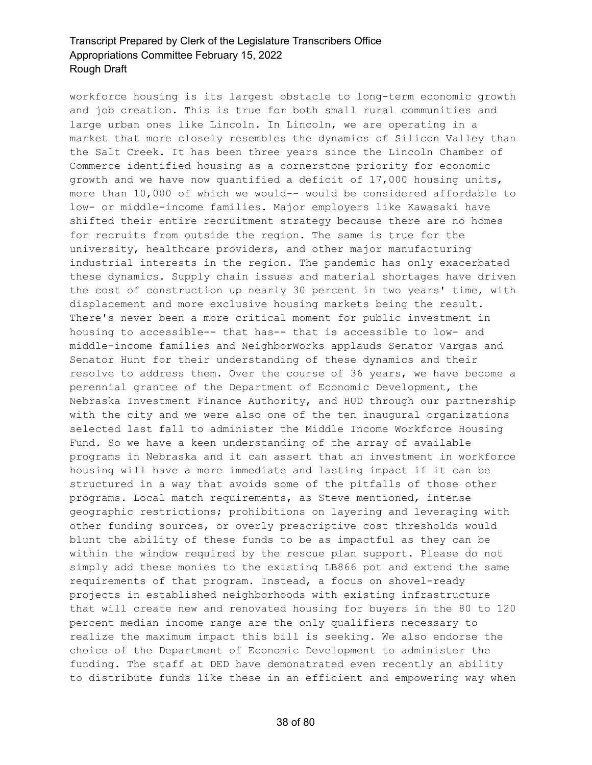workforce housing is its largest obstacle to long-term economic growth and job creation. This is true for both small rural communities and large urban ones like Lincoln. In Lincoln, we are operating in a market that more closely resembles the dynamics of Silicon Valley than the Salt Creek. It has been three years since the Lincoln Chamber of Commerce identified housing as a cornerstone priority for economic growth and we have now quantified a deficit of 17,000 housing units, more than 10,000 of which we would-- would be considered affordable to low- or middle-income families. Major employers like Kawasaki have shifted their entire recruitment strategy because there are no homes for recruits from outside the region. The same is true for the university, healthcare providers, and other major manufacturing industrial interests in the region. The pandemic has only exacerbated these dynamics. Supply chain issues and material shortages have driven the cost of construction up nearly 30 percent in two years' time, with displacement and more exclusive housing markets being the result. There's never been a more critical moment for public investment in housing to accessible-- that has-- that is accessible to low- and middle-income families and NeighborWorks applauds Senator Vargas and Senator Hunt for their understanding of these dynamics and their resolve to address them. Over the course of 36 years, we have become a perennial grantee of the Department of Economic Development, the Nebraska Investment Finance Authority, and HUD through our partnership with the city and we were also one of the ten inaugural organizations selected last fall to administer the Middle Income Workforce Housing Fund. So we have a keen understanding of the array of available programs in Nebraska and it can assert that an investment in workforce housing will have a more immediate and lasting impact if it can be structured in a way that avoids some of the pitfalls of those other programs. Local match requirements, as Steve mentioned, intense geographic restrictions; prohibitions on layering and leveraging with other funding sources, or overly prescriptive cost thresholds would blunt the ability of these funds to be as impactful as they can be within the window required by the rescue plan support. Please do not simply add these monies to the existing LB866 pot and extend the same requirements of that program. Instead, a focus on shovel-ready projects in established neighborhoods with existing infrastructure that will create new and renovated housing for buyers in the 80 to 120 percent median income range are the only qualifiers necessary to realize the maximum impact this bill is seeking. We also endorse the choice of the Department of Economic Development to administer the funding. The staff at DED have demonstrated even recently an ability to distribute funds like these in an efficient and empowering way when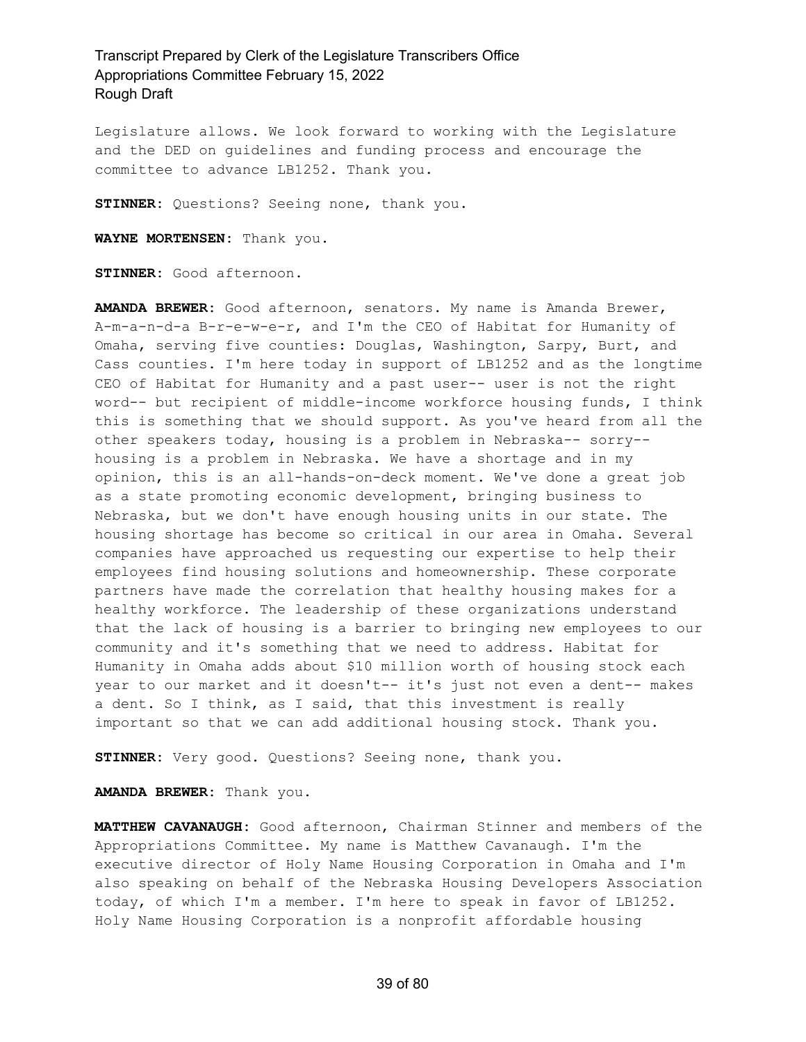Legislature allows. We look forward to working with the Legislature and the DED on guidelines and funding process and encourage the committee to advance LB1252. Thank you.

**STINNER:** Questions? Seeing none, thank you.

**WAYNE MORTENSEN:** Thank you.

**STINNER:** Good afternoon.

**AMANDA BREWER:** Good afternoon, senators. My name is Amanda Brewer, A-m-a-n-d-a B-r-e-w-e-r, and I'm the CEO of Habitat for Humanity of Omaha, serving five counties: Douglas, Washington, Sarpy, Burt, and Cass counties. I'm here today in support of LB1252 and as the longtime CEO of Habitat for Humanity and a past user-- user is not the right word-- but recipient of middle-income workforce housing funds, I think this is something that we should support. As you've heard from all the other speakers today, housing is a problem in Nebraska-- sorry-- housing is a problem in Nebraska. We have a shortage and in my opinion, this is an all-hands-on-deck moment. We've done a great job as a state promoting economic development, bringing business to Nebraska, but we don't have enough housing units in our state. The housing shortage has become so critical in our area in Omaha. Several companies have approached us requesting our expertise to help their employees find housing solutions and homeownership. These corporate partners have made the correlation that healthy housing makes for a healthy workforce. The leadership of these organizations understand that the lack of housing is a barrier to bringing new employees to our community and it's something that we need to address. Habitat for Humanity in Omaha adds about $10 million worth of housing stock each year to our market and it doesn't-- it's just not even a dent-- makes a dent. So I think, as I said, that this investment is really important so that we can add additional housing stock. Thank you.

**STINNER:** Very good. Questions? Seeing none, thank you.

**AMANDA BREWER:** Thank you.

**MATTHEW CAVANAUGH:** Good afternoon, Chairman Stinner and members of the Appropriations Committee. My name is Matthew Cavanaugh. I'm the executive director of Holy Name Housing Corporation in Omaha and I'm also speaking on behalf of the Nebraska Housing Developers Association today, of which I'm a member. I'm here to speak in favor of LB1252. Holy Name Housing Corporation is a nonprofit affordable housing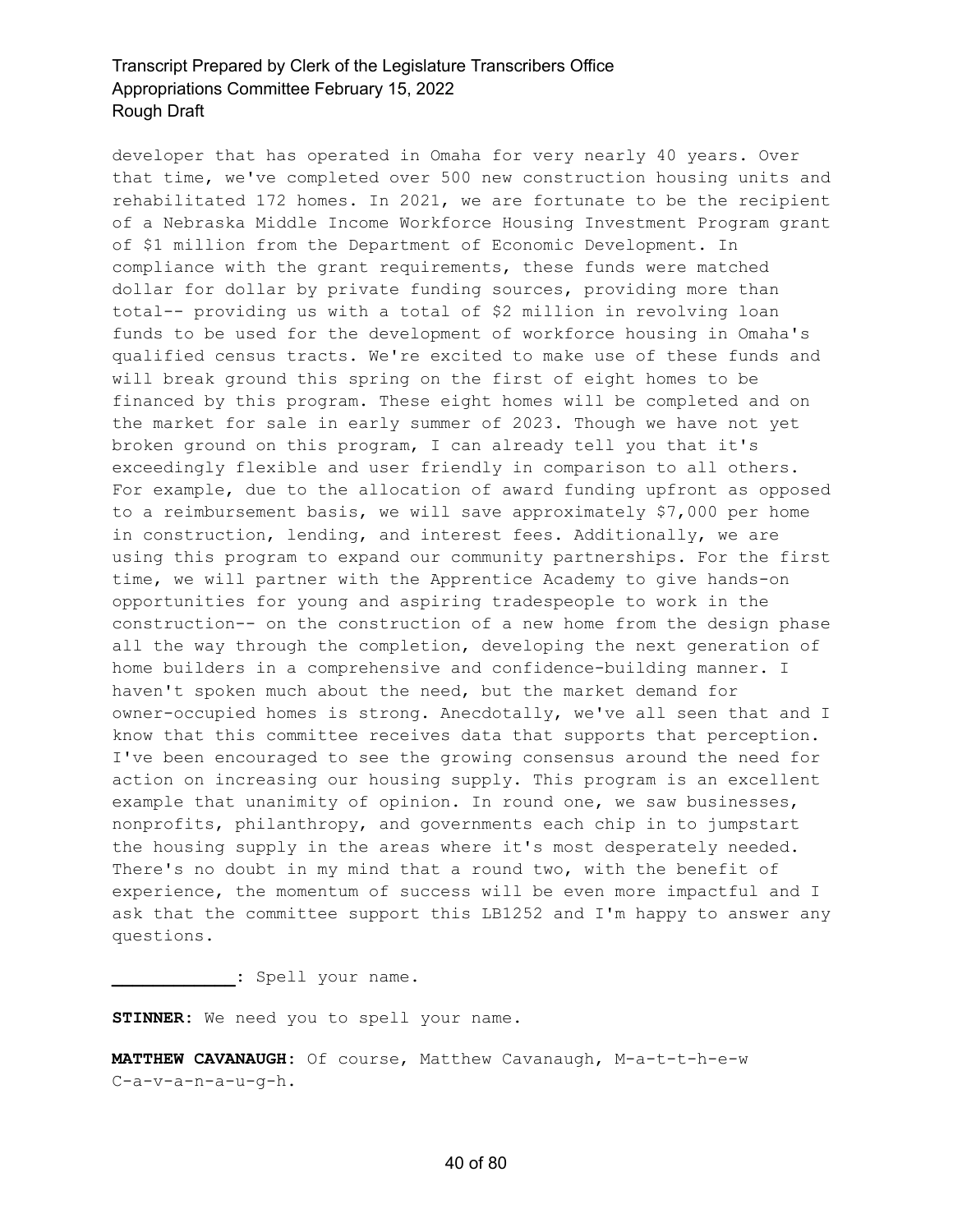developer that has operated in Omaha for very nearly 40 years. Over that time, we've completed over 500 new construction housing units and rehabilitated 172 homes. In 2021, we are fortunate to be the recipient of a Nebraska Middle Income Workforce Housing Investment Program grant of $1 million from the Department of Economic Development. In compliance with the grant requirements, these funds were matched dollar for dollar by private funding sources, providing more than total-- providing us with a total of $2 million in revolving loan funds to be used for the development of workforce housing in Omaha's qualified census tracts. We're excited to make use of these funds and will break ground this spring on the first of eight homes to be financed by this program. These eight homes will be completed and on the market for sale in early summer of 2023. Though we have not yet broken ground on this program, I can already tell you that it's exceedingly flexible and user friendly in comparison to all others. For example, due to the allocation of award funding upfront as opposed to a reimbursement basis, we will save approximately $7,000 per home in construction, lending, and interest fees. Additionally, we are using this program to expand our community partnerships. For the first time, we will partner with the Apprentice Academy to give hands-on opportunities for young and aspiring tradespeople to work in the construction-- on the construction of a new home from the design phase all the way through the completion, developing the next generation of home builders in a comprehensive and confidence-building manner. I haven't spoken much about the need, but the market demand for owner-occupied homes is strong. Anecdotally, we've all seen that and I know that this committee receives data that supports that perception. I've been encouraged to see the growing consensus around the need for action on increasing our housing supply. This program is an excellent example that unanimity of opinion. In round one, we saw businesses, nonprofits, philanthropy, and governments each chip in to jumpstart the housing supply in the areas where it's most desperately needed. There's no doubt in my mind that a round two, with the benefit of experience, the momentum of success will be even more impactful and I ask that the committee support this LB1252 and I'm happy to answer any questions.

**____________**: Spell your name.

**STINNER**: We need you to spell your name.

**MATTHEW CAVANAUGH**: Of course, Matthew Cavanaugh, M-a-t-t-h-e-w C-a-v-a-n-a-u-g-h.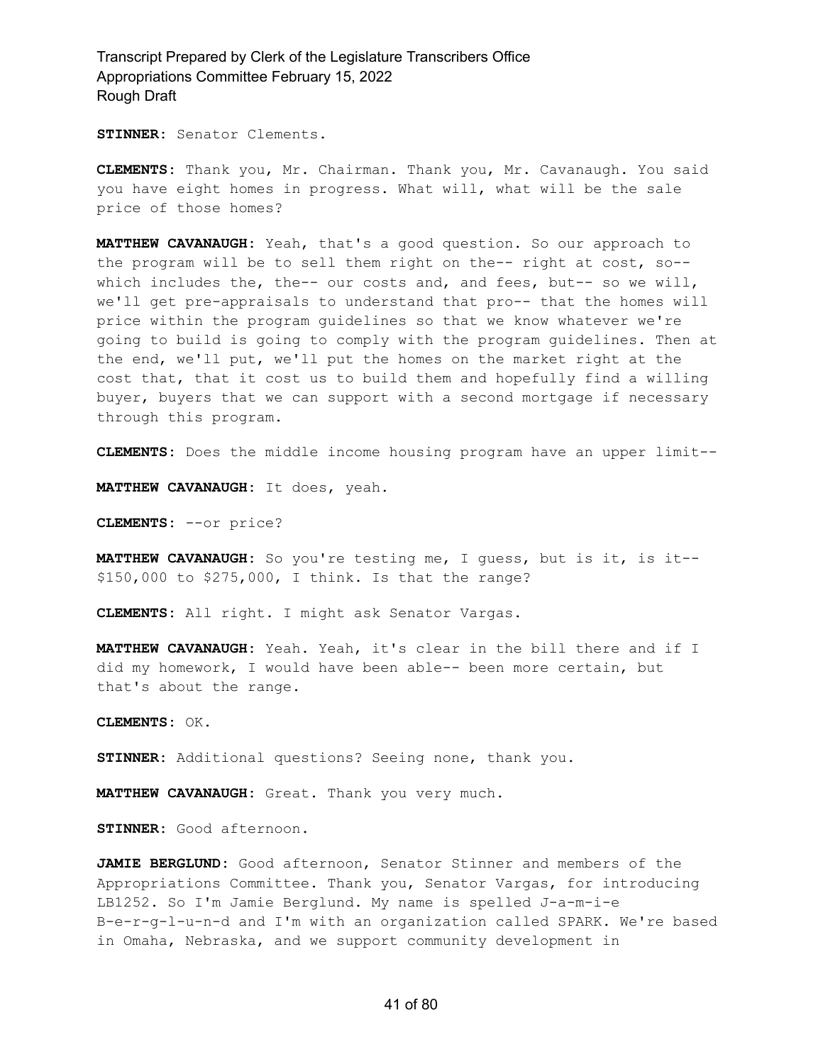**STINNER:** Senator Clements.

**CLEMENTS:** Thank you, Mr. Chairman. Thank you, Mr. Cavanaugh. You said you have eight homes in progress. What will, what will be the sale price of those homes?

**MATTHEW CAVANAUGH:** Yeah, that's a good question. So our approach to the program will be to sell them right on the-- right at cost, so-- which includes the, the-- our costs and, and fees, but-- so we will, we'll get pre-appraisals to understand that pro-- that the homes will price within the program guidelines so that we know whatever we're going to build is going to comply with the program guidelines. Then at the end, we'll put, we'll put the homes on the market right at the cost that, that it cost us to build them and hopefully find a willing buyer, buyers that we can support with a second mortgage if necessary through this program.

**CLEMENTS:** Does the middle income housing program have an upper limit--

**MATTHEW CAVANAUGH:** It does, yeah.

**CLEMENTS:** --or price?

**MATTHEW CAVANAUGH:** So you're testing me, I guess, but is it, is it-- $150,000 to $275,000, I think. Is that the range?

**CLEMENTS:** All right. I might ask Senator Vargas.

**MATTHEW CAVANAUGH:** Yeah. Yeah, it's clear in the bill there and if I did my homework, I would have been able-- been more certain, but that's about the range.

**CLEMENTS:** OK.

**STINNER:** Additional questions? Seeing none, thank you.

**MATTHEW CAVANAUGH:** Great. Thank you very much.

**STINNER:** Good afternoon.

**JAMIE BERGLUND:** Good afternoon, Senator Stinner and members of the Appropriations Committee. Thank you, Senator Vargas, for introducing LB1252. So I'm Jamie Berglund. My name is spelled J-a-m-i-e B-e-r-g-l-u-n-d and I'm with an organization called SPARK. We're based in Omaha, Nebraska, and we support community development in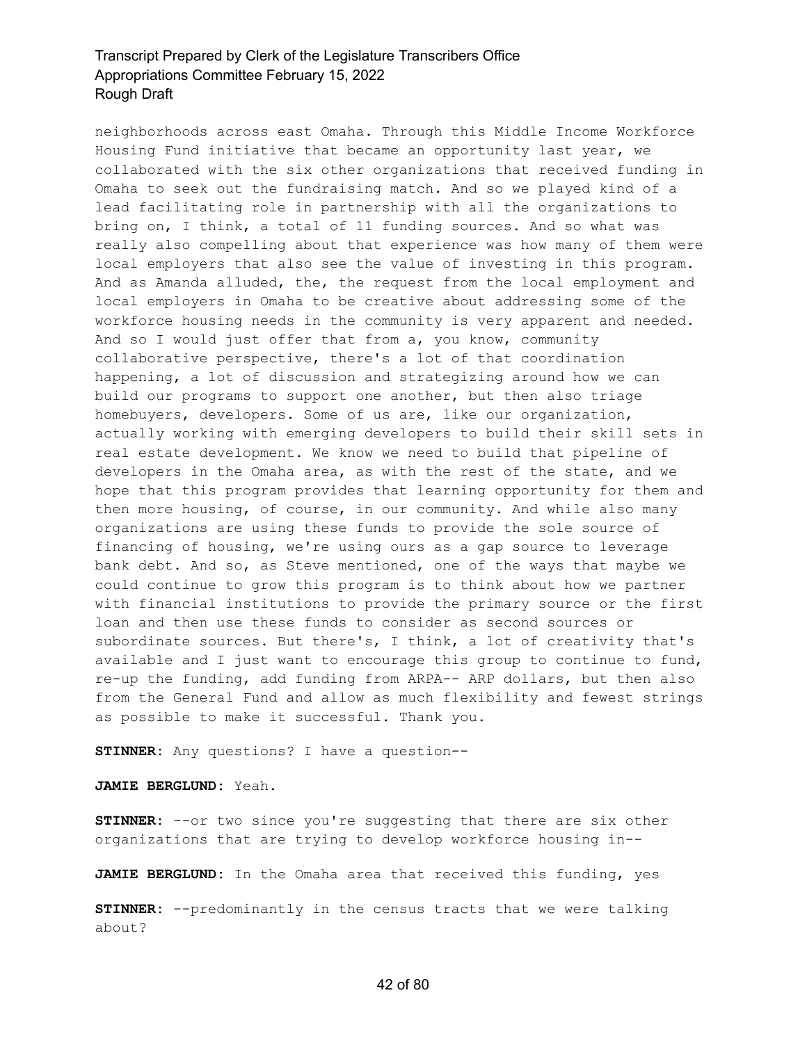neighborhoods across east Omaha. Through this Middle Income Workforce Housing Fund initiative that became an opportunity last year, we collaborated with the six other organizations that received funding in Omaha to seek out the fundraising match. And so we played kind of a lead facilitating role in partnership with all the organizations to bring on, I think, a total of 11 funding sources. And so what was really also compelling about that experience was how many of them were local employers that also see the value of investing in this program. And as Amanda alluded, the, the request from the local employment and local employers in Omaha to be creative about addressing some of the workforce housing needs in the community is very apparent and needed. And so I would just offer that from a, you know, community collaborative perspective, there's a lot of that coordination happening, a lot of discussion and strategizing around how we can build our programs to support one another, but then also triage homebuyers, developers. Some of us are, like our organization, actually working with emerging developers to build their skill sets in real estate development. We know we need to build that pipeline of developers in the Omaha area, as with the rest of the state, and we hope that this program provides that learning opportunity for them and then more housing, of course, in our community. And while also many organizations are using these funds to provide the sole source of financing of housing, we're using ours as a gap source to leverage bank debt. And so, as Steve mentioned, one of the ways that maybe we could continue to grow this program is to think about how we partner with financial institutions to provide the primary source or the first loan and then use these funds to consider as second sources or subordinate sources. But there's, I think, a lot of creativity that's available and I just want to encourage this group to continue to fund, re-up the funding, add funding from ARPA-- ARP dollars, but then also from the General Fund and allow as much flexibility and fewest strings as possible to make it successful. Thank you.

**STINNER:** Any questions? I have a question--

**JAMIE BERGLUND:** Yeah.

**STINNER:** --or two since you're suggesting that there are six other organizations that are trying to develop workforce housing in--

**JAMIE BERGLUND:** In the Omaha area that received this funding, yes

**STINNER:** --predominantly in the census tracts that we were talking about?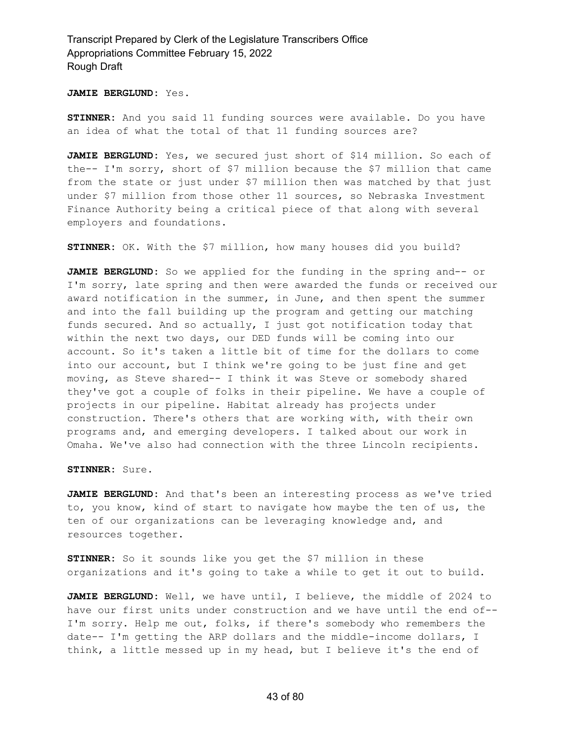**JAMIE BERGLUND:** Yes.

**STINNER:** And you said 11 funding sources were available. Do you have an idea of what the total of that 11 funding sources are?

**JAMIE BERGLUND:** Yes, we secured just short of $14 million. So each of the-- I'm sorry, short of $7 million because the $7 million that came from the state or just under $7 million then was matched by that just under $7 million from those other 11 sources, so Nebraska Investment Finance Authority being a critical piece of that along with several employers and foundations.

**STINNER:** OK. With the $7 million, how many houses did you build?

**JAMIE BERGLUND:** So we applied for the funding in the spring and-- or I'm sorry, late spring and then were awarded the funds or received our award notification in the summer, in June, and then spent the summer and into the fall building up the program and getting our matching funds secured. And so actually, I just got notification today that within the next two days, our DED funds will be coming into our account. So it's taken a little bit of time for the dollars to come into our account, but I think we're going to be just fine and get moving, as Steve shared-- I think it was Steve or somebody shared they've got a couple of folks in their pipeline. We have a couple of projects in our pipeline. Habitat already has projects under construction. There's others that are working with, with their own programs and, and emerging developers. I talked about our work in Omaha. We've also had connection with the three Lincoln recipients.

**STINNER:** Sure.

**JAMIE BERGLUND:** And that's been an interesting process as we've tried to, you know, kind of start to navigate how maybe the ten of us, the ten of our organizations can be leveraging knowledge and, and resources together.

**STINNER:** So it sounds like you get the $7 million in these organizations and it's going to take a while to get it out to build.

**JAMIE BERGLUND:** Well, we have until, I believe, the middle of 2024 to have our first units under construction and we have until the end of-- I'm sorry. Help me out, folks, if there's somebody who remembers the date-- I'm getting the ARP dollars and the middle-income dollars, I think, a little messed up in my head, but I believe it's the end of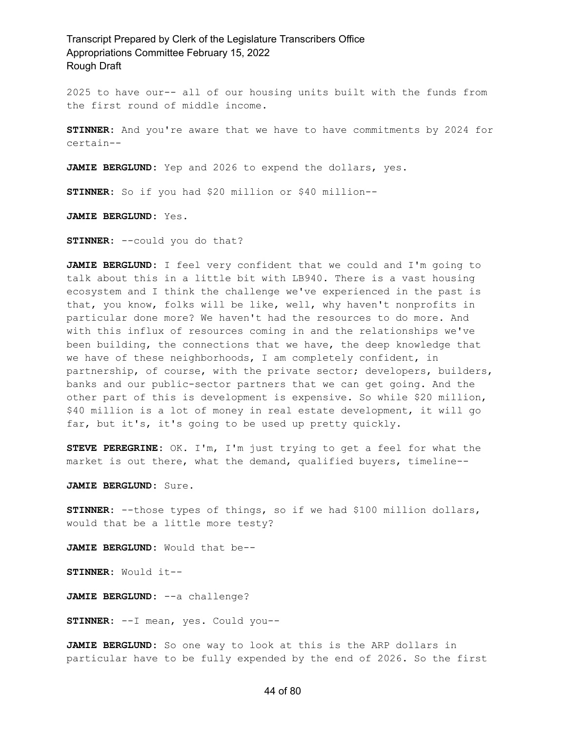2025 to have our-- all of our housing units built with the funds from the first round of middle income.

**STINNER:** And you're aware that we have to have commitments by 2024 for certain--

**JAMIE BERGLUND:** Yep and 2026 to expend the dollars, yes.

**STINNER:** So if you had $20 million or $40 million--

**JAMIE BERGLUND:** Yes.

**STINNER:** --could you do that?

**JAMIE BERGLUND:** I feel very confident that we could and I'm going to talk about this in a little bit with LB940. There is a vast housing ecosystem and I think the challenge we've experienced in the past is that, you know, folks will be like, well, why haven't nonprofits in particular done more? We haven't had the resources to do more. And with this influx of resources coming in and the relationships we've been building, the connections that we have, the deep knowledge that we have of these neighborhoods, I am completely confident, in partnership, of course, with the private sector; developers, builders, banks and our public-sector partners that we can get going. And the other part of this is development is expensive. So while $20 million, $40 million is a lot of money in real estate development, it will go far, but it's, it's going to be used up pretty quickly.

**STEVE PEREGRINE:** OK. I'm, I'm just trying to get a feel for what the market is out there, what the demand, qualified buyers, timeline--

**JAMIE BERGLUND:** Sure.

**STINNER:** --those types of things, so if we had $100 million dollars, would that be a little more testy?

**JAMIE BERGLUND:** Would that be--

**STINNER:** Would it--

**JAMIE BERGLUND:** --a challenge?

**STINNER:** --I mean, yes. Could you--

**JAMIE BERGLUND:** So one way to look at this is the ARP dollars in particular have to be fully expended by the end of 2026. So the first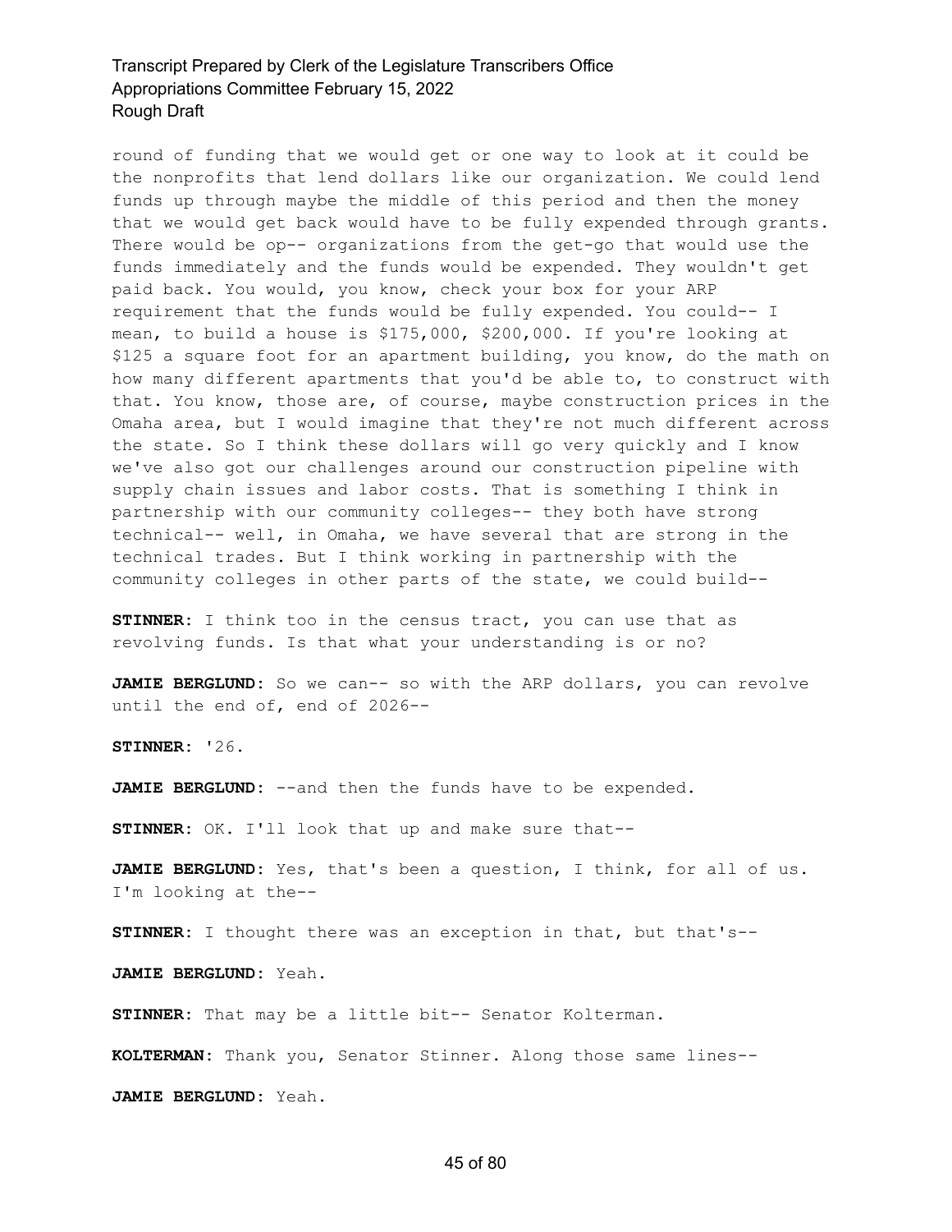round of funding that we would get or one way to look at it could be the nonprofits that lend dollars like our organization. We could lend funds up through maybe the middle of this period and then the money that we would get back would have to be fully expended through grants. There would be op-- organizations from the get-go that would use the funds immediately and the funds would be expended. They wouldn't get paid back. You would, you know, check your box for your ARP requirement that the funds would be fully expended. You could-- I mean, to build a house is $175,000, $200,000. If you're looking at $125 a square foot for an apartment building, you know, do the math on how many different apartments that you'd be able to, to construct with that. You know, those are, of course, maybe construction prices in the Omaha area, but I would imagine that they're not much different across the state. So I think these dollars will go very quickly and I know we've also got our challenges around our construction pipeline with supply chain issues and labor costs. That is something I think in partnership with our community colleges-- they both have strong technical-- well, in Omaha, we have several that are strong in the technical trades. But I think working in partnership with the community colleges in other parts of the state, we could build--

**STINNER:** I think too in the census tract, you can use that as revolving funds. Is that what your understanding is or no?

**JAMIE BERGLUND:** So we can-- so with the ARP dollars, you can revolve until the end of, end of 2026--

**STINNER:** '26.

**JAMIE BERGLUND:** --and then the funds have to be expended.

**STINNER:** OK. I'll look that up and make sure that--

**JAMIE BERGLUND:** Yes, that's been a question, I think, for all of us. I'm looking at the--

**STINNER:** I thought there was an exception in that, but that's--

**JAMIE BERGLUND:** Yeah.

**STINNER:** That may be a little bit-- Senator Kolterman.

**KOLTERMAN:** Thank you, Senator Stinner. Along those same lines--

**JAMIE BERGLUND:** Yeah.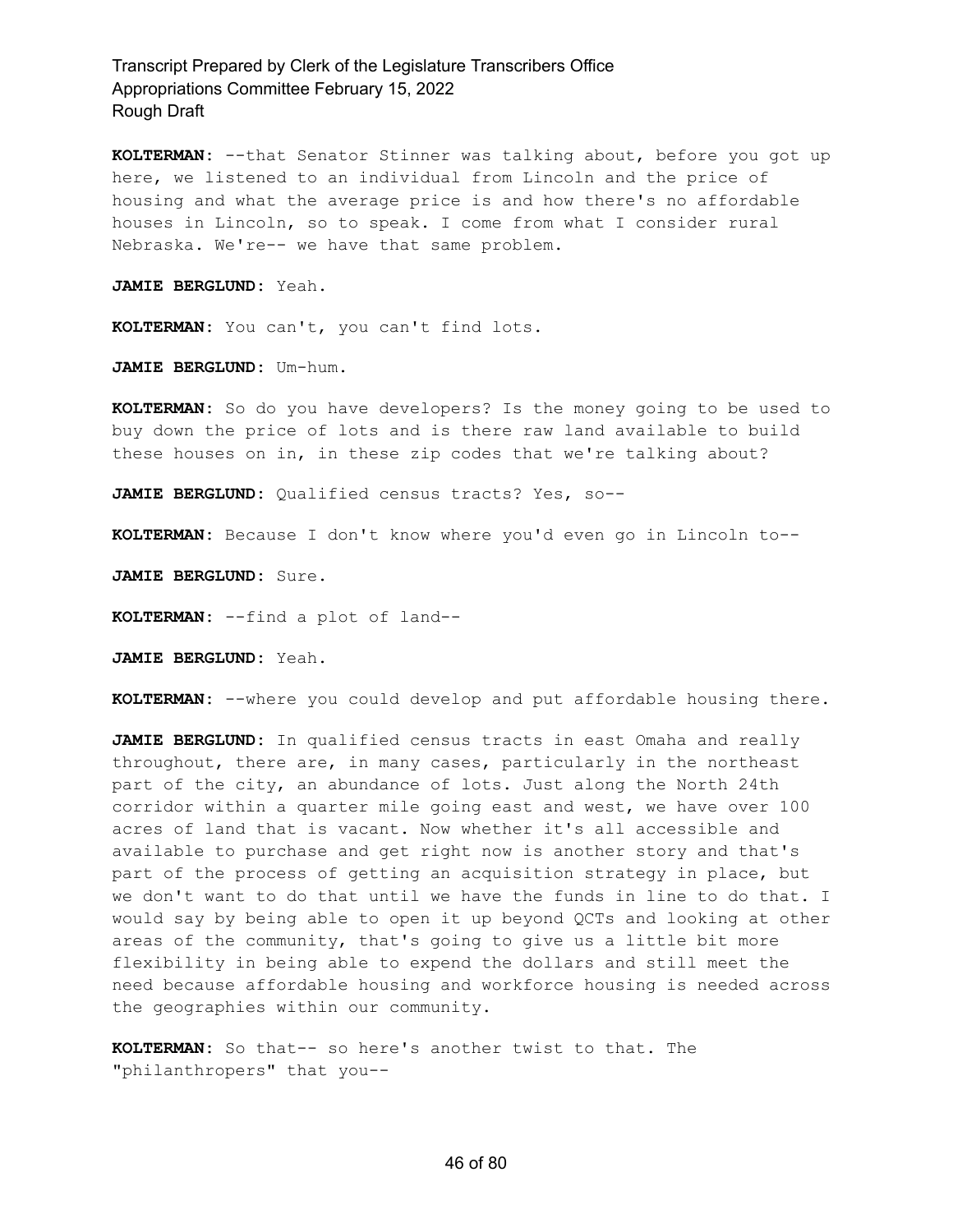**KOLTERMAN:** --that Senator Stinner was talking about, before you got up here, we listened to an individual from Lincoln and the price of housing and what the average price is and how there's no affordable houses in Lincoln, so to speak. I come from what I consider rural Nebraska. We're-- we have that same problem.

**JAMIE BERGLUND:** Yeah.

**KOLTERMAN:** You can't, you can't find lots.

**JAMIE BERGLUND:** Um-hum.

**KOLTERMAN:** So do you have developers? Is the money going to be used to buy down the price of lots and is there raw land available to build these houses on in, in these zip codes that we're talking about?

**JAMIE BERGLUND:** Qualified census tracts? Yes, so--

**KOLTERMAN:** Because I don't know where you'd even go in Lincoln to--

**JAMIE BERGLUND:** Sure.

**KOLTERMAN:** --find a plot of land--

**JAMIE BERGLUND:** Yeah.

**KOLTERMAN:** --where you could develop and put affordable housing there.

**JAMIE BERGLUND:** In qualified census tracts in east Omaha and really throughout, there are, in many cases, particularly in the northeast part of the city, an abundance of lots. Just along the North 24th corridor within a quarter mile going east and west, we have over 100 acres of land that is vacant. Now whether it's all accessible and available to purchase and get right now is another story and that's part of the process of getting an acquisition strategy in place, but we don't want to do that until we have the funds in line to do that. I would say by being able to open it up beyond QCTs and looking at other areas of the community, that's going to give us a little bit more flexibility in being able to expend the dollars and still meet the need because affordable housing and workforce housing is needed across the geographies within our community.

**KOLTERMAN:** So that-- so here's another twist to that. The "philanthropers" that you--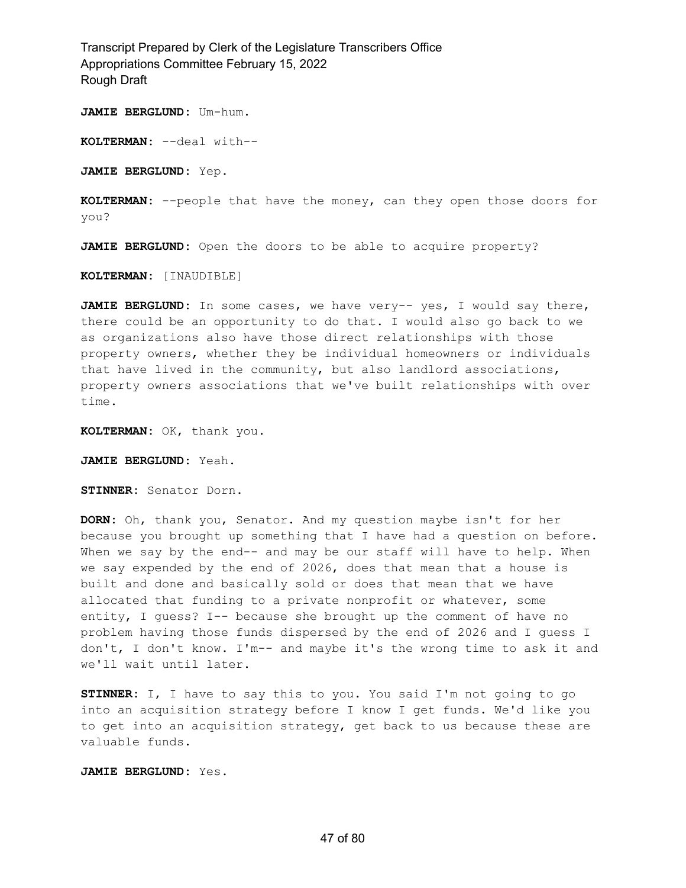**JAMIE BERGLUND:** Um-hum.

**KOLTERMAN:** --deal with--

**JAMIE BERGLUND:** Yep.

**KOLTERMAN:** --people that have the money, can they open those doors for you?

**JAMIE BERGLUND:** Open the doors to be able to acquire property?

**KOLTERMAN:** [INAUDIBLE]

**JAMIE BERGLUND:** In some cases, we have very-- yes, I would say there, there could be an opportunity to do that. I would also go back to we as organizations also have those direct relationships with those property owners, whether they be individual homeowners or individuals that have lived in the community, but also landlord associations, property owners associations that we've built relationships with over time.

**KOLTERMAN:** OK, thank you.

**JAMIE BERGLUND:** Yeah.

**STINNER:** Senator Dorn.

**DORN:** Oh, thank you, Senator. And my question maybe isn't for her because you brought up something that I have had a question on before. When we say by the end-- and may be our staff will have to help. When we say expended by the end of 2026, does that mean that a house is built and done and basically sold or does that mean that we have allocated that funding to a private nonprofit or whatever, some entity, I guess? I-- because she brought up the comment of have no problem having those funds dispersed by the end of 2026 and I guess I don't, I don't know. I'm-- and maybe it's the wrong time to ask it and we'll wait until later.

**STINNER:** I, I have to say this to you. You said I'm not going to go into an acquisition strategy before I know I get funds. We'd like you to get into an acquisition strategy, get back to us because these are valuable funds.

**JAMIE BERGLUND:** Yes.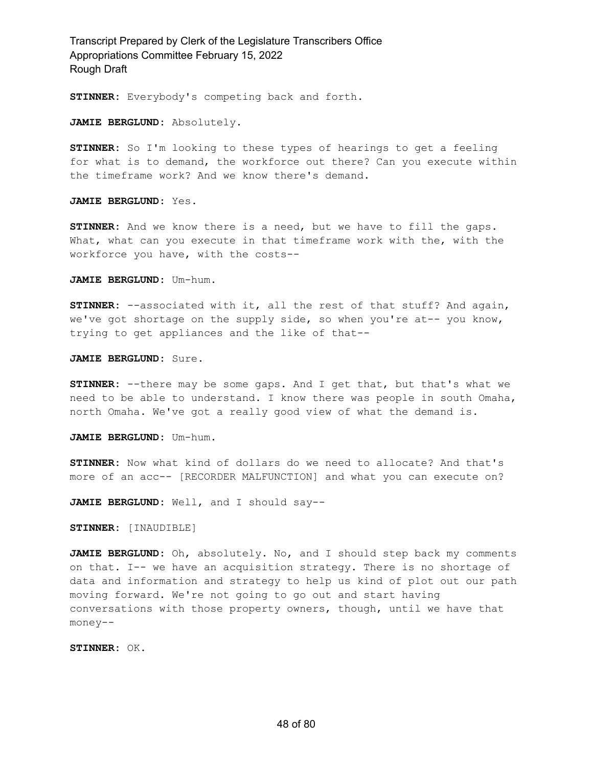**STINNER:** Everybody's competing back and forth.

**JAMIE BERGLUND:** Absolutely.

**STINNER:** So I'm looking to these types of hearings to get a feeling for what is to demand, the workforce out there? Can you execute within the timeframe work? And we know there's demand.

**JAMIE BERGLUND:** Yes.

**STINNER:** And we know there is a need, but we have to fill the gaps. What, what can you execute in that timeframe work with the, with the workforce you have, with the costs--

**JAMIE BERGLUND:** Um-hum.

**STINNER:** --associated with it, all the rest of that stuff? And again, we've got shortage on the supply side, so when you're at-- you know, trying to get appliances and the like of that--

**JAMIE BERGLUND:** Sure.

**STINNER:** --there may be some gaps. And I get that, but that's what we need to be able to understand. I know there was people in south Omaha, north Omaha. We've got a really good view of what the demand is.

**JAMIE BERGLUND:** Um-hum.

**STINNER:** Now what kind of dollars do we need to allocate? And that's more of an acc-- [RECORDER MALFUNCTION] and what you can execute on?

**JAMIE BERGLUND:** Well, and I should say--

**STINNER:** [INAUDIBLE]

**JAMIE BERGLUND:** Oh, absolutely. No, and I should step back my comments on that. I-- we have an acquisition strategy. There is no shortage of data and information and strategy to help us kind of plot out our path moving forward. We're not going to go out and start having conversations with those property owners, though, until we have that money--

**STINNER:** OK.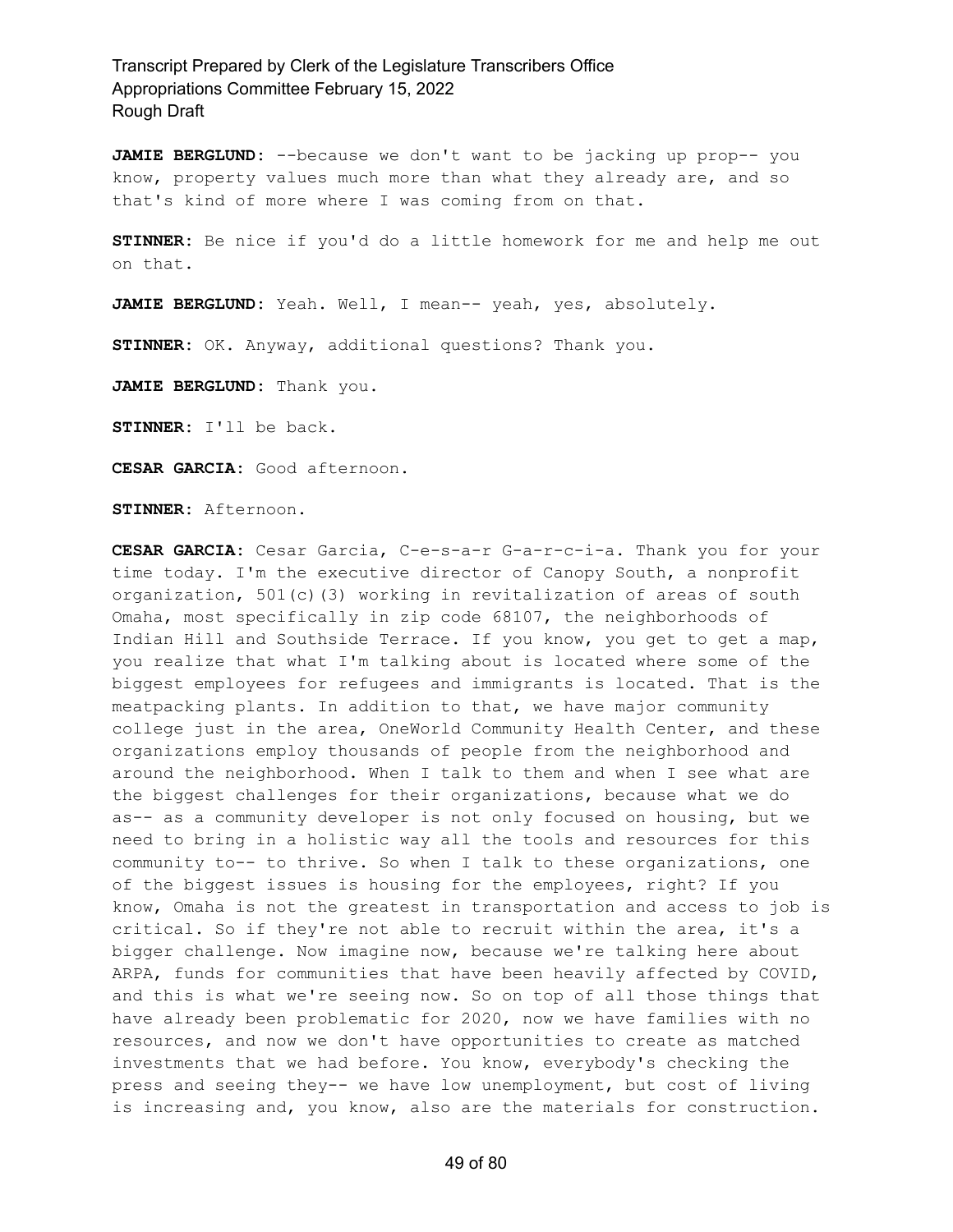**JAMIE BERGLUND:** --because we don't want to be jacking up prop-- you know, property values much more than what they already are, and so that's kind of more where I was coming from on that.

**STINNER:** Be nice if you'd do a little homework for me and help me out on that.

**JAMIE BERGLUND:** Yeah. Well, I mean-- yeah, yes, absolutely.

**STINNER:** OK. Anyway, additional questions? Thank you.

**JAMIE BERGLUND:** Thank you.

**STINNER:** I'll be back.

**CESAR GARCIA:** Good afternoon.

**STINNER:** Afternoon.

**CESAR GARCIA:** Cesar Garcia, C-e-s-a-r G-a-r-c-i-a. Thank you for your time today. I'm the executive director of Canopy South, a nonprofit organization, 501(c)(3) working in revitalization of areas of south Omaha, most specifically in zip code 68107, the neighborhoods of Indian Hill and Southside Terrace. If you know, you get to get a map, you realize that what I'm talking about is located where some of the biggest employees for refugees and immigrants is located. That is the meatpacking plants. In addition to that, we have major community college just in the area, OneWorld Community Health Center, and these organizations employ thousands of people from the neighborhood and around the neighborhood. When I talk to them and when I see what are the biggest challenges for their organizations, because what we do as-- as a community developer is not only focused on housing, but we need to bring in a holistic way all the tools and resources for this community to-- to thrive. So when I talk to these organizations, one of the biggest issues is housing for the employees, right? If you know, Omaha is not the greatest in transportation and access to job is critical. So if they're not able to recruit within the area, it's a bigger challenge. Now imagine now, because we're talking here about ARPA, funds for communities that have been heavily affected by COVID, and this is what we're seeing now. So on top of all those things that have already been problematic for 2020, now we have families with no resources, and now we don't have opportunities to create as matched investments that we had before. You know, everybody's checking the press and seeing they-- we have low unemployment, but cost of living is increasing and, you know, also are the materials for construction.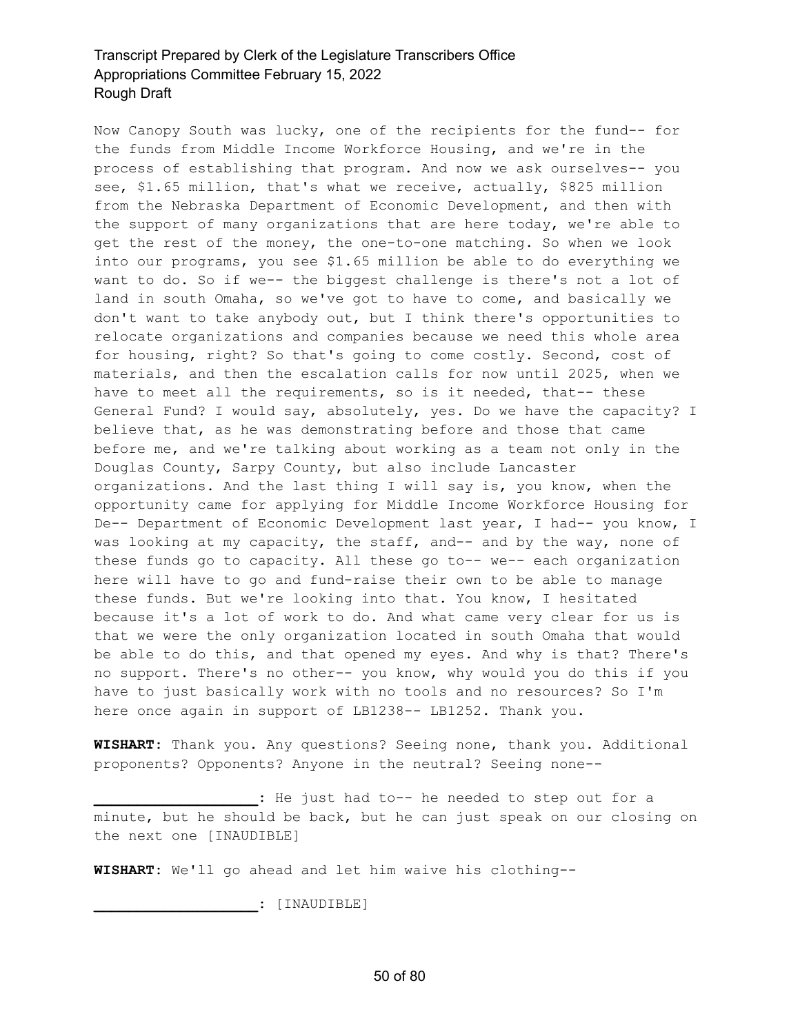Now Canopy South was lucky, one of the recipients for the fund-- for the funds from Middle Income Workforce Housing, and we're in the process of establishing that program. And now we ask ourselves-- you see, $1.65 million, that's what we receive, actually, $825 million from the Nebraska Department of Economic Development, and then with the support of many organizations that are here today, we're able to get the rest of the money, the one-to-one matching. So when we look into our programs, you see $1.65 million be able to do everything we want to do. So if we-- the biggest challenge is there's not a lot of land in south Omaha, so we've got to have to come, and basically we don't want to take anybody out, but I think there's opportunities to relocate organizations and companies because we need this whole area for housing, right? So that's going to come costly. Second, cost of materials, and then the escalation calls for now until 2025, when we have to meet all the requirements, so is it needed, that-- these General Fund? I would say, absolutely, yes. Do we have the capacity? I believe that, as he was demonstrating before and those that came before me, and we're talking about working as a team not only in the Douglas County, Sarpy County, but also include Lancaster organizations. And the last thing I will say is, you know, when the opportunity came for applying for Middle Income Workforce Housing for De-- Department of Economic Development last year, I had-- you know, I was looking at my capacity, the staff, and-- and by the way, none of these funds go to capacity. All these go to-- we-- each organization here will have to go and fund-raise their own to be able to manage these funds. But we're looking into that. You know, I hesitated because it's a lot of work to do. And what came very clear for us is that we were the only organization located in south Omaha that would be able to do this, and that opened my eyes. And why is that? There's no support. There's no other-- you know, why would you do this if you have to just basically work with no tools and no resources? So I'm here once again in support of LB1238-- LB1252. Thank you.

**WISHART**: Thank you. Any questions? Seeing none, thank you. Additional proponents? Opponents? Anyone in the neutral? Seeing none--

**___________________**: He just had to-- he needed to step out for a minute, but he should be back, but he can just speak on our closing on the next one [INAUDIBLE]

**WISHART**: We'll go ahead and let him waive his clothing--

**___________________**: [INAUDIBLE]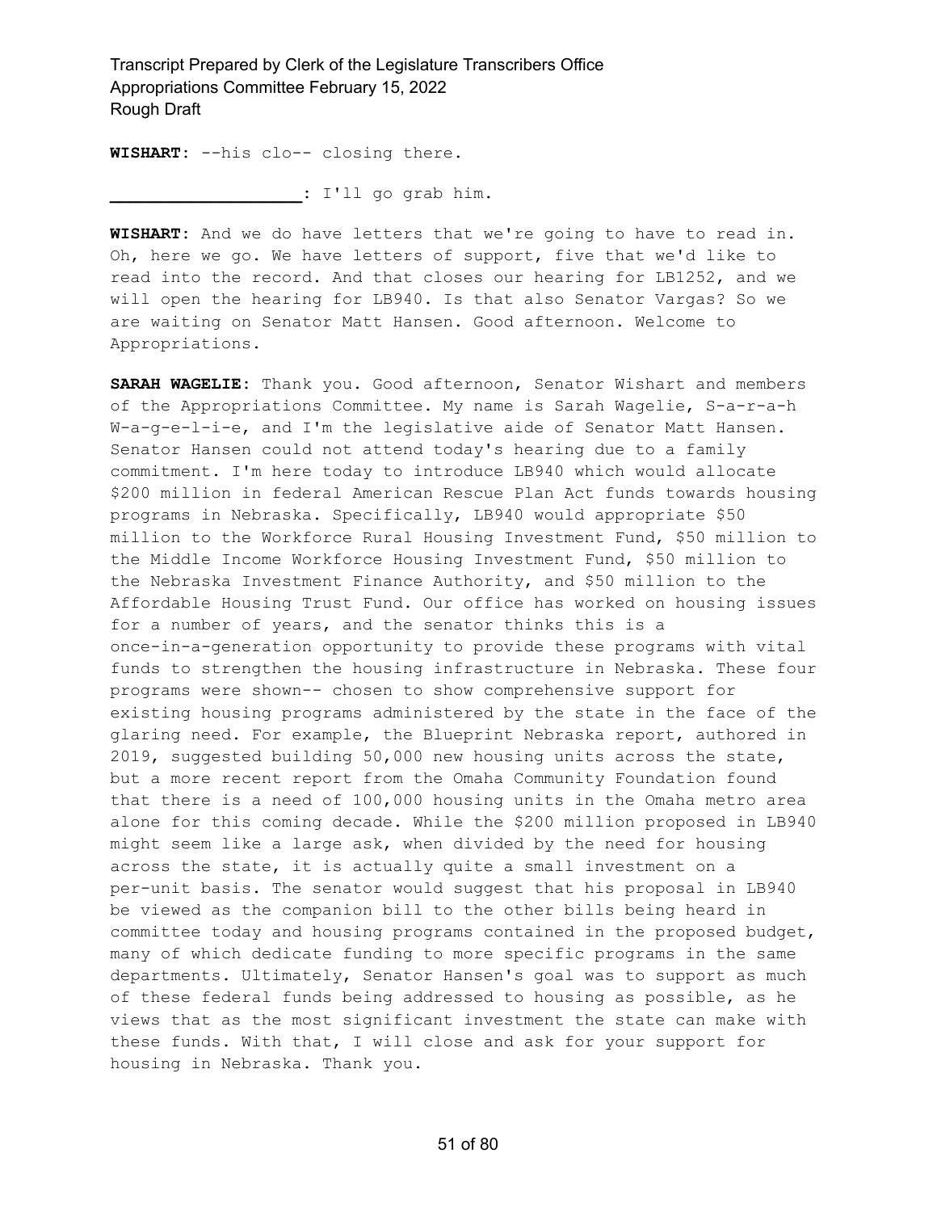**WISHART:** --his clo-- closing there.

___________________: I'll go grab him.

**WISHART:** And we do have letters that we're going to have to read in. Oh, here we go. We have letters of support, five that we'd like to read into the record. And that closes our hearing for LB1252, and we will open the hearing for LB940. Is that also Senator Vargas? So we are waiting on Senator Matt Hansen. Good afternoon. Welcome to Appropriations.

**SARAH WAGELIE:** Thank you. Good afternoon, Senator Wishart and members of the Appropriations Committee. My name is Sarah Wagelie, S-a-r-a-h W-a-g-e-l-i-e, and I'm the legislative aide of Senator Matt Hansen. Senator Hansen could not attend today's hearing due to a family commitment. I'm here today to introduce LB940 which would allocate $200 million in federal American Rescue Plan Act funds towards housing programs in Nebraska. Specifically, LB940 would appropriate $50 million to the Workforce Rural Housing Investment Fund, $50 million to the Middle Income Workforce Housing Investment Fund, $50 million to the Nebraska Investment Finance Authority, and $50 million to the Affordable Housing Trust Fund. Our office has worked on housing issues for a number of years, and the senator thinks this is a once-in-a-generation opportunity to provide these programs with vital funds to strengthen the housing infrastructure in Nebraska. These four programs were shown-- chosen to show comprehensive support for existing housing programs administered by the state in the face of the glaring need. For example, the Blueprint Nebraska report, authored in 2019, suggested building 50,000 new housing units across the state, but a more recent report from the Omaha Community Foundation found that there is a need of 100,000 housing units in the Omaha metro area alone for this coming decade. While the $200 million proposed in LB940 might seem like a large ask, when divided by the need for housing across the state, it is actually quite a small investment on a per-unit basis. The senator would suggest that his proposal in LB940 be viewed as the companion bill to the other bills being heard in committee today and housing programs contained in the proposed budget, many of which dedicate funding to more specific programs in the same departments. Ultimately, Senator Hansen's goal was to support as much of these federal funds being addressed to housing as possible, as he views that as the most significant investment the state can make with these funds. With that, I will close and ask for your support for housing in Nebraska. Thank you.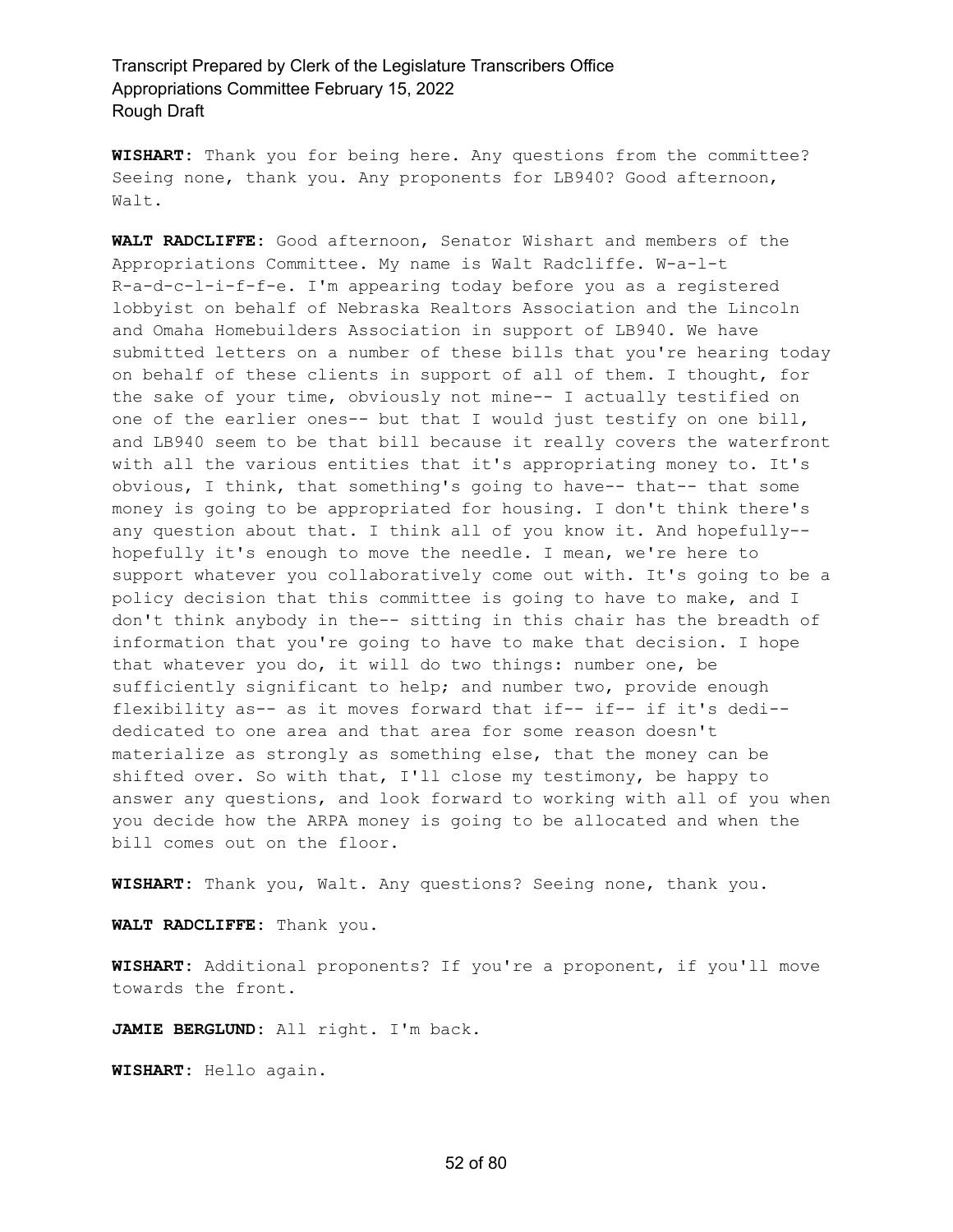**WISHART:** Thank you for being here. Any questions from the committee? Seeing none, thank you. Any proponents for LB940? Good afternoon, Walt.

**WALT RADCLIFFE:** Good afternoon, Senator Wishart and members of the Appropriations Committee. My name is Walt Radcliffe. W-a-l-t R-a-d-c-l-i-f-f-e. I'm appearing today before you as a registered lobbyist on behalf of Nebraska Realtors Association and the Lincoln and Omaha Homebuilders Association in support of LB940. We have submitted letters on a number of these bills that you're hearing today on behalf of these clients in support of all of them. I thought, for the sake of your time, obviously not mine-- I actually testified on one of the earlier ones-- but that I would just testify on one bill, and LB940 seem to be that bill because it really covers the waterfront with all the various entities that it's appropriating money to. It's obvious, I think, that something's going to have-- that-- that some money is going to be appropriated for housing. I don't think there's any question about that. I think all of you know it. And hopefully-- hopefully it's enough to move the needle. I mean, we're here to support whatever you collaboratively come out with. It's going to be a policy decision that this committee is going to have to make, and I don't think anybody in the-- sitting in this chair has the breadth of information that you're going to have to make that decision. I hope that whatever you do, it will do two things: number one, be sufficiently significant to help; and number two, provide enough flexibility as-- as it moves forward that if-- if-- if it's dedi-- dedicated to one area and that area for some reason doesn't materialize as strongly as something else, that the money can be shifted over. So with that, I'll close my testimony, be happy to answer any questions, and look forward to working with all of you when you decide how the ARPA money is going to be allocated and when the bill comes out on the floor.

**WISHART:** Thank you, Walt. Any questions? Seeing none, thank you.

**WALT RADCLIFFE:** Thank you.

**WISHART:** Additional proponents? If you're a proponent, if you'll move towards the front.

**JAMIE BERGLUND:** All right. I'm back.

**WISHART:** Hello again.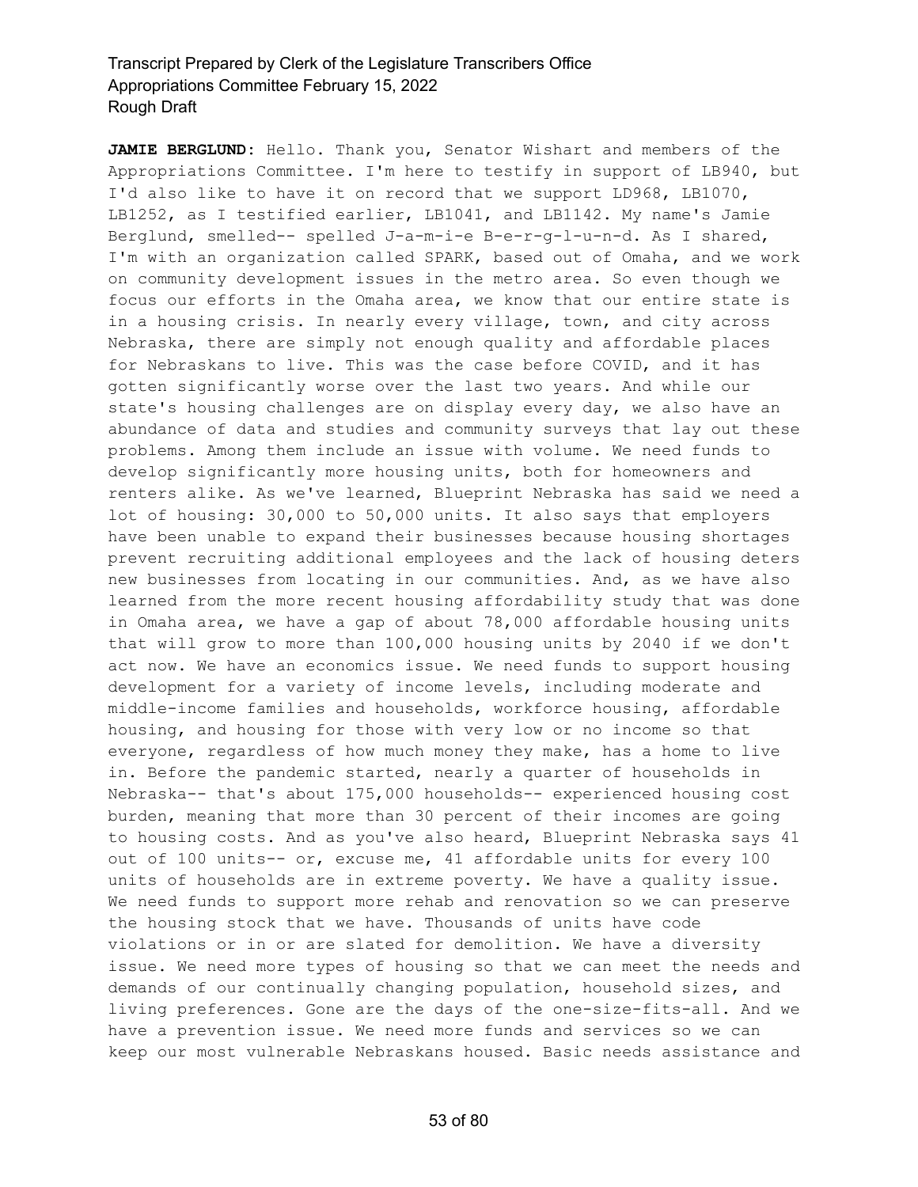**JAMIE BERGLUND:** Hello. Thank you, Senator Wishart and members of the Appropriations Committee. I'm here to testify in support of LB940, but I'd also like to have it on record that we support LD968, LB1070, LB1252, as I testified earlier, LB1041, and LB1142. My name's Jamie Berglund, smelled-- spelled J-a-m-i-e B-e-r-g-l-u-n-d. As I shared, I'm with an organization called SPARK, based out of Omaha, and we work on community development issues in the metro area. So even though we focus our efforts in the Omaha area, we know that our entire state is in a housing crisis. In nearly every village, town, and city across Nebraska, there are simply not enough quality and affordable places for Nebraskans to live. This was the case before COVID, and it has gotten significantly worse over the last two years. And while our state's housing challenges are on display every day, we also have an abundance of data and studies and community surveys that lay out these problems. Among them include an issue with volume. We need funds to develop significantly more housing units, both for homeowners and renters alike. As we've learned, Blueprint Nebraska has said we need a lot of housing: 30,000 to 50,000 units. It also says that employers have been unable to expand their businesses because housing shortages prevent recruiting additional employees and the lack of housing deters new businesses from locating in our communities. And, as we have also learned from the more recent housing affordability study that was done in Omaha area, we have a gap of about 78,000 affordable housing units that will grow to more than 100,000 housing units by 2040 if we don't act now. We have an economics issue. We need funds to support housing development for a variety of income levels, including moderate and middle-income families and households, workforce housing, affordable housing, and housing for those with very low or no income so that everyone, regardless of how much money they make, has a home to live in. Before the pandemic started, nearly a quarter of households in Nebraska-- that's about 175,000 households-- experienced housing cost burden, meaning that more than 30 percent of their incomes are going to housing costs. And as you've also heard, Blueprint Nebraska says 41 out of 100 units-- or, excuse me, 41 affordable units for every 100 units of households are in extreme poverty. We have a quality issue. We need funds to support more rehab and renovation so we can preserve the housing stock that we have. Thousands of units have code violations or in or are slated for demolition. We have a diversity issue. We need more types of housing so that we can meet the needs and demands of our continually changing population, household sizes, and living preferences. Gone are the days of the one-size-fits-all. And we have a prevention issue. We need more funds and services so we can keep our most vulnerable Nebraskans housed. Basic needs assistance and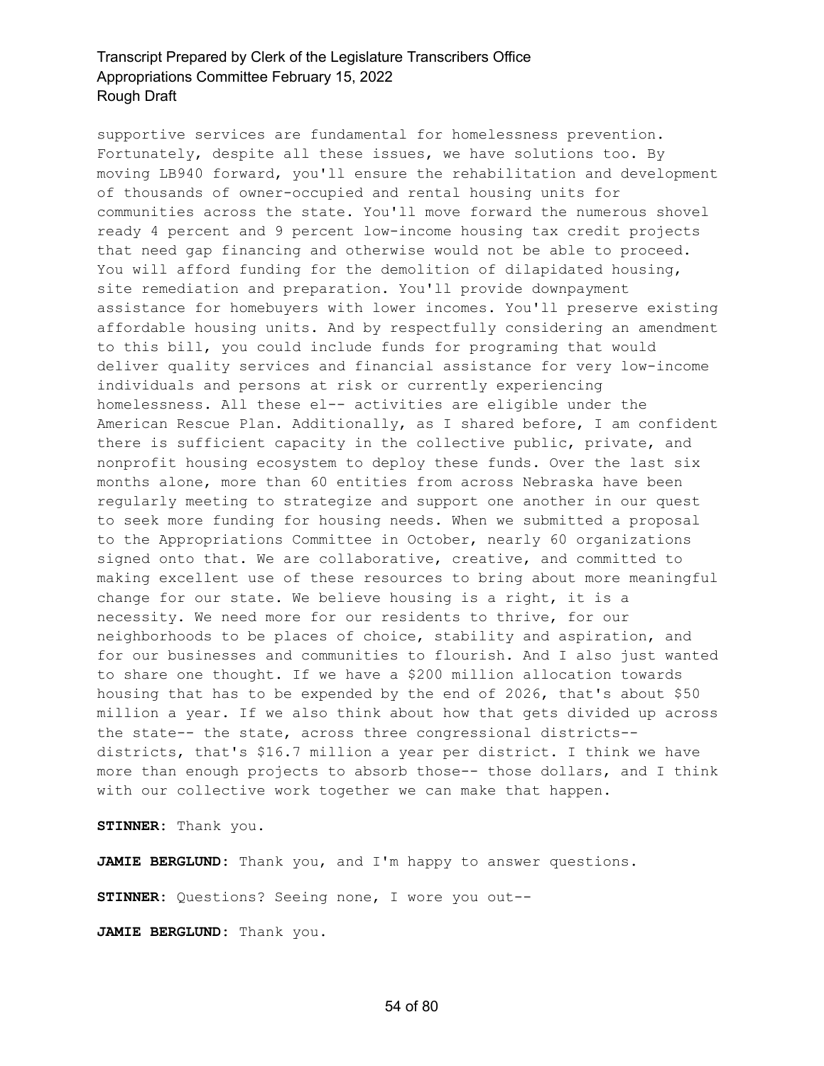supportive services are fundamental for homelessness prevention. Fortunately, despite all these issues, we have solutions too. By moving LB940 forward, you'll ensure the rehabilitation and development of thousands of owner-occupied and rental housing units for communities across the state. You'll move forward the numerous shovel ready 4 percent and 9 percent low-income housing tax credit projects that need gap financing and otherwise would not be able to proceed. You will afford funding for the demolition of dilapidated housing, site remediation and preparation. You'll provide downpayment assistance for homebuyers with lower incomes. You'll preserve existing affordable housing units. And by respectfully considering an amendment to this bill, you could include funds for programing that would deliver quality services and financial assistance for very low-income individuals and persons at risk or currently experiencing homelessness. All these el-- activities are eligible under the American Rescue Plan. Additionally, as I shared before, I am confident there is sufficient capacity in the collective public, private, and nonprofit housing ecosystem to deploy these funds. Over the last six months alone, more than 60 entities from across Nebraska have been regularly meeting to strategize and support one another in our quest to seek more funding for housing needs. When we submitted a proposal to the Appropriations Committee in October, nearly 60 organizations signed onto that. We are collaborative, creative, and committed to making excellent use of these resources to bring about more meaningful change for our state. We believe housing is a right, it is a necessity. We need more for our residents to thrive, for our neighborhoods to be places of choice, stability and aspiration, and for our businesses and communities to flourish. And I also just wanted to share one thought. If we have a $200 million allocation towards housing that has to be expended by the end of 2026, that's about $50 million a year. If we also think about how that gets divided up across the state-- the state, across three congressional districts-- districts, that's $16.7 million a year per district. I think we have more than enough projects to absorb those-- those dollars, and I think with our collective work together we can make that happen.

**STINNER:** Thank you.

**JAMIE BERGLUND:** Thank you, and I'm happy to answer questions.

**STINNER:** Questions? Seeing none, I wore you out--

**JAMIE BERGLUND:** Thank you.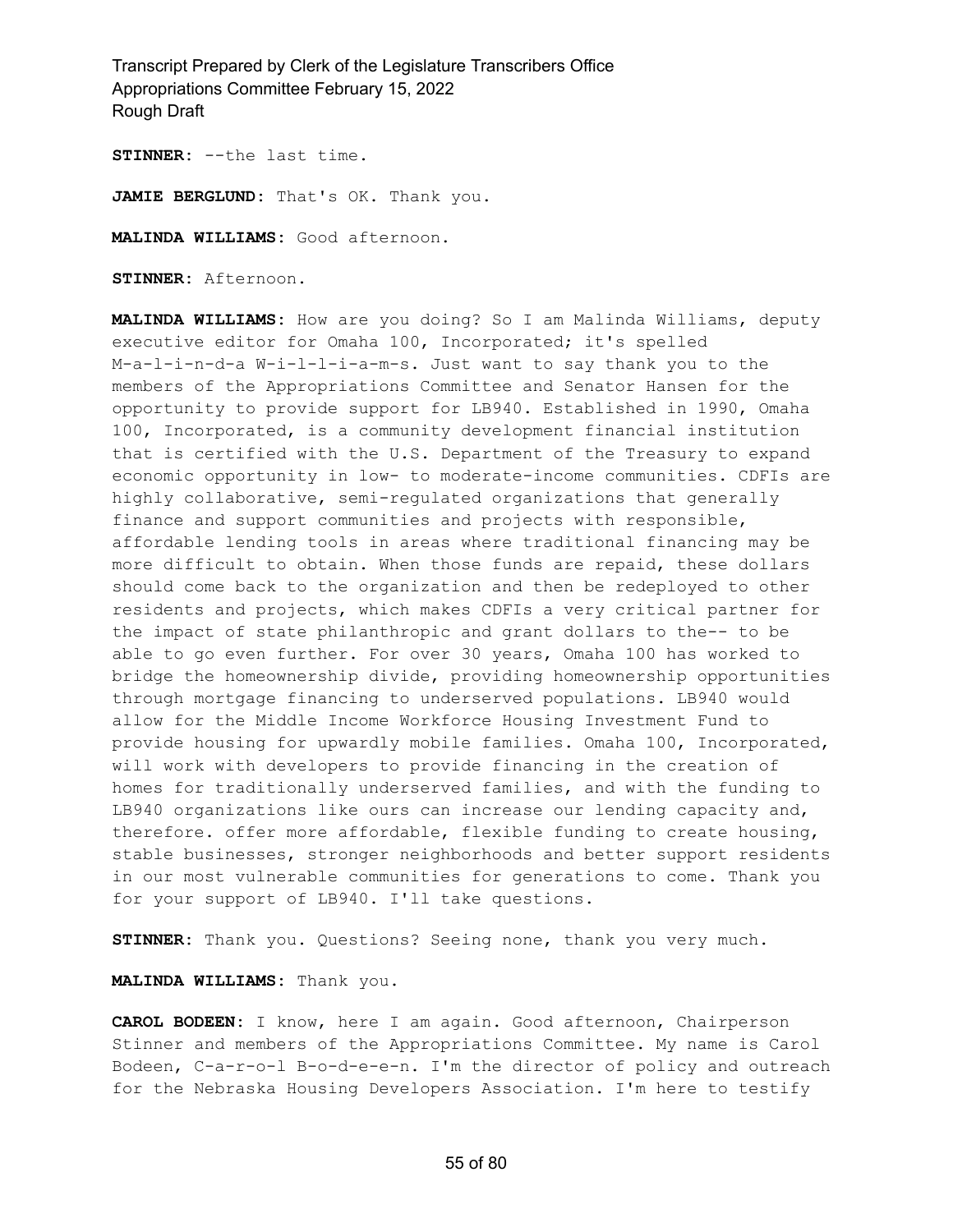**STINNER:** --the last time.

**JAMIE BERGLUND:** That's OK. Thank you.

**MALINDA WILLIAMS:** Good afternoon.

**STINNER:** Afternoon.

**MALINDA WILLIAMS:** How are you doing? So I am Malinda Williams, deputy executive editor for Omaha 100, Incorporated; it's spelled M-a-l-i-n-d-a W-i-l-l-i-a-m-s. Just want to say thank you to the members of the Appropriations Committee and Senator Hansen for the opportunity to provide support for LB940. Established in 1990, Omaha 100, Incorporated, is a community development financial institution that is certified with the U.S. Department of the Treasury to expand economic opportunity in low- to moderate-income communities. CDFIs are highly collaborative, semi-regulated organizations that generally finance and support communities and projects with responsible, affordable lending tools in areas where traditional financing may be more difficult to obtain. When those funds are repaid, these dollars should come back to the organization and then be redeployed to other residents and projects, which makes CDFIs a very critical partner for the impact of state philanthropic and grant dollars to the-- to be able to go even further. For over 30 years, Omaha 100 has worked to bridge the homeownership divide, providing homeownership opportunities through mortgage financing to underserved populations. LB940 would allow for the Middle Income Workforce Housing Investment Fund to provide housing for upwardly mobile families. Omaha 100, Incorporated, will work with developers to provide financing in the creation of homes for traditionally underserved families, and with the funding to LB940 organizations like ours can increase our lending capacity and, therefore. offer more affordable, flexible funding to create housing, stable businesses, stronger neighborhoods and better support residents in our most vulnerable communities for generations to come. Thank you for your support of LB940. I'll take questions.

**STINNER:** Thank you. Questions? Seeing none, thank you very much.

**MALINDA WILLIAMS:** Thank you.

**CAROL BODEEN:** I know, here I am again. Good afternoon, Chairperson Stinner and members of the Appropriations Committee. My name is Carol Bodeen, C-a-r-o-l B-o-d-e-e-n. I'm the director of policy and outreach for the Nebraska Housing Developers Association. I'm here to testify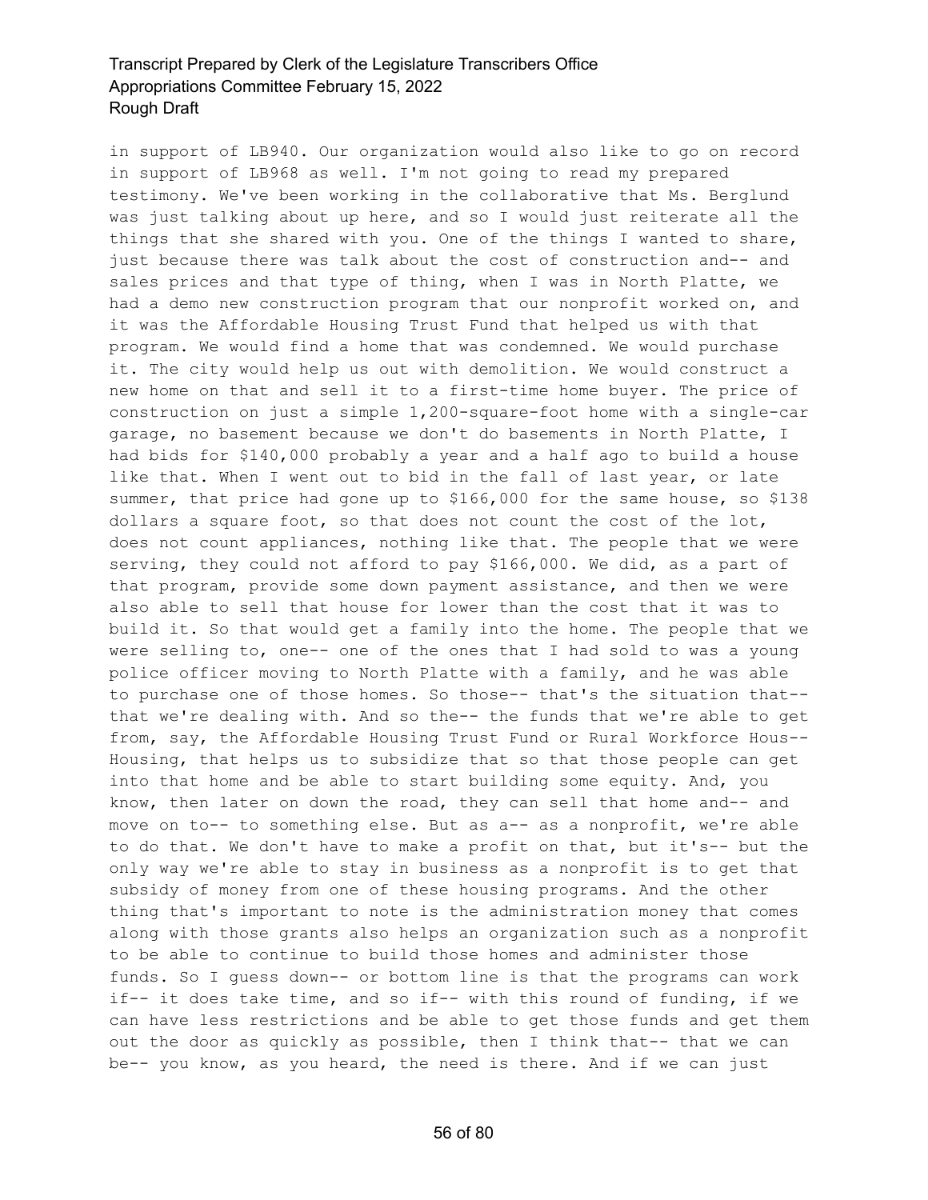in support of LB940. Our organization would also like to go on record in support of LB968 as well. I'm not going to read my prepared testimony. We've been working in the collaborative that Ms. Berglund was just talking about up here, and so I would just reiterate all the things that she shared with you. One of the things I wanted to share, just because there was talk about the cost of construction and-- and sales prices and that type of thing, when I was in North Platte, we had a demo new construction program that our nonprofit worked on, and it was the Affordable Housing Trust Fund that helped us with that program. We would find a home that was condemned. We would purchase it. The city would help us out with demolition. We would construct a new home on that and sell it to a first-time home buyer. The price of construction on just a simple 1,200-square-foot home with a single-car garage, no basement because we don't do basements in North Platte, I had bids for $140,000 probably a year and a half ago to build a house like that. When I went out to bid in the fall of last year, or late summer, that price had gone up to $166,000 for the same house, so $138 dollars a square foot, so that does not count the cost of the lot, does not count appliances, nothing like that. The people that we were serving, they could not afford to pay $166,000. We did, as a part of that program, provide some down payment assistance, and then we were also able to sell that house for lower than the cost that it was to build it. So that would get a family into the home. The people that we were selling to, one-- one of the ones that I had sold to was a young police officer moving to North Platte with a family, and he was able to purchase one of those homes. So those-- that's the situation that-- that we're dealing with. And so the-- the funds that we're able to get from, say, the Affordable Housing Trust Fund or Rural Workforce Hous-- Housing, that helps us to subsidize that so that those people can get into that home and be able to start building some equity. And, you know, then later on down the road, they can sell that home and-- and move on to-- to something else. But as a-- as a nonprofit, we're able to do that. We don't have to make a profit on that, but it's-- but the only way we're able to stay in business as a nonprofit is to get that subsidy of money from one of these housing programs. And the other thing that's important to note is the administration money that comes along with those grants also helps an organization such as a nonprofit to be able to continue to build those homes and administer those funds. So I guess down-- or bottom line is that the programs can work if-- it does take time, and so if-- with this round of funding, if we can have less restrictions and be able to get those funds and get them out the door as quickly as possible, then I think that-- that we can be-- you know, as you heard, the need is there. And if we can just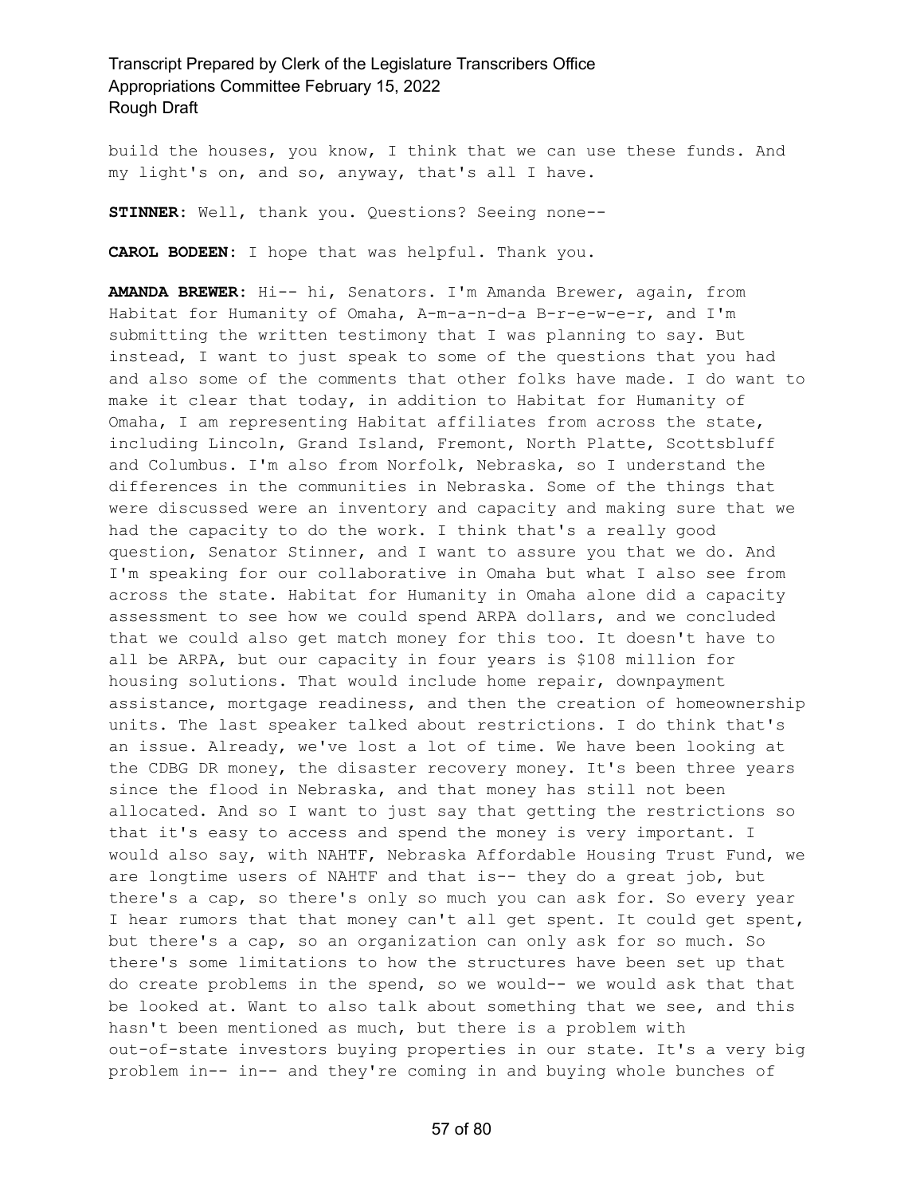build the houses, you know, I think that we can use these funds. And my light's on, and so, anyway, that's all I have.

**STINNER:** Well, thank you. Questions? Seeing none--

**CAROL BODEEN:** I hope that was helpful. Thank you.

**AMANDA BREWER:** Hi-- hi, Senators. I'm Amanda Brewer, again, from Habitat for Humanity of Omaha, A-m-a-n-d-a B-r-e-w-e-r, and I'm submitting the written testimony that I was planning to say. But instead, I want to just speak to some of the questions that you had and also some of the comments that other folks have made. I do want to make it clear that today, in addition to Habitat for Humanity of Omaha, I am representing Habitat affiliates from across the state, including Lincoln, Grand Island, Fremont, North Platte, Scottsbluff and Columbus. I'm also from Norfolk, Nebraska, so I understand the differences in the communities in Nebraska. Some of the things that were discussed were an inventory and capacity and making sure that we had the capacity to do the work. I think that's a really good question, Senator Stinner, and I want to assure you that we do. And I'm speaking for our collaborative in Omaha but what I also see from across the state. Habitat for Humanity in Omaha alone did a capacity assessment to see how we could spend ARPA dollars, and we concluded that we could also get match money for this too. It doesn't have to all be ARPA, but our capacity in four years is $108 million for housing solutions. That would include home repair, downpayment assistance, mortgage readiness, and then the creation of homeownership units. The last speaker talked about restrictions. I do think that's an issue. Already, we've lost a lot of time. We have been looking at the CDBG DR money, the disaster recovery money. It's been three years since the flood in Nebraska, and that money has still not been allocated. And so I want to just say that getting the restrictions so that it's easy to access and spend the money is very important. I would also say, with NAHTF, Nebraska Affordable Housing Trust Fund, we are longtime users of NAHTF and that is-- they do a great job, but there's a cap, so there's only so much you can ask for. So every year I hear rumors that that money can't all get spent. It could get spent, but there's a cap, so an organization can only ask for so much. So there's some limitations to how the structures have been set up that do create problems in the spend, so we would-- we would ask that that be looked at. Want to also talk about something that we see, and this hasn't been mentioned as much, but there is a problem with out-of-state investors buying properties in our state. It's a very big problem in-- in-- and they're coming in and buying whole bunches of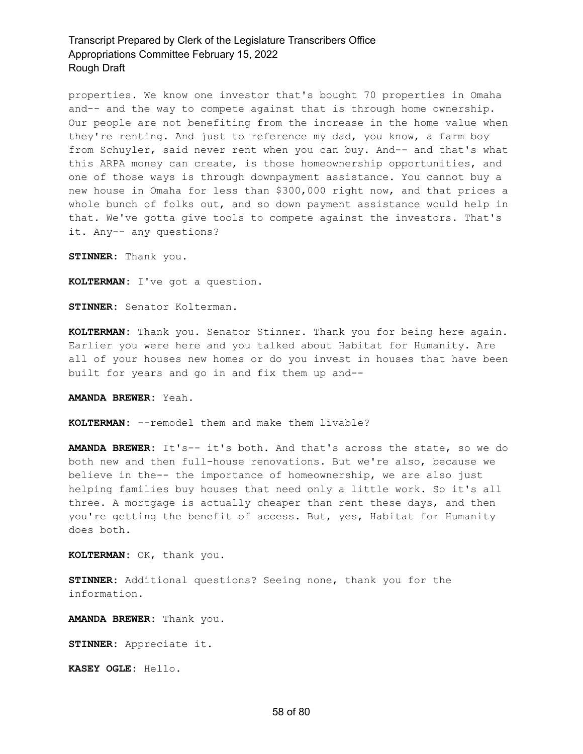properties. We know one investor that's bought 70 properties in Omaha and-- and the way to compete against that is through home ownership. Our people are not benefiting from the increase in the home value when they're renting. And just to reference my dad, you know, a farm boy from Schuyler, said never rent when you can buy. And-- and that's what this ARPA money can create, is those homeownership opportunities, and one of those ways is through downpayment assistance. You cannot buy a new house in Omaha for less than $300,000 right now, and that prices a whole bunch of folks out, and so down payment assistance would help in that. We've gotta give tools to compete against the investors. That's it. Any-- any questions?

**STINNER:** Thank you.

**KOLTERMAN:** I've got a question.

**STINNER:** Senator Kolterman.

**KOLTERMAN:** Thank you. Senator Stinner. Thank you for being here again. Earlier you were here and you talked about Habitat for Humanity. Are all of your houses new homes or do you invest in houses that have been built for years and go in and fix them up and--

**AMANDA BREWER:** Yeah.

**KOLTERMAN:** --remodel them and make them livable?

**AMANDA BREWER:** It's-- it's both. And that's across the state, so we do both new and then full-house renovations. But we're also, because we believe in the-- the importance of homeownership, we are also just helping families buy houses that need only a little work. So it's all three. A mortgage is actually cheaper than rent these days, and then you're getting the benefit of access. But, yes, Habitat for Humanity does both.

**KOLTERMAN:** OK, thank you.

**STINNER:** Additional questions? Seeing none, thank you for the information.

**AMANDA BREWER:** Thank you.

**STINNER:** Appreciate it.

**KASEY OGLE:** Hello.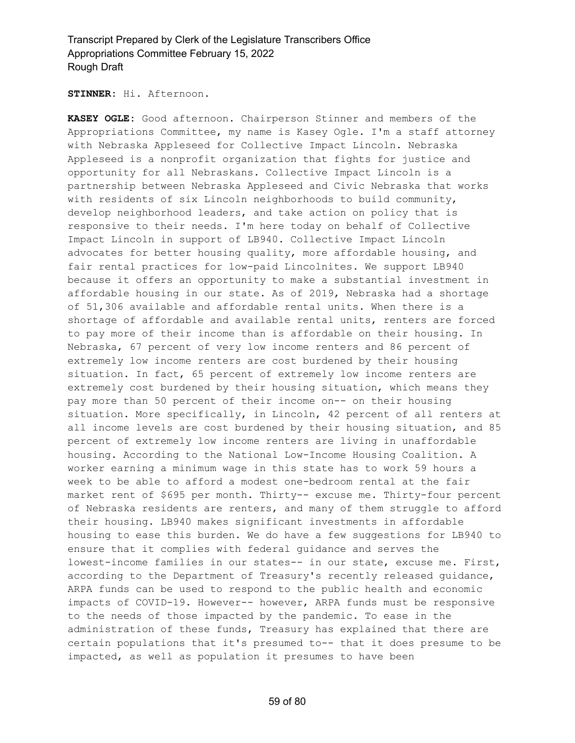**STINNER:** Hi. Afternoon.

**KASEY OGLE:** Good afternoon. Chairperson Stinner and members of the Appropriations Committee, my name is Kasey Ogle. I'm a staff attorney with Nebraska Appleseed for Collective Impact Lincoln. Nebraska Appleseed is a nonprofit organization that fights for justice and opportunity for all Nebraskans. Collective Impact Lincoln is a partnership between Nebraska Appleseed and Civic Nebraska that works with residents of six Lincoln neighborhoods to build community, develop neighborhood leaders, and take action on policy that is responsive to their needs. I'm here today on behalf of Collective Impact Lincoln in support of LB940. Collective Impact Lincoln advocates for better housing quality, more affordable housing, and fair rental practices for low-paid Lincolnites. We support LB940 because it offers an opportunity to make a substantial investment in affordable housing in our state. As of 2019, Nebraska had a shortage of 51,306 available and affordable rental units. When there is a shortage of affordable and available rental units, renters are forced to pay more of their income than is affordable on their housing. In Nebraska, 67 percent of very low income renters and 86 percent of extremely low income renters are cost burdened by their housing situation. In fact, 65 percent of extremely low income renters are extremely cost burdened by their housing situation, which means they pay more than 50 percent of their income on-- on their housing situation. More specifically, in Lincoln, 42 percent of all renters at all income levels are cost burdened by their housing situation, and 85 percent of extremely low income renters are living in unaffordable housing. According to the National Low-Income Housing Coalition. A worker earning a minimum wage in this state has to work 59 hours a week to be able to afford a modest one-bedroom rental at the fair market rent of $695 per month. Thirty-- excuse me. Thirty-four percent of Nebraska residents are renters, and many of them struggle to afford their housing. LB940 makes significant investments in affordable housing to ease this burden. We do have a few suggestions for LB940 to ensure that it complies with federal guidance and serves the lowest-income families in our states-- in our state, excuse me. First, according to the Department of Treasury's recently released guidance, ARPA funds can be used to respond to the public health and economic impacts of COVID-19. However-- however, ARPA funds must be responsive to the needs of those impacted by the pandemic. To ease in the administration of these funds, Treasury has explained that there are certain populations that it's presumed to-- that it does presume to be impacted, as well as population it presumes to have been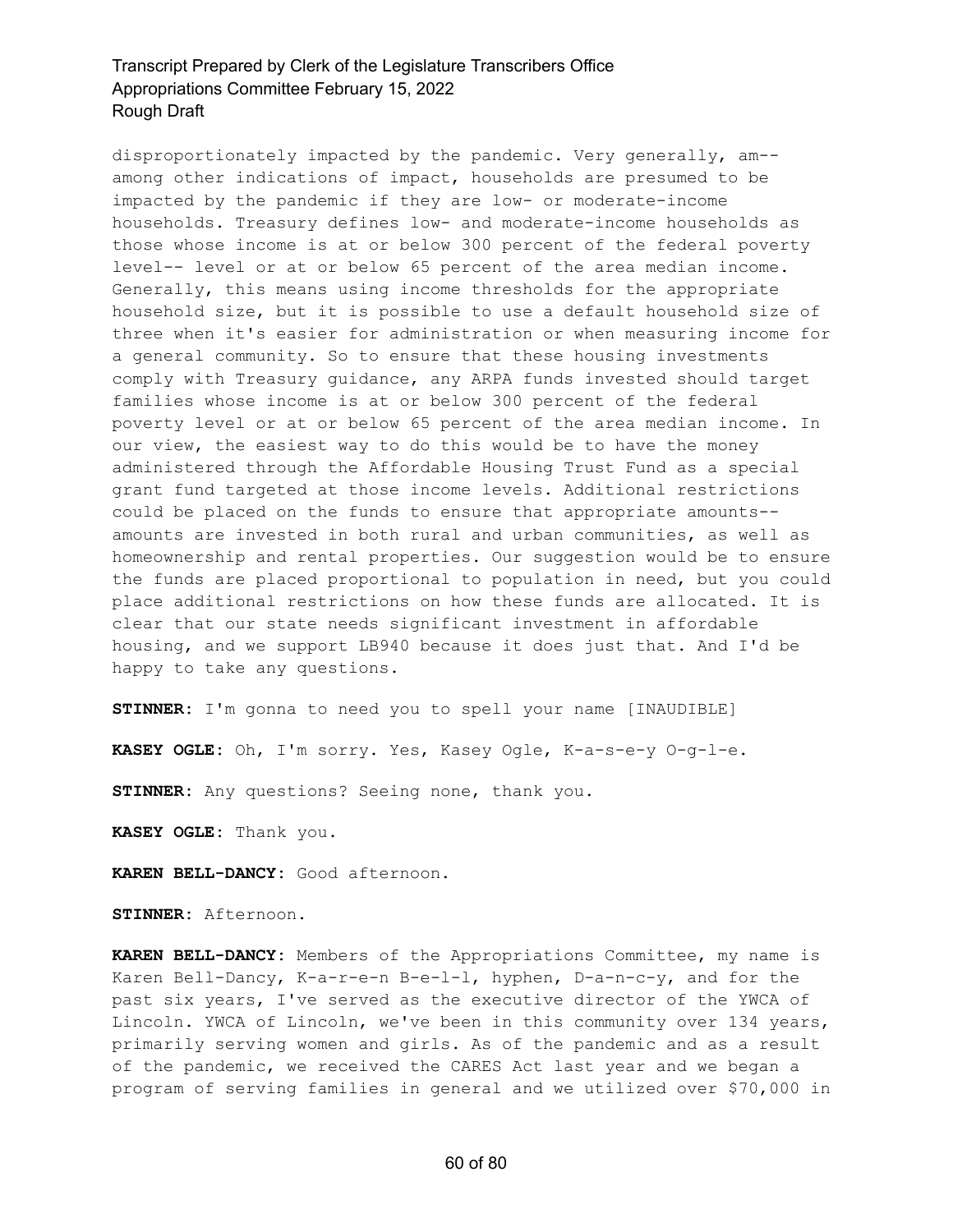disproportionately impacted by the pandemic. Very generally, am-- among other indications of impact, households are presumed to be impacted by the pandemic if they are low- or moderate-income households. Treasury defines low- and moderate-income households as those whose income is at or below 300 percent of the federal poverty level-- level or at or below 65 percent of the area median income. Generally, this means using income thresholds for the appropriate household size, but it is possible to use a default household size of three when it's easier for administration or when measuring income for a general community. So to ensure that these housing investments comply with Treasury guidance, any ARPA funds invested should target families whose income is at or below 300 percent of the federal poverty level or at or below 65 percent of the area median income. In our view, the easiest way to do this would be to have the money administered through the Affordable Housing Trust Fund as a special grant fund targeted at those income levels. Additional restrictions could be placed on the funds to ensure that appropriate amounts-- amounts are invested in both rural and urban communities, as well as homeownership and rental properties. Our suggestion would be to ensure the funds are placed proportional to population in need, but you could place additional restrictions on how these funds are allocated. It is clear that our state needs significant investment in affordable housing, and we support LB940 because it does just that. And I'd be happy to take any questions.

**STINNER:** I'm gonna to need you to spell your name [INAUDIBLE]

**KASEY OGLE:** Oh, I'm sorry. Yes, Kasey Ogle, K-a-s-e-y O-g-l-e.

**STINNER:** Any questions? Seeing none, thank you.

**KASEY OGLE:** Thank you.

**KAREN BELL-DANCY:** Good afternoon.

**STINNER:** Afternoon.

**KAREN BELL-DANCY:** Members of the Appropriations Committee, my name is Karen Bell-Dancy, K-a-r-e-n B-e-l-l, hyphen, D-a-n-c-y, and for the past six years, I've served as the executive director of the YWCA of Lincoln. YWCA of Lincoln, we've been in this community over 134 years, primarily serving women and girls. As of the pandemic and as a result of the pandemic, we received the CARES Act last year and we began a program of serving families in general and we utilized over $70,000 in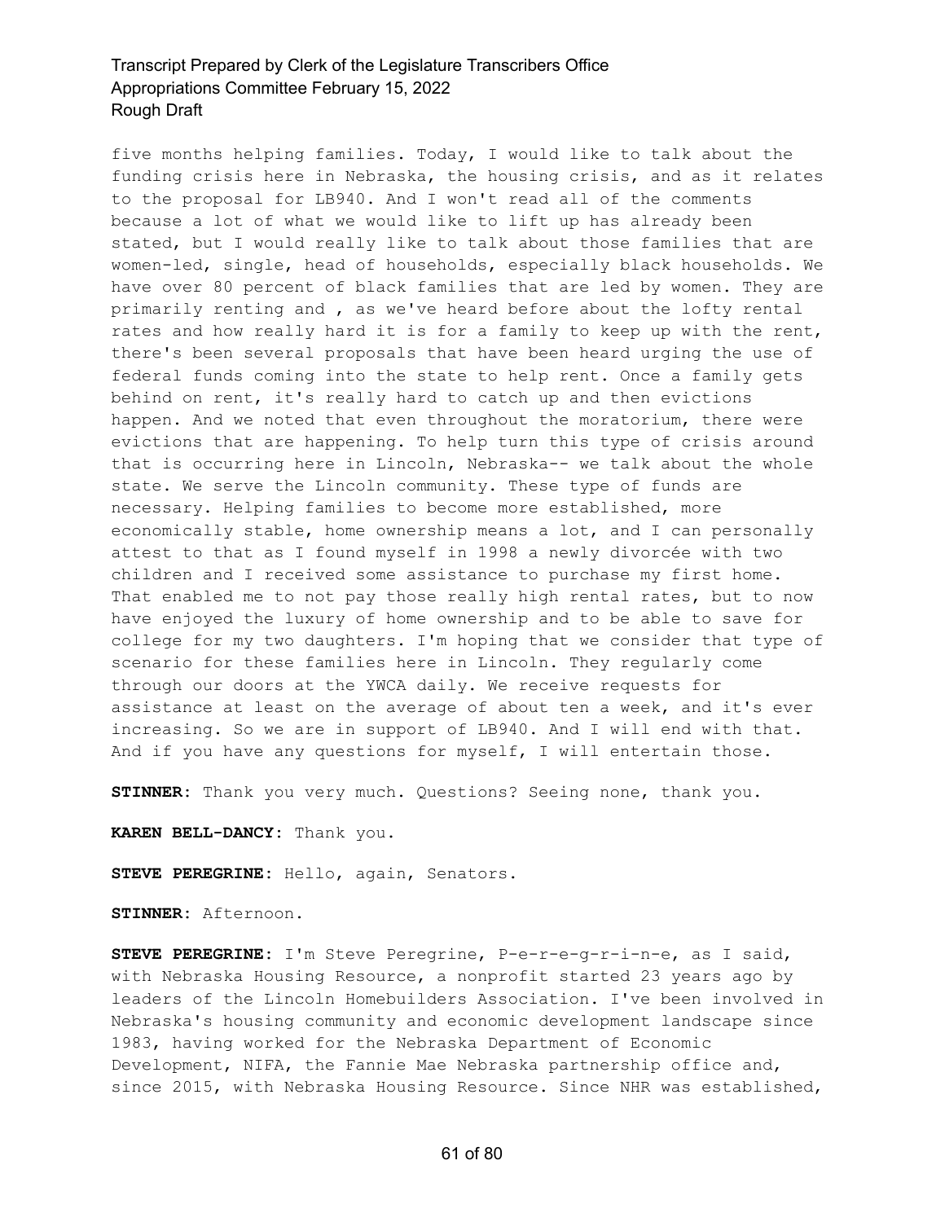five months helping families. Today, I would like to talk about the funding crisis here in Nebraska, the housing crisis, and as it relates to the proposal for LB940. And I won't read all of the comments because a lot of what we would like to lift up has already been stated, but I would really like to talk about those families that are women-led, single, head of households, especially black households. We have over 80 percent of black families that are led by women. They are primarily renting and , as we've heard before about the lofty rental rates and how really hard it is for a family to keep up with the rent, there's been several proposals that have been heard urging the use of federal funds coming into the state to help rent. Once a family gets behind on rent, it's really hard to catch up and then evictions happen. And we noted that even throughout the moratorium, there were evictions that are happening. To help turn this type of crisis around that is occurring here in Lincoln, Nebraska-- we talk about the whole state. We serve the Lincoln community. These type of funds are necessary. Helping families to become more established, more economically stable, home ownership means a lot, and I can personally attest to that as I found myself in 1998 a newly divorcée with two children and I received some assistance to purchase my first home. That enabled me to not pay those really high rental rates, but to now have enjoyed the luxury of home ownership and to be able to save for college for my two daughters. I'm hoping that we consider that type of scenario for these families here in Lincoln. They regularly come through our doors at the YWCA daily. We receive requests for assistance at least on the average of about ten a week, and it's ever increasing. So we are in support of LB940. And I will end with that. And if you have any questions for myself, I will entertain those.

**STINNER:** Thank you very much. Questions? Seeing none, thank you.

**KAREN BELL-DANCY:** Thank you.

**STEVE PEREGRINE:** Hello, again, Senators.

**STINNER:** Afternoon.

**STEVE PEREGRINE:** I'm Steve Peregrine, P-e-r-e-g-r-i-n-e, as I said, with Nebraska Housing Resource, a nonprofit started 23 years ago by leaders of the Lincoln Homebuilders Association. I've been involved in Nebraska's housing community and economic development landscape since 1983, having worked for the Nebraska Department of Economic Development, NIFA, the Fannie Mae Nebraska partnership office and, since 2015, with Nebraska Housing Resource. Since NHR was established,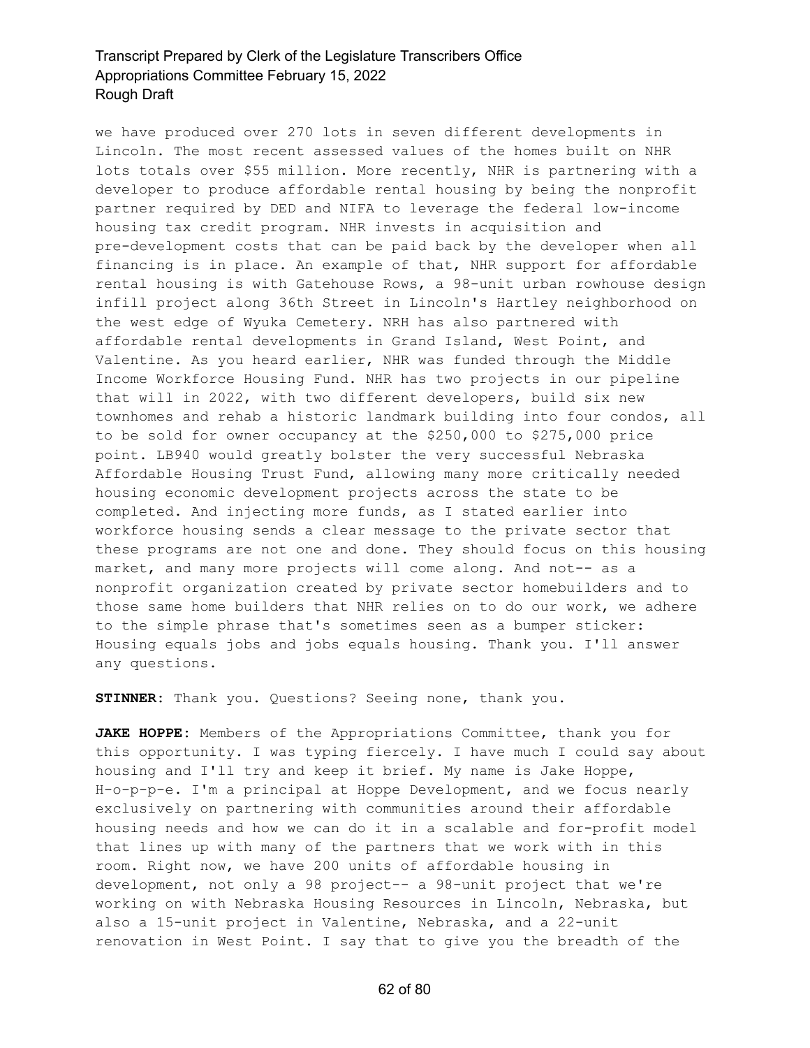we have produced over 270 lots in seven different developments in Lincoln. The most recent assessed values of the homes built on NHR lots totals over $55 million. More recently, NHR is partnering with a developer to produce affordable rental housing by being the nonprofit partner required by DED and NIFA to leverage the federal low-income housing tax credit program. NHR invests in acquisition and pre-development costs that can be paid back by the developer when all financing is in place. An example of that, NHR support for affordable rental housing is with Gatehouse Rows, a 98-unit urban rowhouse design infill project along 36th Street in Lincoln's Hartley neighborhood on the west edge of Wyuka Cemetery. NRH has also partnered with affordable rental developments in Grand Island, West Point, and Valentine. As you heard earlier, NHR was funded through the Middle Income Workforce Housing Fund. NHR has two projects in our pipeline that will in 2022, with two different developers, build six new townhomes and rehab a historic landmark building into four condos, all to be sold for owner occupancy at the $250,000 to $275,000 price point. LB940 would greatly bolster the very successful Nebraska Affordable Housing Trust Fund, allowing many more critically needed housing economic development projects across the state to be completed. And injecting more funds, as I stated earlier into workforce housing sends a clear message to the private sector that these programs are not one and done. They should focus on this housing market, and many more projects will come along. And not-- as a nonprofit organization created by private sector homebuilders and to those same home builders that NHR relies on to do our work, we adhere to the simple phrase that's sometimes seen as a bumper sticker: Housing equals jobs and jobs equals housing. Thank you. I'll answer any questions.

**STINNER:** Thank you. Questions? Seeing none, thank you.

**JAKE HOPPE:** Members of the Appropriations Committee, thank you for this opportunity. I was typing fiercely. I have much I could say about housing and I'll try and keep it brief. My name is Jake Hoppe, H-o-p-p-e. I'm a principal at Hoppe Development, and we focus nearly exclusively on partnering with communities around their affordable housing needs and how we can do it in a scalable and for-profit model that lines up with many of the partners that we work with in this room. Right now, we have 200 units of affordable housing in development, not only a 98 project-- a 98-unit project that we're working on with Nebraska Housing Resources in Lincoln, Nebraska, but also a 15-unit project in Valentine, Nebraska, and a 22-unit renovation in West Point. I say that to give you the breadth of the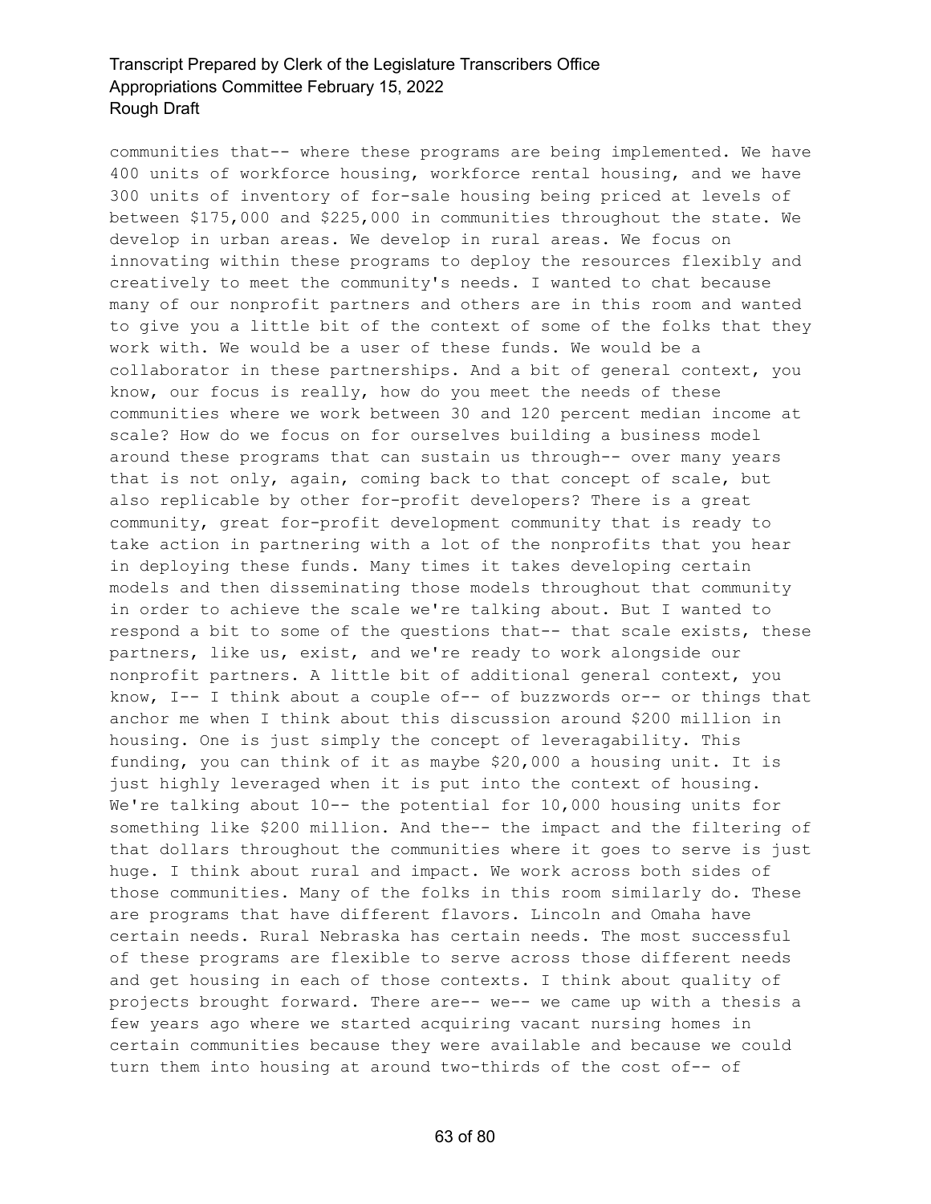communities that-- where these programs are being implemented. We have 400 units of workforce housing, workforce rental housing, and we have 300 units of inventory of for-sale housing being priced at levels of between $175,000 and $225,000 in communities throughout the state. We develop in urban areas. We develop in rural areas. We focus on innovating within these programs to deploy the resources flexibly and creatively to meet the community's needs. I wanted to chat because many of our nonprofit partners and others are in this room and wanted to give you a little bit of the context of some of the folks that they work with. We would be a user of these funds. We would be a collaborator in these partnerships. And a bit of general context, you know, our focus is really, how do you meet the needs of these communities where we work between 30 and 120 percent median income at scale? How do we focus on for ourselves building a business model around these programs that can sustain us through-- over many years that is not only, again, coming back to that concept of scale, but also replicable by other for-profit developers? There is a great community, great for-profit development community that is ready to take action in partnering with a lot of the nonprofits that you hear in deploying these funds. Many times it takes developing certain models and then disseminating those models throughout that community in order to achieve the scale we're talking about. But I wanted to respond a bit to some of the questions that-- that scale exists, these partners, like us, exist, and we're ready to work alongside our nonprofit partners. A little bit of additional general context, you know, I-- I think about a couple of-- of buzzwords or-- or things that anchor me when I think about this discussion around $200 million in housing. One is just simply the concept of leveragability. This funding, you can think of it as maybe $20,000 a housing unit. It is just highly leveraged when it is put into the context of housing. We're talking about 10-- the potential for 10,000 housing units for something like $200 million. And the-- the impact and the filtering of that dollars throughout the communities where it goes to serve is just huge. I think about rural and impact. We work across both sides of those communities. Many of the folks in this room similarly do. These are programs that have different flavors. Lincoln and Omaha have certain needs. Rural Nebraska has certain needs. The most successful of these programs are flexible to serve across those different needs and get housing in each of those contexts. I think about quality of projects brought forward. There are-- we-- we came up with a thesis a few years ago where we started acquiring vacant nursing homes in certain communities because they were available and because we could turn them into housing at around two-thirds of the cost of-- of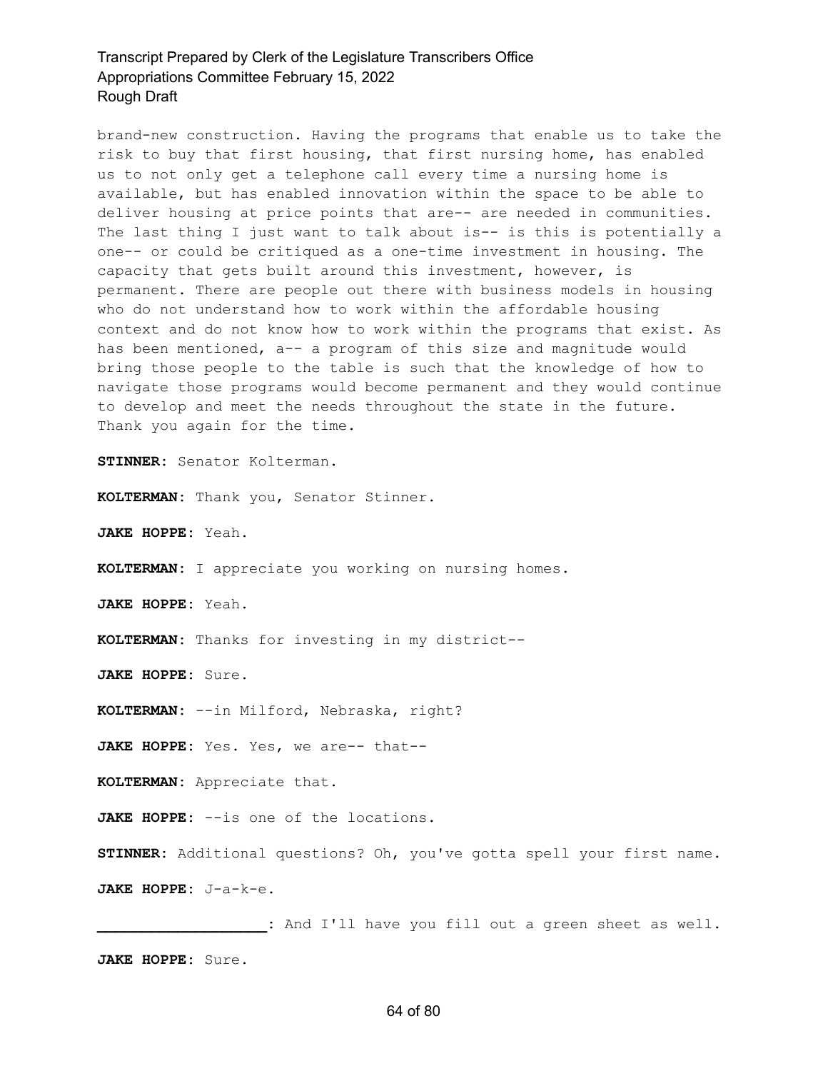brand-new construction. Having the programs that enable us to take the risk to buy that first housing, that first nursing home, has enabled us to not only get a telephone call every time a nursing home is available, but has enabled innovation within the space to be able to deliver housing at price points that are-- are needed in communities. The last thing I just want to talk about is-- is this is potentially a one-- or could be critiqued as a one-time investment in housing. The capacity that gets built around this investment, however, is permanent. There are people out there with business models in housing who do not understand how to work within the affordable housing context and do not know how to work within the programs that exist. As has been mentioned, a-- a program of this size and magnitude would bring those people to the table is such that the knowledge of how to navigate those programs would become permanent and they would continue to develop and meet the needs throughout the state in the future. Thank you again for the time.

**STINNER:** Senator Kolterman.

**KOLTERMAN:** Thank you, Senator Stinner.

**JAKE HOPPE:** Yeah.

**KOLTERMAN:** I appreciate you working on nursing homes.

**JAKE HOPPE:** Yeah.

**KOLTERMAN:** Thanks for investing in my district--

**JAKE HOPPE:** Sure.

**KOLTERMAN:** --in Milford, Nebraska, right?

**JAKE HOPPE:** Yes. Yes, we are-- that--

**KOLTERMAN:** Appreciate that.

**JAKE HOPPE:** --is one of the locations.

**STINNER:** Additional questions? Oh, you've gotta spell your first name.

**JAKE HOPPE:** J-a-k-e.

**___________________:** And I'll have you fill out a green sheet as well.

**JAKE HOPPE:** Sure.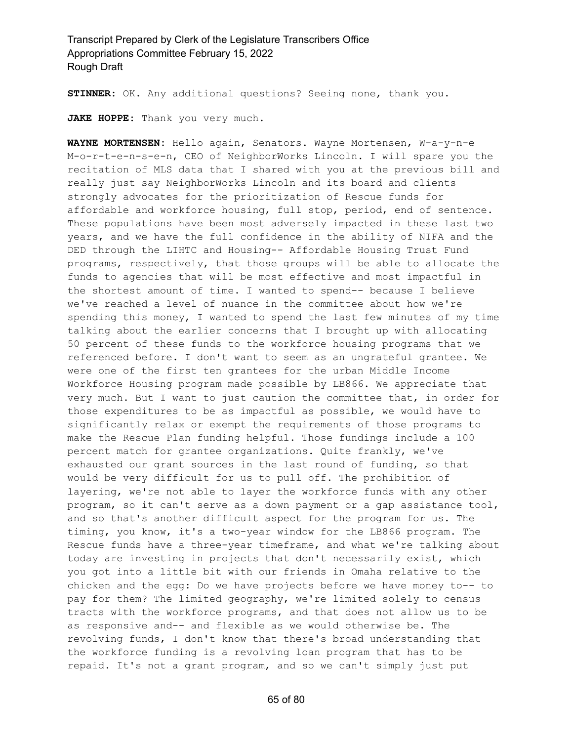**STINNER:** OK. Any additional questions? Seeing none, thank you.

**JAKE HOPPE:** Thank you very much.

**WAYNE MORTENSEN:** Hello again, Senators. Wayne Mortensen, W-a-y-n-e M-o-r-t-e-n-s-e-n, CEO of NeighborWorks Lincoln. I will spare you the recitation of MLS data that I shared with you at the previous bill and really just say NeighborWorks Lincoln and its board and clients strongly advocates for the prioritization of Rescue funds for affordable and workforce housing, full stop, period, end of sentence. These populations have been most adversely impacted in these last two years, and we have the full confidence in the ability of NIFA and the DED through the LIHTC and Housing-- Affordable Housing Trust Fund programs, respectively, that those groups will be able to allocate the funds to agencies that will be most effective and most impactful in the shortest amount of time. I wanted to spend-- because I believe we've reached a level of nuance in the committee about how we're spending this money, I wanted to spend the last few minutes of my time talking about the earlier concerns that I brought up with allocating 50 percent of these funds to the workforce housing programs that we referenced before. I don't want to seem as an ungrateful grantee. We were one of the first ten grantees for the urban Middle Income Workforce Housing program made possible by LB866. We appreciate that very much. But I want to just caution the committee that, in order for those expenditures to be as impactful as possible, we would have to significantly relax or exempt the requirements of those programs to make the Rescue Plan funding helpful. Those fundings include a 100 percent match for grantee organizations. Quite frankly, we've exhausted our grant sources in the last round of funding, so that would be very difficult for us to pull off. The prohibition of layering, we're not able to layer the workforce funds with any other program, so it can't serve as a down payment or a gap assistance tool, and so that's another difficult aspect for the program for us. The timing, you know, it's a two-year window for the LB866 program. The Rescue funds have a three-year timeframe, and what we're talking about today are investing in projects that don't necessarily exist, which you got into a little bit with our friends in Omaha relative to the chicken and the egg: Do we have projects before we have money to-- to pay for them? The limited geography, we're limited solely to census tracts with the workforce programs, and that does not allow us to be as responsive and-- and flexible as we would otherwise be. The revolving funds, I don't know that there's broad understanding that the workforce funding is a revolving loan program that has to be repaid. It's not a grant program, and so we can't simply just put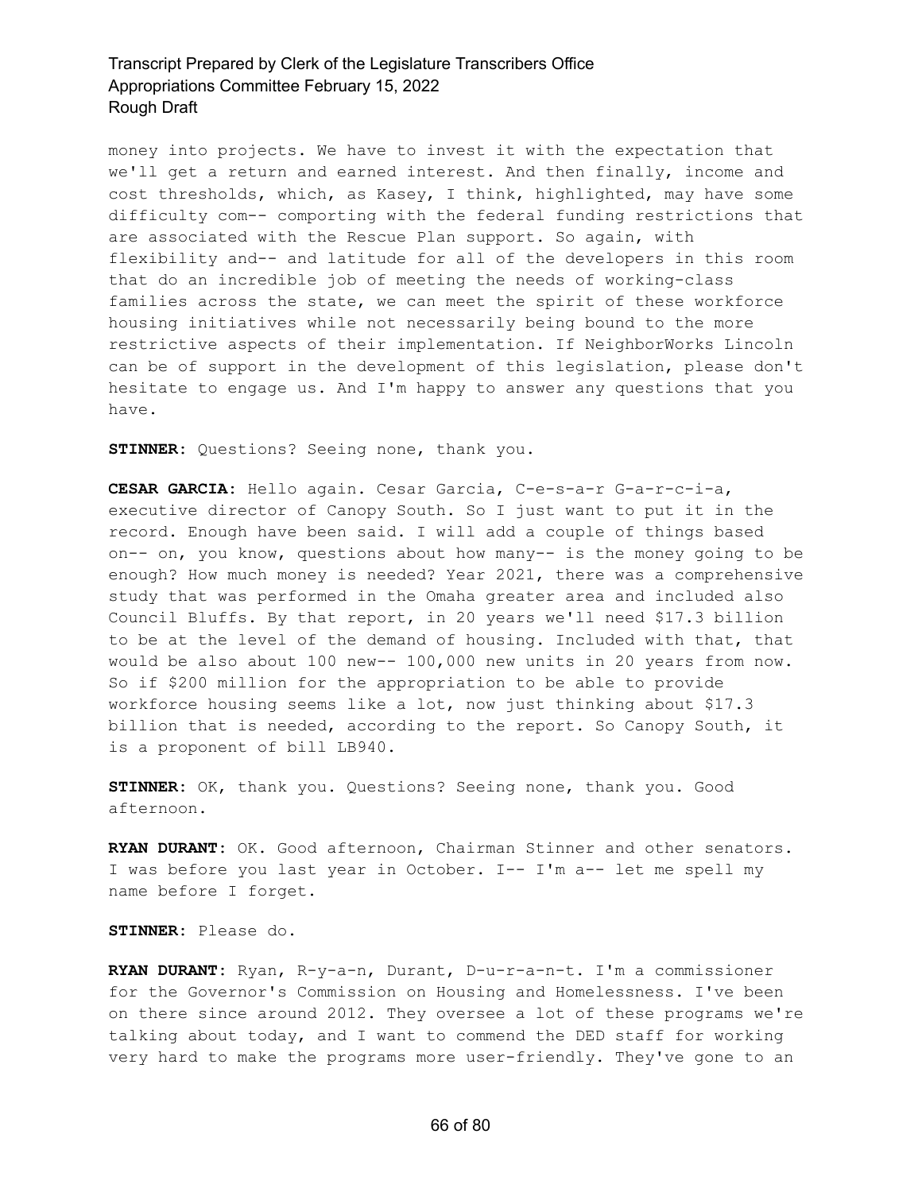money into projects. We have to invest it with the expectation that we'll get a return and earned interest. And then finally, income and cost thresholds, which, as Kasey, I think, highlighted, may have some difficulty com-- comporting with the federal funding restrictions that are associated with the Rescue Plan support. So again, with flexibility and-- and latitude for all of the developers in this room that do an incredible job of meeting the needs of working-class families across the state, we can meet the spirit of these workforce housing initiatives while not necessarily being bound to the more restrictive aspects of their implementation. If NeighborWorks Lincoln can be of support in the development of this legislation, please don't hesitate to engage us. And I'm happy to answer any questions that you have.

**STINNER:** Questions? Seeing none, thank you.

**CESAR GARCIA:** Hello again. Cesar Garcia, C-e-s-a-r G-a-r-c-i-a, executive director of Canopy South. So I just want to put it in the record. Enough have been said. I will add a couple of things based on-- on, you know, questions about how many-- is the money going to be enough? How much money is needed? Year 2021, there was a comprehensive study that was performed in the Omaha greater area and included also Council Bluffs. By that report, in 20 years we'll need $17.3 billion to be at the level of the demand of housing. Included with that, that would be also about 100 new-- 100,000 new units in 20 years from now. So if $200 million for the appropriation to be able to provide workforce housing seems like a lot, now just thinking about $17.3 billion that is needed, according to the report. So Canopy South, it is a proponent of bill LB940.

**STINNER:** OK, thank you. Questions? Seeing none, thank you. Good afternoon.

**RYAN DURANT:** OK. Good afternoon, Chairman Stinner and other senators. I was before you last year in October. I-- I'm a-- let me spell my name before I forget.

**STINNER:** Please do.

**RYAN DURANT:** Ryan, R-y-a-n, Durant, D-u-r-a-n-t. I'm a commissioner for the Governor's Commission on Housing and Homelessness. I've been on there since around 2012. They oversee a lot of these programs we're talking about today, and I want to commend the DED staff for working very hard to make the programs more user-friendly. They've gone to an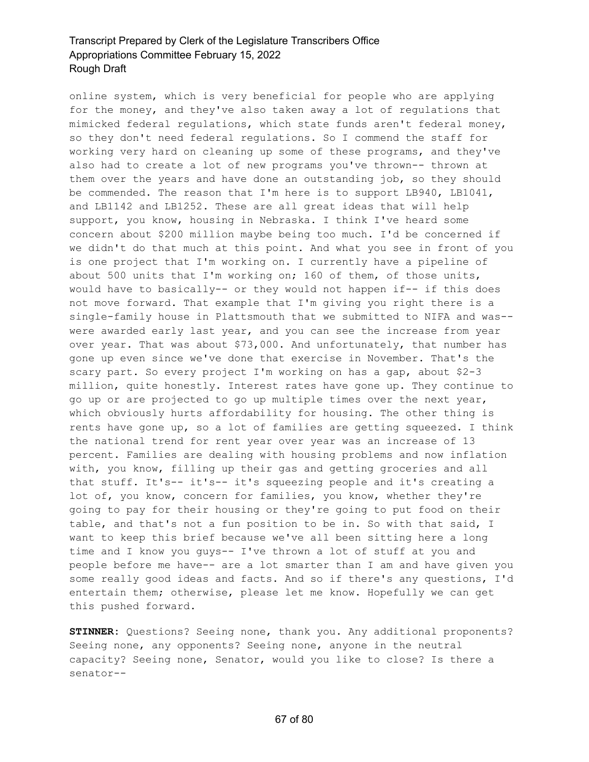online system, which is very beneficial for people who are applying for the money, and they've also taken away a lot of regulations that mimicked federal regulations, which state funds aren't federal money, so they don't need federal regulations. So I commend the staff for working very hard on cleaning up some of these programs, and they've also had to create a lot of new programs you've thrown-- thrown at them over the years and have done an outstanding job, so they should be commended. The reason that I'm here is to support LB940, LB1041, and LB1142 and LB1252. These are all great ideas that will help support, you know, housing in Nebraska. I think I've heard some concern about $200 million maybe being too much. I'd be concerned if we didn't do that much at this point. And what you see in front of you is one project that I'm working on. I currently have a pipeline of about 500 units that I'm working on; 160 of them, of those units, would have to basically-- or they would not happen if-- if this does not move forward. That example that I'm giving you right there is a single-family house in Plattsmouth that we submitted to NIFA and was-- were awarded early last year, and you can see the increase from year over year. That was about $73,000. And unfortunately, that number has gone up even since we've done that exercise in November. That's the scary part. So every project I'm working on has a gap, about $2-3 million, quite honestly. Interest rates have gone up. They continue to go up or are projected to go up multiple times over the next year, which obviously hurts affordability for housing. The other thing is rents have gone up, so a lot of families are getting squeezed. I think the national trend for rent year over year was an increase of 13 percent. Families are dealing with housing problems and now inflation with, you know, filling up their gas and getting groceries and all that stuff. It's-- it's-- it's squeezing people and it's creating a lot of, you know, concern for families, you know, whether they're going to pay for their housing or they're going to put food on their table, and that's not a fun position to be in. So with that said, I want to keep this brief because we've all been sitting here a long time and I know you guys-- I've thrown a lot of stuff at you and people before me have-- are a lot smarter than I am and have given you some really good ideas and facts. And so if there's any questions, I'd entertain them; otherwise, please let me know. Hopefully we can get this pushed forward.

**STINNER:** Questions? Seeing none, thank you. Any additional proponents? Seeing none, any opponents? Seeing none, anyone in the neutral capacity? Seeing none, Senator, would you like to close? Is there a senator--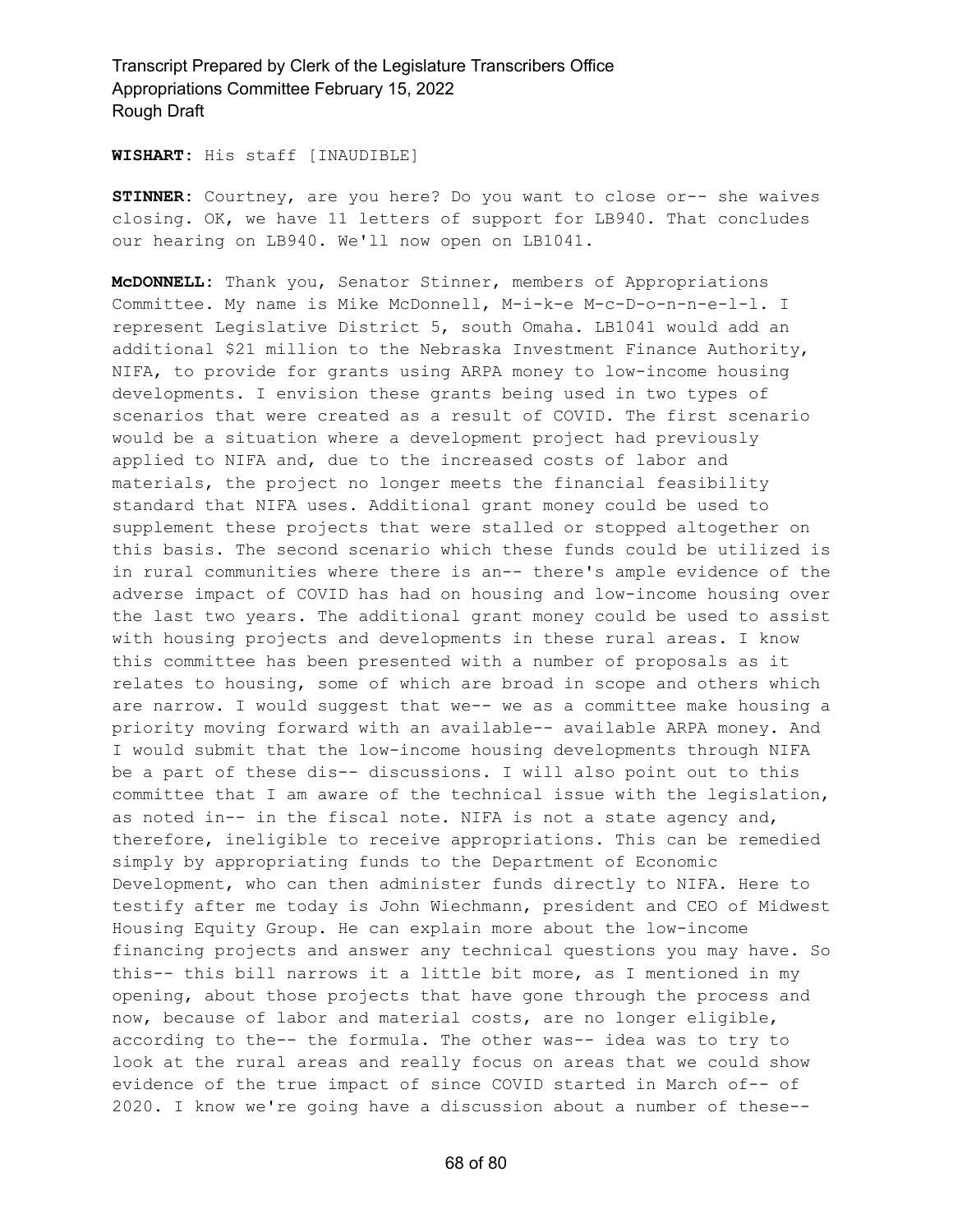**WISHART:** His staff [INAUDIBLE]

**STINNER:** Courtney, are you here? Do you want to close or-- she waives closing. OK, we have 11 letters of support for LB940. That concludes our hearing on LB940. We'll now open on LB1041.

**McDONNELL:** Thank you, Senator Stinner, members of Appropriations Committee. My name is Mike McDonnell, M-i-k-e M-c-D-o-n-n-e-l-l. I represent Legislative District 5, south Omaha. LB1041 would add an additional $21 million to the Nebraska Investment Finance Authority, NIFA, to provide for grants using ARPA money to low-income housing developments. I envision these grants being used in two types of scenarios that were created as a result of COVID. The first scenario would be a situation where a development project had previously applied to NIFA and, due to the increased costs of labor and materials, the project no longer meets the financial feasibility standard that NIFA uses. Additional grant money could be used to supplement these projects that were stalled or stopped altogether on this basis. The second scenario which these funds could be utilized is in rural communities where there is an-- there's ample evidence of the adverse impact of COVID has had on housing and low-income housing over the last two years. The additional grant money could be used to assist with housing projects and developments in these rural areas. I know this committee has been presented with a number of proposals as it relates to housing, some of which are broad in scope and others which are narrow. I would suggest that we-- we as a committee make housing a priority moving forward with an available-- available ARPA money. And I would submit that the low-income housing developments through NIFA be a part of these dis-- discussions. I will also point out to this committee that I am aware of the technical issue with the legislation, as noted in-- in the fiscal note. NIFA is not a state agency and, therefore, ineligible to receive appropriations. This can be remedied simply by appropriating funds to the Department of Economic Development, who can then administer funds directly to NIFA. Here to testify after me today is John Wiechmann, president and CEO of Midwest Housing Equity Group. He can explain more about the low-income financing projects and answer any technical questions you may have. So this-- this bill narrows it a little bit more, as I mentioned in my opening, about those projects that have gone through the process and now, because of labor and material costs, are no longer eligible, according to the-- the formula. The other was-- idea was to try to look at the rural areas and really focus on areas that we could show evidence of the true impact of since COVID started in March of-- of 2020. I know we're going have a discussion about a number of these--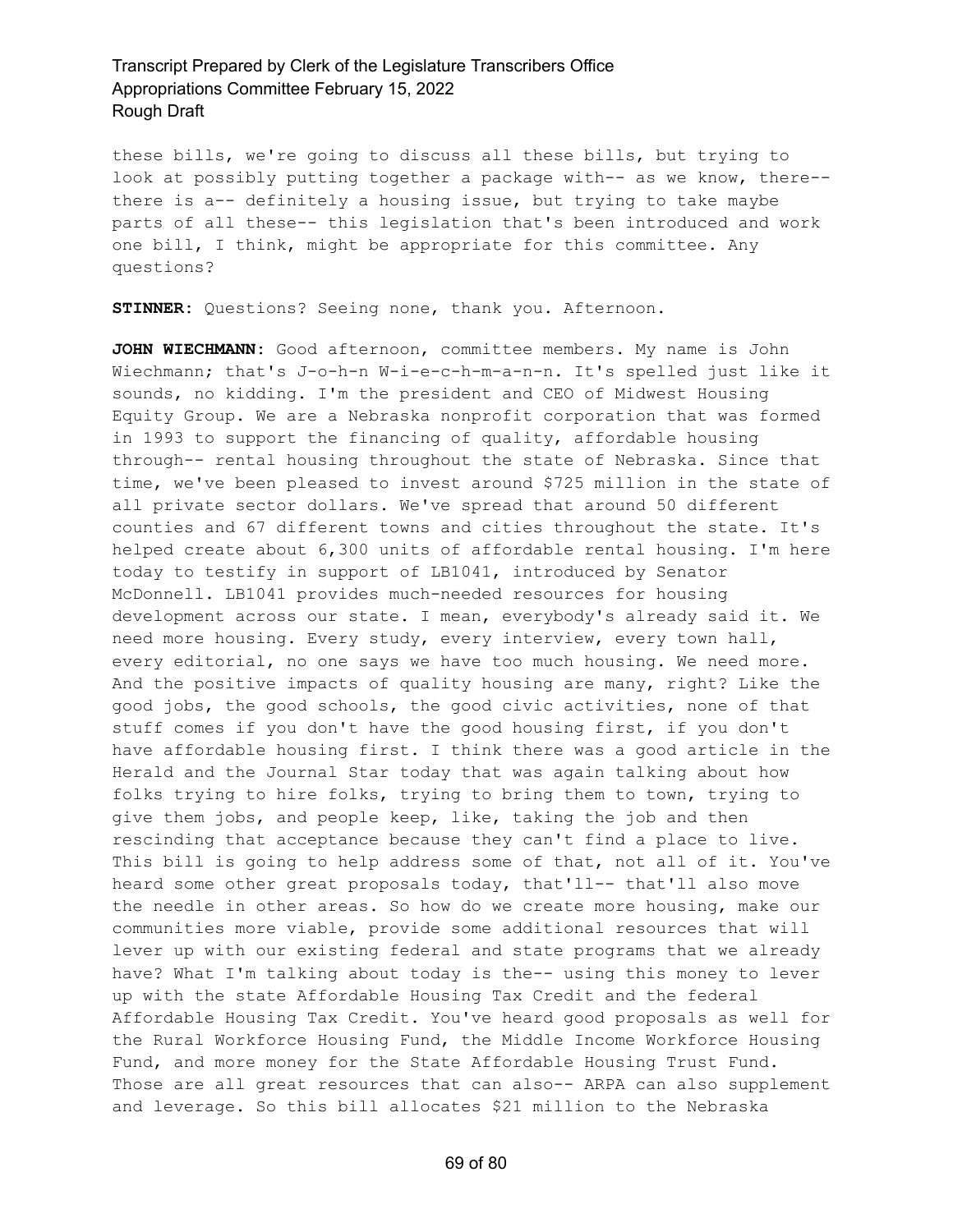these bills, we're going to discuss all these bills, but trying to look at possibly putting together a package with-- as we know, there-- there is a-- definitely a housing issue, but trying to take maybe parts of all these-- this legislation that's been introduced and work one bill, I think, might be appropriate for this committee. Any questions?

**STINNER:** Questions? Seeing none, thank you. Afternoon.

**JOHN WIECHMANN:** Good afternoon, committee members. My name is John Wiechmann; that's J-o-h-n W-i-e-c-h-m-a-n-n. It's spelled just like it sounds, no kidding. I'm the president and CEO of Midwest Housing Equity Group. We are a Nebraska nonprofit corporation that was formed in 1993 to support the financing of quality, affordable housing through-- rental housing throughout the state of Nebraska. Since that time, we've been pleased to invest around $725 million in the state of all private sector dollars. We've spread that around 50 different counties and 67 different towns and cities throughout the state. It's helped create about 6,300 units of affordable rental housing. I'm here today to testify in support of LB1041, introduced by Senator McDonnell. LB1041 provides much-needed resources for housing development across our state. I mean, everybody's already said it. We need more housing. Every study, every interview, every town hall, every editorial, no one says we have too much housing. We need more. And the positive impacts of quality housing are many, right? Like the good jobs, the good schools, the good civic activities, none of that stuff comes if you don't have the good housing first, if you don't have affordable housing first. I think there was a good article in the Herald and the Journal Star today that was again talking about how folks trying to hire folks, trying to bring them to town, trying to give them jobs, and people keep, like, taking the job and then rescinding that acceptance because they can't find a place to live. This bill is going to help address some of that, not all of it. You've heard some other great proposals today, that'll-- that'll also move the needle in other areas. So how do we create more housing, make our communities more viable, provide some additional resources that will lever up with our existing federal and state programs that we already have? What I'm talking about today is the-- using this money to lever up with the state Affordable Housing Tax Credit and the federal Affordable Housing Tax Credit. You've heard good proposals as well for the Rural Workforce Housing Fund, the Middle Income Workforce Housing Fund, and more money for the State Affordable Housing Trust Fund. Those are all great resources that can also-- ARPA can also supplement and leverage. So this bill allocates $21 million to the Nebraska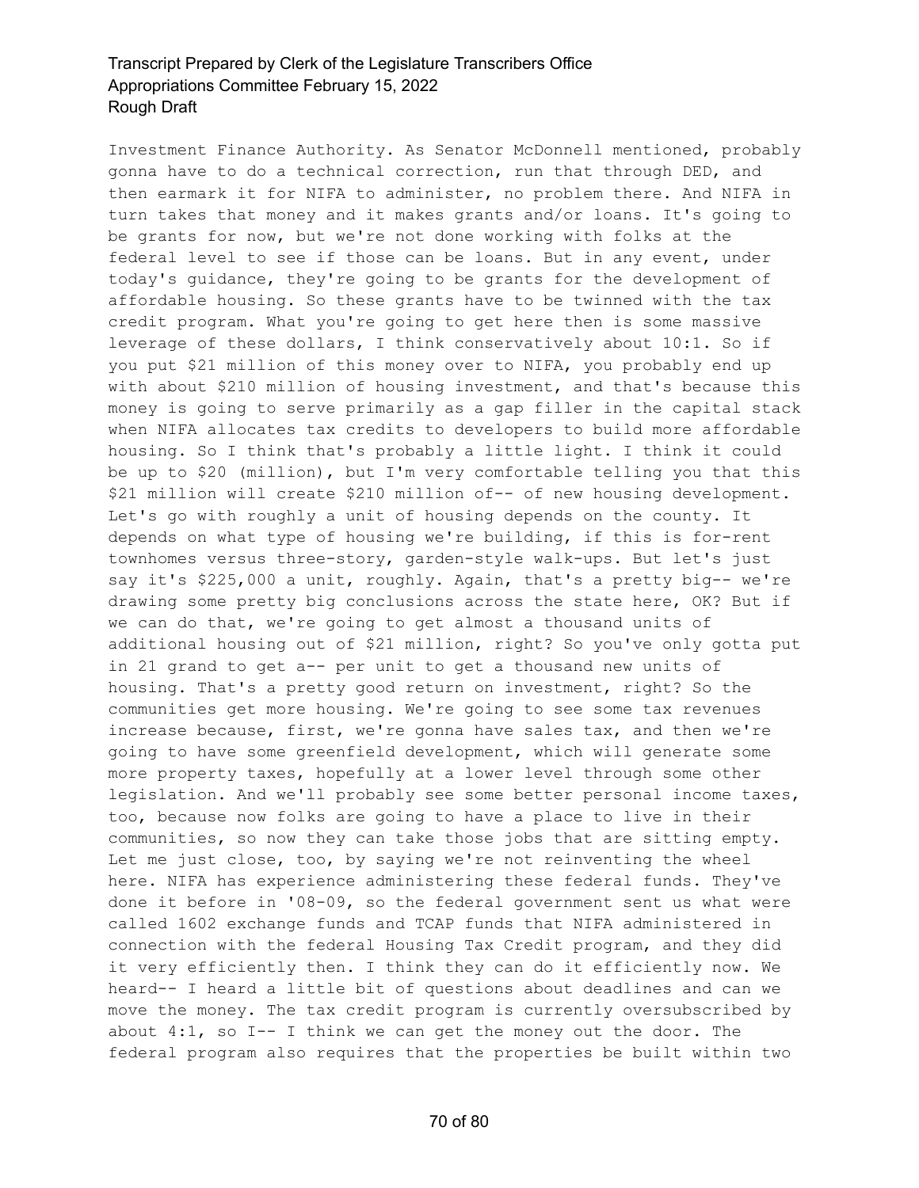Investment Finance Authority. As Senator McDonnell mentioned, probably gonna have to do a technical correction, run that through DED, and then earmark it for NIFA to administer, no problem there. And NIFA in turn takes that money and it makes grants and/or loans. It's going to be grants for now, but we're not done working with folks at the federal level to see if those can be loans. But in any event, under today's guidance, they're going to be grants for the development of affordable housing. So these grants have to be twinned with the tax credit program. What you're going to get here then is some massive leverage of these dollars, I think conservatively about 10:1. So if you put $21 million of this money over to NIFA, you probably end up with about $210 million of housing investment, and that's because this money is going to serve primarily as a gap filler in the capital stack when NIFA allocates tax credits to developers to build more affordable housing. So I think that's probably a little light. I think it could be up to $20 (million), but I'm very comfortable telling you that this $21 million will create $210 million of-- of new housing development. Let's go with roughly a unit of housing depends on the county. It depends on what type of housing we're building, if this is for-rent townhomes versus three-story, garden-style walk-ups. But let's just say it's $225,000 a unit, roughly. Again, that's a pretty big-- we're drawing some pretty big conclusions across the state here, OK? But if we can do that, we're going to get almost a thousand units of additional housing out of $21 million, right? So you've only gotta put in 21 grand to get a-- per unit to get a thousand new units of housing. That's a pretty good return on investment, right? So the communities get more housing. We're going to see some tax revenues increase because, first, we're gonna have sales tax, and then we're going to have some greenfield development, which will generate some more property taxes, hopefully at a lower level through some other legislation. And we'll probably see some better personal income taxes, too, because now folks are going to have a place to live in their communities, so now they can take those jobs that are sitting empty. Let me just close, too, by saying we're not reinventing the wheel here. NIFA has experience administering these federal funds. They've done it before in '08-09, so the federal government sent us what were called 1602 exchange funds and TCAP funds that NIFA administered in connection with the federal Housing Tax Credit program, and they did it very efficiently then. I think they can do it efficiently now. We heard-- I heard a little bit of questions about deadlines and can we move the money. The tax credit program is currently oversubscribed by about 4:1, so I-- I think we can get the money out the door. The federal program also requires that the properties be built within two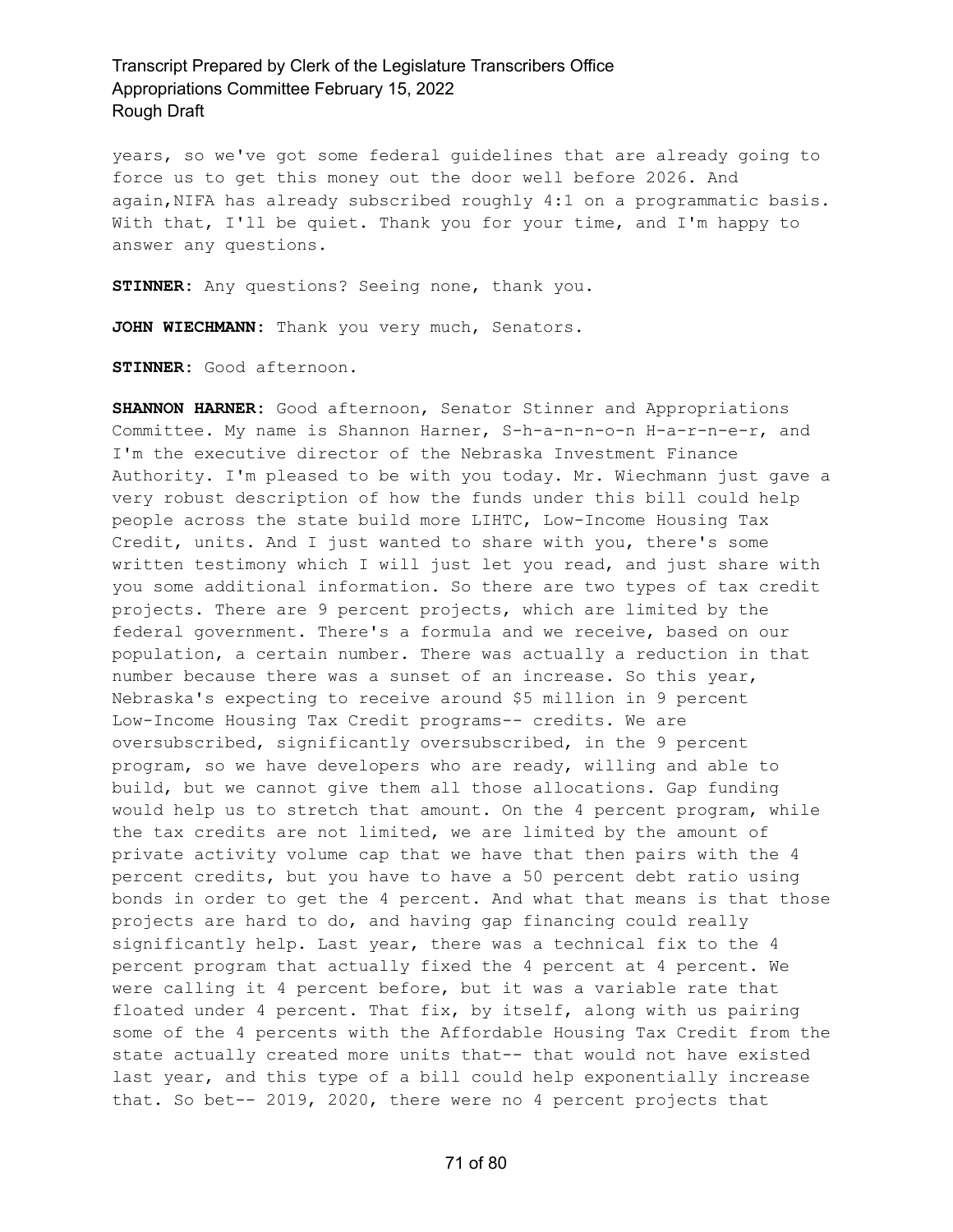years, so we've got some federal guidelines that are already going to force us to get this money out the door well before 2026. And again,NIFA has already subscribed roughly 4:1 on a programmatic basis. With that, I'll be quiet. Thank you for your time, and I'm happy to answer any questions.

**STINNER:** Any questions? Seeing none, thank you.

**JOHN WIECHMANN:** Thank you very much, Senators.

**STINNER:** Good afternoon.

**SHANNON HARNER:** Good afternoon, Senator Stinner and Appropriations Committee. My name is Shannon Harner, S-h-a-n-n-o-n H-a-r-n-e-r, and I'm the executive director of the Nebraska Investment Finance Authority. I'm pleased to be with you today. Mr. Wiechmann just gave a very robust description of how the funds under this bill could help people across the state build more LIHTC, Low-Income Housing Tax Credit, units. And I just wanted to share with you, there's some written testimony which I will just let you read, and just share with you some additional information. So there are two types of tax credit projects. There are 9 percent projects, which are limited by the federal government. There's a formula and we receive, based on our population, a certain number. There was actually a reduction in that number because there was a sunset of an increase. So this year, Nebraska's expecting to receive around $5 million in 9 percent Low-Income Housing Tax Credit programs-- credits. We are oversubscribed, significantly oversubscribed, in the 9 percent program, so we have developers who are ready, willing and able to build, but we cannot give them all those allocations. Gap funding would help us to stretch that amount. On the 4 percent program, while the tax credits are not limited, we are limited by the amount of private activity volume cap that we have that then pairs with the 4 percent credits, but you have to have a 50 percent debt ratio using bonds in order to get the 4 percent. And what that means is that those projects are hard to do, and having gap financing could really significantly help. Last year, there was a technical fix to the 4 percent program that actually fixed the 4 percent at 4 percent. We were calling it 4 percent before, but it was a variable rate that floated under 4 percent. That fix, by itself, along with us pairing some of the 4 percents with the Affordable Housing Tax Credit from the state actually created more units that-- that would not have existed last year, and this type of a bill could help exponentially increase that. So bet-- 2019, 2020, there were no 4 percent projects that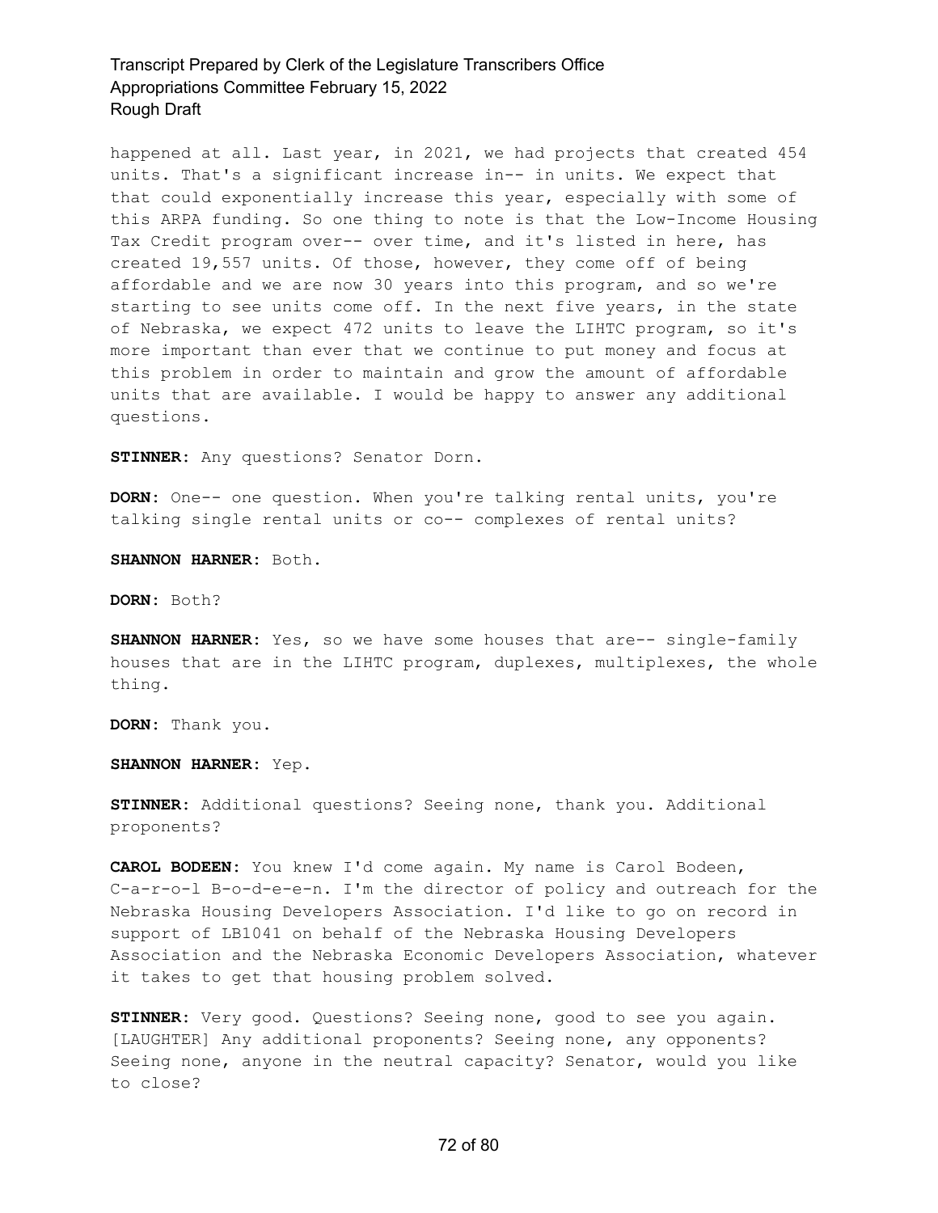happened at all. Last year, in 2021, we had projects that created 454 units. That's a significant increase in-- in units. We expect that that could exponentially increase this year, especially with some of this ARPA funding. So one thing to note is that the Low-Income Housing Tax Credit program over-- over time, and it's listed in here, has created 19,557 units. Of those, however, they come off of being affordable and we are now 30 years into this program, and so we're starting to see units come off. In the next five years, in the state of Nebraska, we expect 472 units to leave the LIHTC program, so it's more important than ever that we continue to put money and focus at this problem in order to maintain and grow the amount of affordable units that are available. I would be happy to answer any additional questions.

**STINNER:** Any questions? Senator Dorn.

**DORN:** One-- one question. When you're talking rental units, you're talking single rental units or co-- complexes of rental units?

**SHANNON HARNER:** Both.

**DORN:** Both?

**SHANNON HARNER:** Yes, so we have some houses that are-- single-family houses that are in the LIHTC program, duplexes, multiplexes, the whole thing.

**DORN:** Thank you.

**SHANNON HARNER:** Yep.

**STINNER:** Additional questions? Seeing none, thank you. Additional proponents?

**CAROL BODEEN:** You knew I'd come again. My name is Carol Bodeen, C-a-r-o-l B-o-d-e-e-n. I'm the director of policy and outreach for the Nebraska Housing Developers Association. I'd like to go on record in support of LB1041 on behalf of the Nebraska Housing Developers Association and the Nebraska Economic Developers Association, whatever it takes to get that housing problem solved.

**STINNER:** Very good. Questions? Seeing none, good to see you again. [LAUGHTER] Any additional proponents? Seeing none, any opponents? Seeing none, anyone in the neutral capacity? Senator, would you like to close?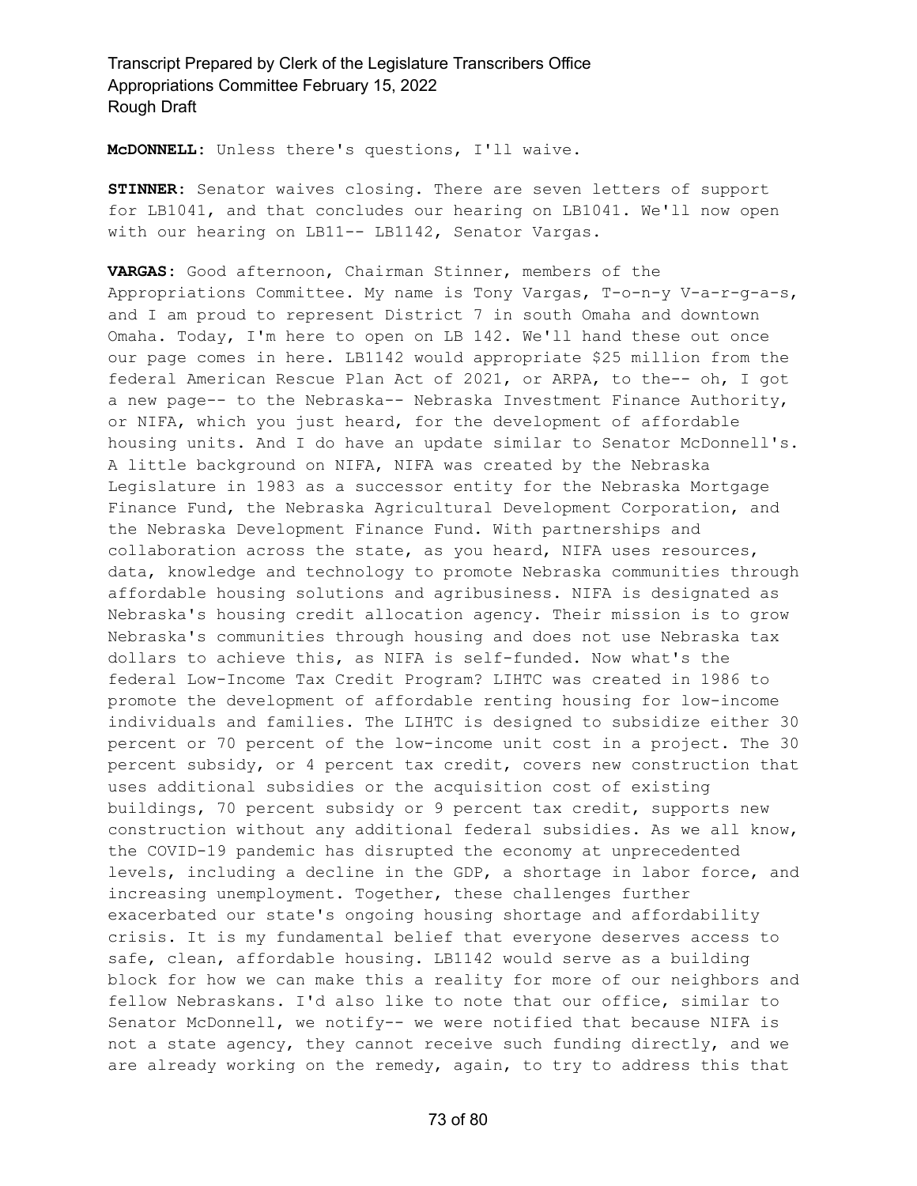**McDONNELL:** Unless there's questions, I'll waive.

**STINNER:** Senator waives closing. There are seven letters of support for LB1041, and that concludes our hearing on LB1041. We'll now open with our hearing on LB11-- LB1142, Senator Vargas.

**VARGAS:** Good afternoon, Chairman Stinner, members of the Appropriations Committee. My name is Tony Vargas, T-o-n-y V-a-r-g-a-s, and I am proud to represent District 7 in south Omaha and downtown Omaha. Today, I'm here to open on LB 142. We'll hand these out once our page comes in here. LB1142 would appropriate $25 million from the federal American Rescue Plan Act of 2021, or ARPA, to the-- oh, I got a new page-- to the Nebraska-- Nebraska Investment Finance Authority, or NIFA, which you just heard, for the development of affordable housing units. And I do have an update similar to Senator McDonnell's. A little background on NIFA, NIFA was created by the Nebraska Legislature in 1983 as a successor entity for the Nebraska Mortgage Finance Fund, the Nebraska Agricultural Development Corporation, and the Nebraska Development Finance Fund. With partnerships and collaboration across the state, as you heard, NIFA uses resources, data, knowledge and technology to promote Nebraska communities through affordable housing solutions and agribusiness. NIFA is designated as Nebraska's housing credit allocation agency. Their mission is to grow Nebraska's communities through housing and does not use Nebraska tax dollars to achieve this, as NIFA is self-funded. Now what's the federal Low-Income Tax Credit Program? LIHTC was created in 1986 to promote the development of affordable renting housing for low-income individuals and families. The LIHTC is designed to subsidize either 30 percent or 70 percent of the low-income unit cost in a project. The 30 percent subsidy, or 4 percent tax credit, covers new construction that uses additional subsidies or the acquisition cost of existing buildings, 70 percent subsidy or 9 percent tax credit, supports new construction without any additional federal subsidies. As we all know, the COVID-19 pandemic has disrupted the economy at unprecedented levels, including a decline in the GDP, a shortage in labor force, and increasing unemployment. Together, these challenges further exacerbated our state's ongoing housing shortage and affordability crisis. It is my fundamental belief that everyone deserves access to safe, clean, affordable housing. LB1142 would serve as a building block for how we can make this a reality for more of our neighbors and fellow Nebraskans. I'd also like to note that our office, similar to Senator McDonnell, we notify-- we were notified that because NIFA is not a state agency, they cannot receive such funding directly, and we are already working on the remedy, again, to try to address this that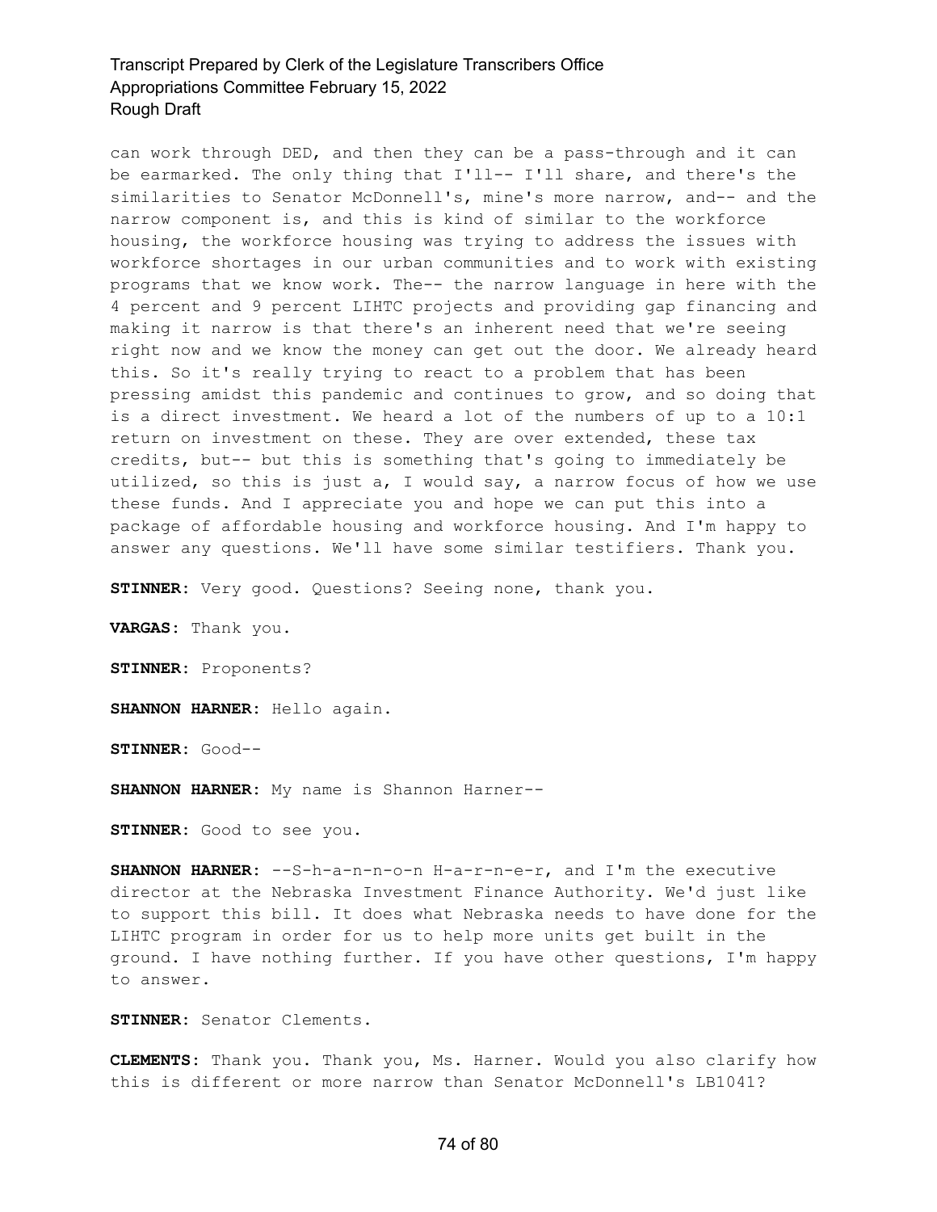can work through DED, and then they can be a pass-through and it can be earmarked. The only thing that I'll-- I'll share, and there's the similarities to Senator McDonnell's, mine's more narrow, and-- and the narrow component is, and this is kind of similar to the workforce housing, the workforce housing was trying to address the issues with workforce shortages in our urban communities and to work with existing programs that we know work. The-- the narrow language in here with the 4 percent and 9 percent LIHTC projects and providing gap financing and making it narrow is that there's an inherent need that we're seeing right now and we know the money can get out the door. We already heard this. So it's really trying to react to a problem that has been pressing amidst this pandemic and continues to grow, and so doing that is a direct investment. We heard a lot of the numbers of up to a 10:1 return on investment on these. They are over extended, these tax credits, but-- but this is something that's going to immediately be utilized, so this is just a, I would say, a narrow focus of how we use these funds. And I appreciate you and hope we can put this into a package of affordable housing and workforce housing. And I'm happy to answer any questions. We'll have some similar testifiers. Thank you.

**STINNER:** Very good. Questions? Seeing none, thank you.

**VARGAS:** Thank you.

**STINNER:** Proponents?

**SHANNON HARNER:** Hello again.

**STINNER:** Good--

**SHANNON HARNER:** My name is Shannon Harner--

**STINNER:** Good to see you.

**SHANNON HARNER:** --S-h-a-n-n-o-n H-a-r-n-e-r, and I'm the executive director at the Nebraska Investment Finance Authority. We'd just like to support this bill. It does what Nebraska needs to have done for the LIHTC program in order for us to help more units get built in the ground. I have nothing further. If you have other questions, I'm happy to answer.

**STINNER:** Senator Clements.

**CLEMENTS:** Thank you. Thank you, Ms. Harner. Would you also clarify how this is different or more narrow than Senator McDonnell's LB1041?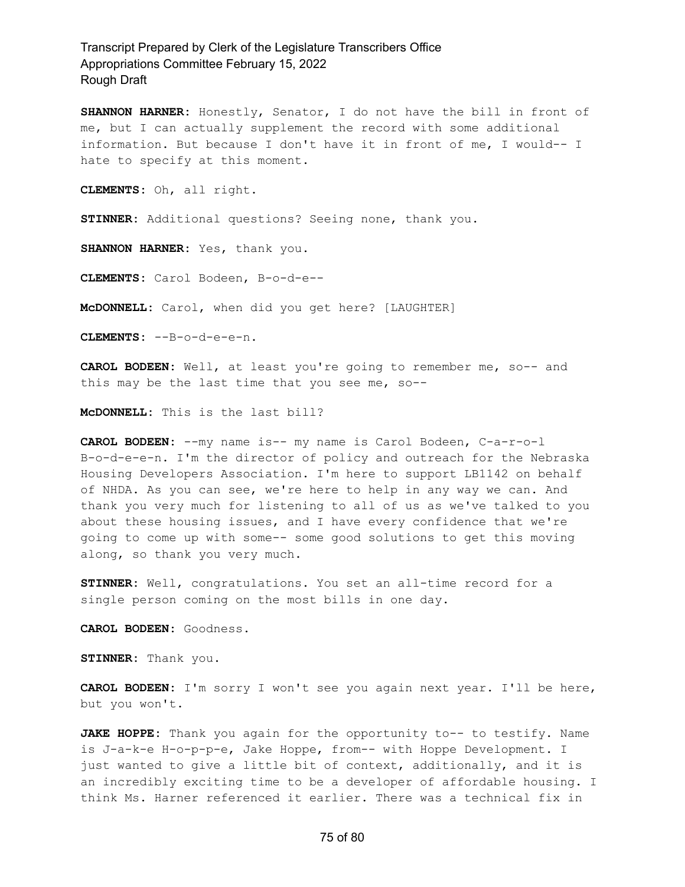**SHANNON HARNER:** Honestly, Senator, I do not have the bill in front of me, but I can actually supplement the record with some additional information. But because I don't have it in front of me, I would-- I hate to specify at this moment.

**CLEMENTS:** Oh, all right.

**STINNER:** Additional questions? Seeing none, thank you.

**SHANNON HARNER:** Yes, thank you.

**CLEMENTS:** Carol Bodeen, B-o-d-e--

**McDONNELL:** Carol, when did you get here? [LAUGHTER]

**CLEMENTS:** --B-o-d-e-e-n.

**CAROL BODEEN:** Well, at least you're going to remember me, so-- and this may be the last time that you see me, so--

**McDONNELL:** This is the last bill?

**CAROL BODEEN:** --my name is-- my name is Carol Bodeen, C-a-r-o-l B-o-d-e-e-n. I'm the director of policy and outreach for the Nebraska Housing Developers Association. I'm here to support LB1142 on behalf of NHDA. As you can see, we're here to help in any way we can. And thank you very much for listening to all of us as we've talked to you about these housing issues, and I have every confidence that we're going to come up with some-- some good solutions to get this moving along, so thank you very much.

**STINNER:** Well, congratulations. You set an all-time record for a single person coming on the most bills in one day.

**CAROL BODEEN:** Goodness.

**STINNER:** Thank you.

**CAROL BODEEN:** I'm sorry I won't see you again next year. I'll be here, but you won't.

**JAKE HOPPE:** Thank you again for the opportunity to-- to testify. Name is J-a-k-e H-o-p-p-e, Jake Hoppe, from-- with Hoppe Development. I just wanted to give a little bit of context, additionally, and it is an incredibly exciting time to be a developer of affordable housing. I think Ms. Harner referenced it earlier. There was a technical fix in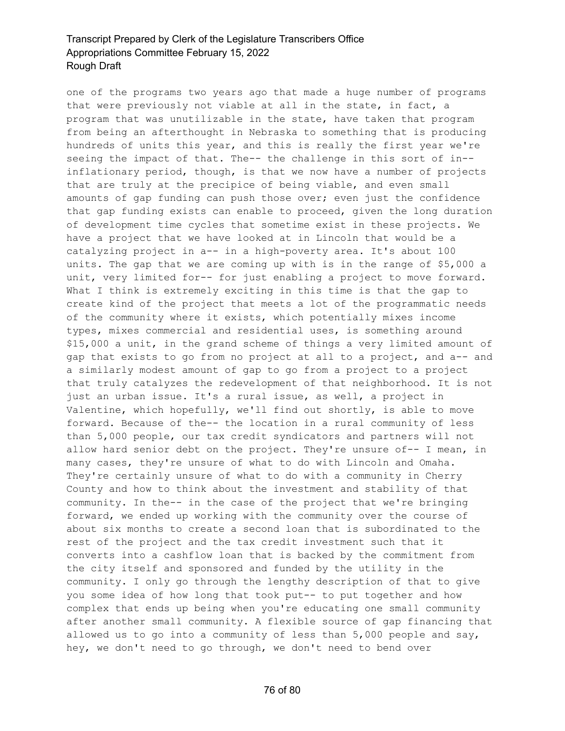one of the programs two years ago that made a huge number of programs that were previously not viable at all in the state, in fact, a program that was unutilizable in the state, have taken that program from being an afterthought in Nebraska to something that is producing hundreds of units this year, and this is really the first year we're seeing the impact of that. The-- the challenge in this sort of in-- inflationary period, though, is that we now have a number of projects that are truly at the precipice of being viable, and even small amounts of gap funding can push those over; even just the confidence that gap funding exists can enable to proceed, given the long duration of development time cycles that sometime exist in these projects. We have a project that we have looked at in Lincoln that would be a catalyzing project in a-- in a high-poverty area. It's about 100 units. The gap that we are coming up with is in the range of $5,000 a unit, very limited for-- for just enabling a project to move forward. What I think is extremely exciting in this time is that the gap to create kind of the project that meets a lot of the programmatic needs of the community where it exists, which potentially mixes income types, mixes commercial and residential uses, is something around $15,000 a unit, in the grand scheme of things a very limited amount of gap that exists to go from no project at all to a project, and a-- and a similarly modest amount of gap to go from a project to a project that truly catalyzes the redevelopment of that neighborhood. It is not just an urban issue. It's a rural issue, as well, a project in Valentine, which hopefully, we'll find out shortly, is able to move forward. Because of the-- the location in a rural community of less than 5,000 people, our tax credit syndicators and partners will not allow hard senior debt on the project. They're unsure of-- I mean, in many cases, they're unsure of what to do with Lincoln and Omaha. They're certainly unsure of what to do with a community in Cherry County and how to think about the investment and stability of that community. In the-- in the case of the project that we're bringing forward, we ended up working with the community over the course of about six months to create a second loan that is subordinated to the rest of the project and the tax credit investment such that it converts into a cashflow loan that is backed by the commitment from the city itself and sponsored and funded by the utility in the community. I only go through the lengthy description of that to give you some idea of how long that took put-- to put together and how complex that ends up being when you're educating one small community after another small community. A flexible source of gap financing that allowed us to go into a community of less than 5,000 people and say, hey, we don't need to go through, we don't need to bend over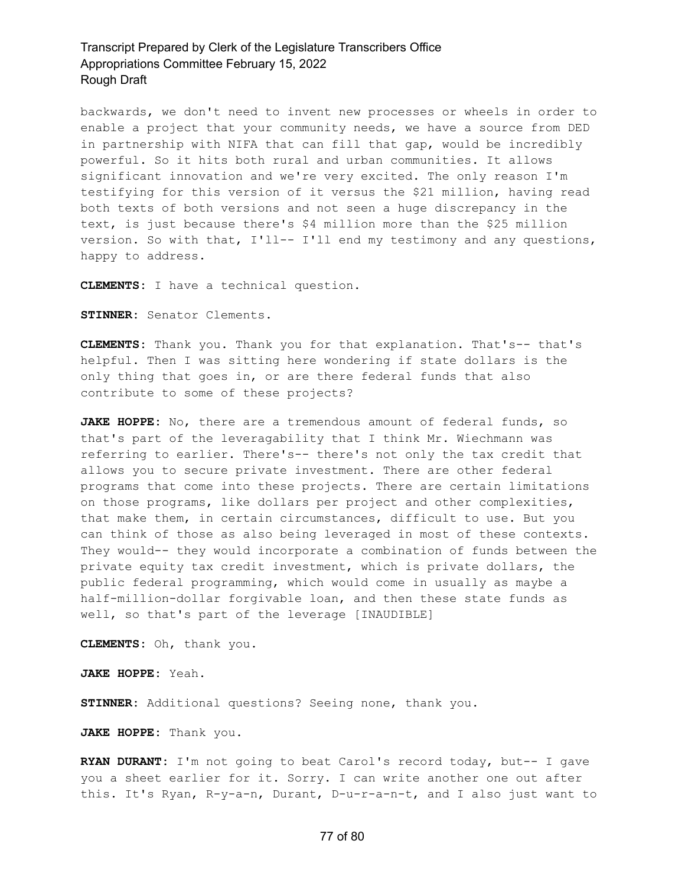backwards, we don't need to invent new processes or wheels in order to enable a project that your community needs, we have a source from DED in partnership with NIFA that can fill that gap, would be incredibly powerful. So it hits both rural and urban communities. It allows significant innovation and we're very excited. The only reason I'm testifying for this version of it versus the $21 million, having read both texts of both versions and not seen a huge discrepancy in the text, is just because there's $4 million more than the $25 million version. So with that, I'll-- I'll end my testimony and any questions, happy to address.

**CLEMENTS:** I have a technical question.

**STINNER:** Senator Clements.

**CLEMENTS:** Thank you. Thank you for that explanation. That's-- that's helpful. Then I was sitting here wondering if state dollars is the only thing that goes in, or are there federal funds that also contribute to some of these projects?

**JAKE HOPPE:** No, there are a tremendous amount of federal funds, so that's part of the leveragability that I think Mr. Wiechmann was referring to earlier. There's-- there's not only the tax credit that allows you to secure private investment. There are other federal programs that come into these projects. There are certain limitations on those programs, like dollars per project and other complexities, that make them, in certain circumstances, difficult to use. But you can think of those as also being leveraged in most of these contexts. They would-- they would incorporate a combination of funds between the private equity tax credit investment, which is private dollars, the public federal programming, which would come in usually as maybe a half-million-dollar forgivable loan, and then these state funds as well, so that's part of the leverage [INAUDIBLE]

**CLEMENTS:** Oh, thank you.

**JAKE HOPPE:** Yeah.

**STINNER:** Additional questions? Seeing none, thank you.

**JAKE HOPPE:** Thank you.

**RYAN DURANT:** I'm not going to beat Carol's record today, but-- I gave you a sheet earlier for it. Sorry. I can write another one out after this. It's Ryan, R-y-a-n, Durant, D-u-r-a-n-t, and I also just want to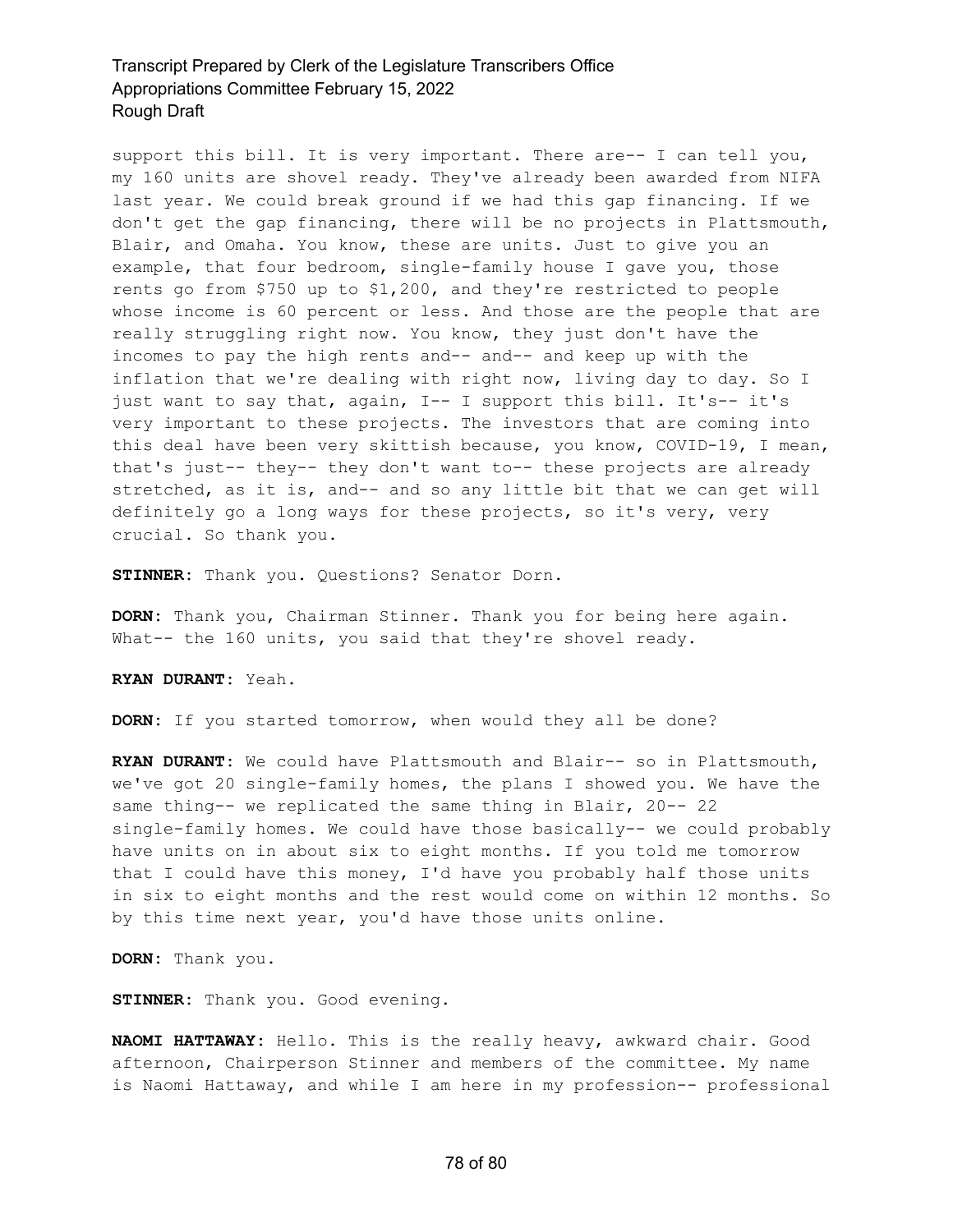support this bill. It is very important. There are-- I can tell you, my 160 units are shovel ready. They've already been awarded from NIFA last year. We could break ground if we had this gap financing. If we don't get the gap financing, there will be no projects in Plattsmouth, Blair, and Omaha. You know, these are units. Just to give you an example, that four bedroom, single-family house I gave you, those rents go from $750 up to $1,200, and they're restricted to people whose income is 60 percent or less. And those are the people that are really struggling right now. You know, they just don't have the incomes to pay the high rents and-- and-- and keep up with the inflation that we're dealing with right now, living day to day. So I just want to say that, again, I-- I support this bill. It's-- it's very important to these projects. The investors that are coming into this deal have been very skittish because, you know, COVID-19, I mean, that's just-- they-- they don't want to-- these projects are already stretched, as it is, and-- and so any little bit that we can get will definitely go a long ways for these projects, so it's very, very crucial. So thank you.

**STINNER:** Thank you. Questions? Senator Dorn.

**DORN:** Thank you, Chairman Stinner. Thank you for being here again. What-- the 160 units, you said that they're shovel ready.

**RYAN DURANT:** Yeah.

**DORN:** If you started tomorrow, when would they all be done?

**RYAN DURANT:** We could have Plattsmouth and Blair-- so in Plattsmouth, we've got 20 single-family homes, the plans I showed you. We have the same thing-- we replicated the same thing in Blair, 20-- 22 single-family homes. We could have those basically-- we could probably have units on in about six to eight months. If you told me tomorrow that I could have this money, I'd have you probably half those units in six to eight months and the rest would come on within 12 months. So by this time next year, you'd have those units online.

**DORN:** Thank you.

**STINNER:** Thank you. Good evening.

**NAOMI HATTAWAY:** Hello. This is the really heavy, awkward chair. Good afternoon, Chairperson Stinner and members of the committee. My name is Naomi Hattaway, and while I am here in my profession-- professional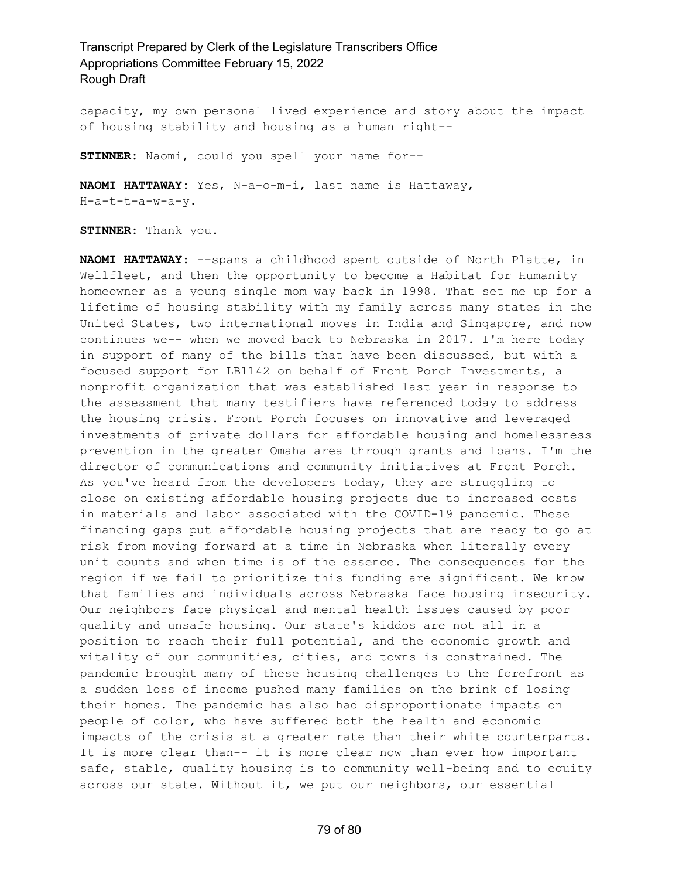capacity, my own personal lived experience and story about the impact of housing stability and housing as a human right--

**STINNER:** Naomi, could you spell your name for--

**NAOMI HATTAWAY:** Yes, N-a-o-m-i, last name is Hattaway, H-a-t-t-a-w-a-y.

**STINNER:** Thank you.

**NAOMI HATTAWAY:** --spans a childhood spent outside of North Platte, in Wellfleet, and then the opportunity to become a Habitat for Humanity homeowner as a young single mom way back in 1998. That set me up for a lifetime of housing stability with my family across many states in the United States, two international moves in India and Singapore, and now continues we-- when we moved back to Nebraska in 2017. I'm here today in support of many of the bills that have been discussed, but with a focused support for LB1142 on behalf of Front Porch Investments, a nonprofit organization that was established last year in response to the assessment that many testifiers have referenced today to address the housing crisis. Front Porch focuses on innovative and leveraged investments of private dollars for affordable housing and homelessness prevention in the greater Omaha area through grants and loans. I'm the director of communications and community initiatives at Front Porch. As you've heard from the developers today, they are struggling to close on existing affordable housing projects due to increased costs in materials and labor associated with the COVID-19 pandemic. These financing gaps put affordable housing projects that are ready to go at risk from moving forward at a time in Nebraska when literally every unit counts and when time is of the essence. The consequences for the region if we fail to prioritize this funding are significant. We know that families and individuals across Nebraska face housing insecurity. Our neighbors face physical and mental health issues caused by poor quality and unsafe housing. Our state's kiddos are not all in a position to reach their full potential, and the economic growth and vitality of our communities, cities, and towns is constrained. The pandemic brought many of these housing challenges to the forefront as a sudden loss of income pushed many families on the brink of losing their homes. The pandemic has also had disproportionate impacts on people of color, who have suffered both the health and economic impacts of the crisis at a greater rate than their white counterparts. It is more clear than-- it is more clear now than ever how important safe, stable, quality housing is to community well-being and to equity across our state. Without it, we put our neighbors, our essential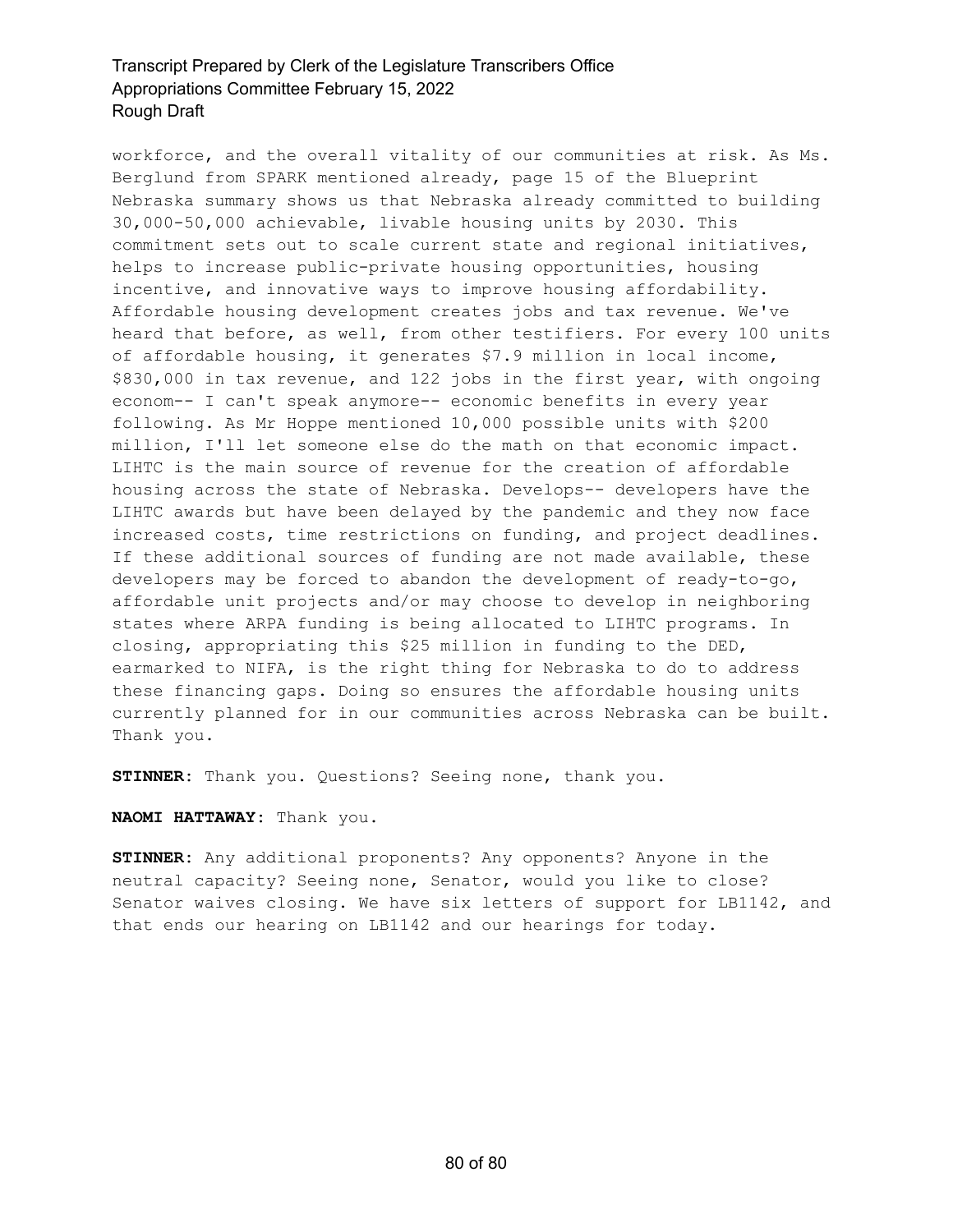workforce, and the overall vitality of our communities at risk. As Ms. Berglund from SPARK mentioned already, page 15 of the Blueprint Nebraska summary shows us that Nebraska already committed to building 30,000-50,000 achievable, livable housing units by 2030. This commitment sets out to scale current state and regional initiatives, helps to increase public-private housing opportunities, housing incentive, and innovative ways to improve housing affordability. Affordable housing development creates jobs and tax revenue. We've heard that before, as well, from other testifiers. For every 100 units of affordable housing, it generates $7.9 million in local income, $830,000 in tax revenue, and 122 jobs in the first year, with ongoing econom-- I can't speak anymore-- economic benefits in every year following. As Mr Hoppe mentioned 10,000 possible units with $200 million, I'll let someone else do the math on that economic impact. LIHTC is the main source of revenue for the creation of affordable housing across the state of Nebraska. Develops-- developers have the LIHTC awards but have been delayed by the pandemic and they now face increased costs, time restrictions on funding, and project deadlines. If these additional sources of funding are not made available, these developers may be forced to abandon the development of ready-to-go, affordable unit projects and/or may choose to develop in neighboring states where ARPA funding is being allocated to LIHTC programs. In closing, appropriating this $25 million in funding to the DED, earmarked to NIFA, is the right thing for Nebraska to do to address these financing gaps. Doing so ensures the affordable housing units currently planned for in our communities across Nebraska can be built. Thank you.

**STINNER:** Thank you. Questions? Seeing none, thank you.

**NAOMI HATTAWAY:** Thank you.

**STINNER:** Any additional proponents? Any opponents? Anyone in the neutral capacity? Seeing none, Senator, would you like to close? Senator waives closing. We have six letters of support for LB1142, and that ends our hearing on LB1142 and our hearings for today.